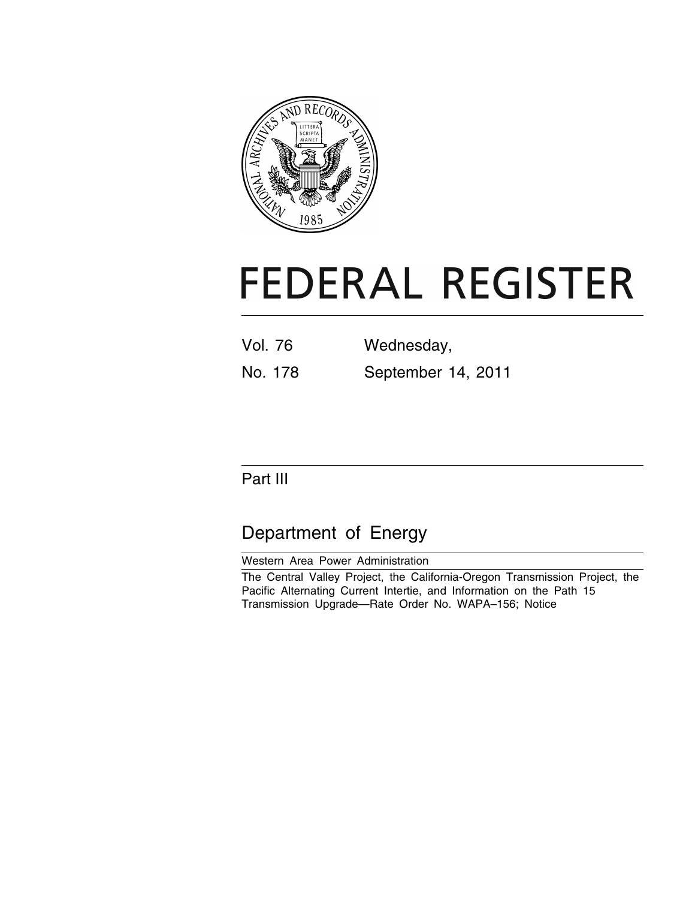# FEDERAL REGISTER

Vol. 76 Wednesday,

No. 178 September 14, 2011

## Part III

## Department of Energy

Western Area Power Administration

The Central Valley Project, the California-Oregon Transmission Project, the Pacific Alternating Current Intertie, and Information on the Path 15 Transmission Upgrade—Rate Order No. WAPA–156; Notice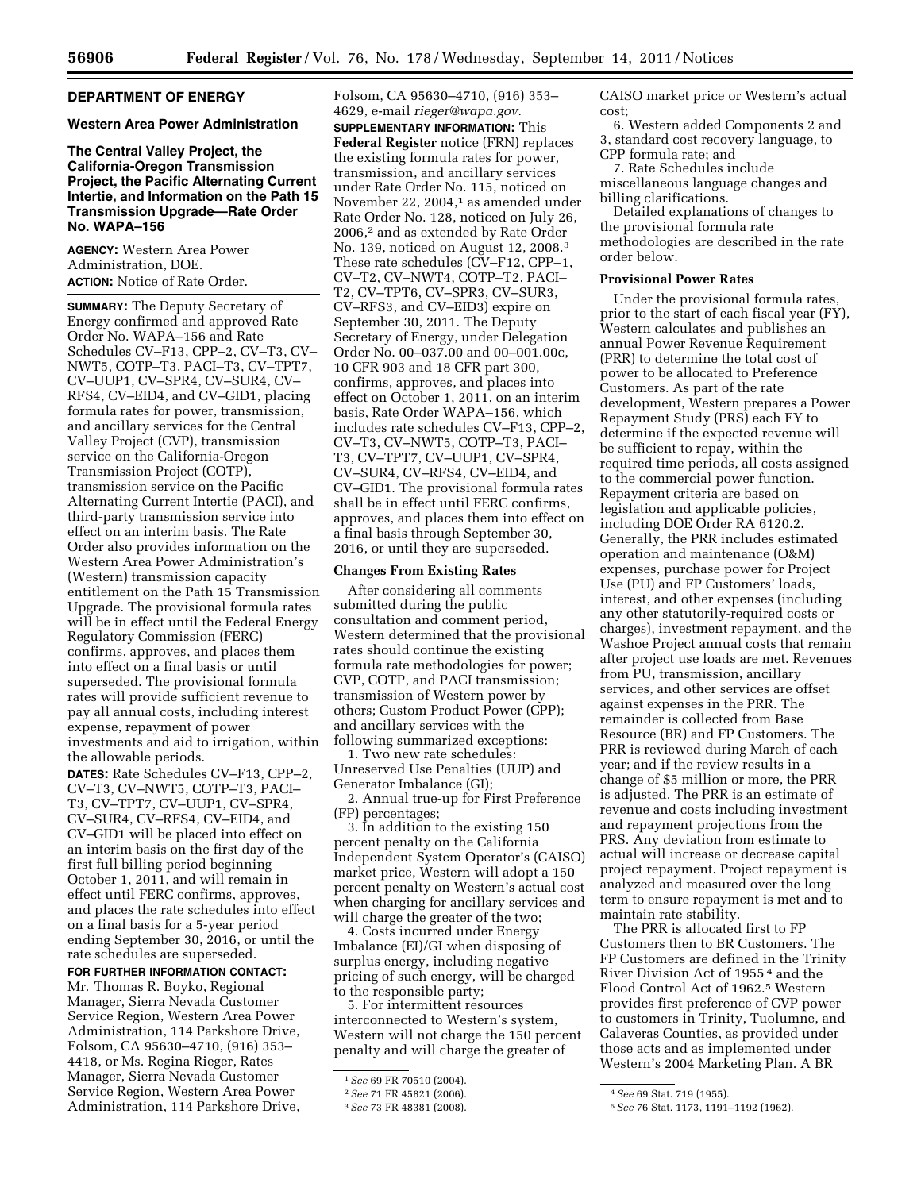## DEPARTMENT OF ENERGY

### Western Area Power Administration

### The Central Valley Project, the California-Oregon Transmission Project, the Pacific Alternating Current Intertie, and Information on the Path 15 Transmission Upgrade—Rate Order No. WAPA–156

**AGENCY:** Western Area Power Administration, DOE.

**ACTION:** Notice of Rate Order.

**SUMMARY:** The Deputy Secretary of Energy confirmed and approved Rate Order No. WAPA–156 and Rate Schedules CV–F13, CPP–2, CV–T3, CV–NWT5, COTP–T3, PACI–T3, CV–TPT7, CV–UUP1, CV–SPR4, CV–SUR4, CV–RFS4, CV–EID4, and CV–GID1, placing formula rates for power, transmission, and ancillary services for the Central Valley Project (CVP), transmission service on the California-Oregon Transmission Project (COTP), transmission service on the Pacific Alternating Current Intertie (PACI), and third-party transmission service into effect on an interim basis. The Rate Order also provides information on the Western Area Power Administration's (Western) transmission capacity entitlement on the Path 15 Transmission Upgrade. The provisional formula rates will be in effect until the Federal Energy Regulatory Commission (FERC) confirms, approves, and places them into effect on a final basis or until superseded. The provisional formula rates will provide sufficient revenue to pay all annual costs, including interest expense, repayment of power investments and aid to irrigation, within the allowable periods.

**DATES:** Rate Schedules CV–F13, CPP–2, CV–T3, CV–NWT5, COTP–T3, PACI–T3, CV–TPT7, CV–UUP1, CV–SPR4, CV–SUR4, CV–RFS4, CV–EID4, and CV–GID1 will be placed into effect on an interim basis on the first day of the first full billing period beginning October 1, 2011, and will remain in effect until FERC confirms, approves, and places the rate schedules into effect on a final basis for a 5-year period ending September 30, 2016, or until the rate schedules are superseded.

**FOR FURTHER INFORMATION CONTACT:** Mr. Thomas R. Boyko, Regional Manager, Sierra Nevada Customer Service Region, Western Area Power Administration, 114 Parkshore Drive, Folsom, CA 95630–4710, (916) 353–4418, or Ms. Regina Rieger, Rates Manager, Sierra Nevada Customer Service Region, Western Area Power Administration, 114 Parkshore Drive, Folsom, CA 95630–4710, (916) 353–4629, e-mail *rieger@wapa.gov.*

**SUPPLEMENTARY INFORMATION:** This **Federal Register** notice (FRN) replaces the existing formula rates for power, transmission, and ancillary services under Rate Order No. 115, noticed on November 22, 2004,[1] as amended under Rate Order No. 128, noticed on July 26, 2006,[2] and as extended by Rate Order No. 139, noticed on August 12, 2008.[3] These rate schedules (CV–F12, CPP–1, CV–T2, CV–NWT4, COTP–T2, PACI–T2, CV–TPT6, CV–SPR3, CV–SUR3, CV–RFS3, and CV–EID3) expire on September 30, 2011. The Deputy Secretary of Energy, under Delegation Order No. 00–037.00 and 00–001.00c, 10 CFR 903 and 18 CFR part 300, confirms, approves, and places into effect on October 1, 2011, on an interim basis, Rate Order WAPA–156, which includes rate schedules CV–F13, CPP–2, CV–T3, CV–NWT5, COTP–T3, PACI–T3, CV–TPT7, CV–UUP1, CV–SPR4, CV–SUR4, CV–RFS4, CV–EID4, and CV–GID1. The provisional formula rates shall be in effect until FERC confirms, approves, and places them into effect on a final basis through September 30, 2016, or until they are superseded.

**Changes From Existing Rates**

After considering all comments submitted during the public consultation and comment period, Western determined that the provisional rates should continue the existing formula rate methodologies for power; CVP, COTP, and PACI transmission; transmission of Western power by others; Custom Product Power (CPP); and ancillary services with the following summarized exceptions:

1. Two new rate schedules: Unreserved Use Penalties (UUP) and Generator Imbalance (GI);
2. Annual true-up for First Preference (FP) percentages;
3. In addition to the existing 150 percent penalty on the California Independent System Operator's (CAISO) market price, Western will adopt a 150 percent penalty on Western's actual cost when charging for ancillary services and will charge the greater of the two;
4. Costs incurred under Energy Imbalance (EI)/GI when disposing of surplus energy, including negative pricing of such energy, will be charged to the responsible party;
5. For intermittent resources interconnected to Western's system, Western will not charge the 150 percent penalty and will charge the greater of CAISO market price or Western's actual cost;
6. Western added Components 2 and 3, standard cost recovery language, to CPP formula rate; and
7. Rate Schedules include miscellaneous language changes and billing clarifications.

Detailed explanations of changes to the provisional formula rate methodologies are described in the rate order below.

**Provisional Power Rates**

Under the provisional formula rates, prior to the start of each fiscal year (FY), Western calculates and publishes an annual Power Revenue Requirement (PRR) to determine the total cost of power to be allocated to Preference Customers. As part of the rate development, Western prepares a Power Repayment Study (PRS) each FY to determine if the expected revenue will be sufficient to repay, within the required time periods, all costs assigned to the commercial power function. Repayment criteria are based on legislation and applicable policies, including DOE Order RA 6120.2. Generally, the PRR includes estimated operation and maintenance (O&M) expenses, purchase power for Project Use (PU) and FP Customers' loads, interest, and other expenses (including any other statutorily-required costs or charges), investment repayment, and the Washoe Project annual costs that remain after project use loads are met. Revenues from PU, transmission, ancillary services, and other services are offset against expenses in the PRR. The remainder is collected from Base Resource (BR) and FP Customers. The PRR is reviewed during March of each year; and if the review results in a change of $5 million or more, the PRR is adjusted. The PRR is an estimate of revenue and costs including investment and repayment projections from the PRS. Any deviation from estimate to actual will increase or decrease capital project repayment. Project repayment is analyzed and measured over the long term to ensure repayment is met and to maintain rate stability.

The PRR is allocated first to FP Customers then to BR Customers. The FP Customers are defined in the Trinity River Division Act of 1955[4] and the Flood Control Act of 1962.[5] Western provides first preference of CVP power to customers in Trinity, Tuolumne, and Calaveras Counties, as provided under those acts and as implemented under Western's 2004 Marketing Plan. A BR

[1] *See* 69 FR 70510 (2004).

[2] *See* 71 FR 45821 (2006).

[3] *See* 73 FR 48381 (2008).

[4] *See* 69 Stat. 719 (1955).

[5] *See* 76 Stat. 1173, 1191–1192 (1962).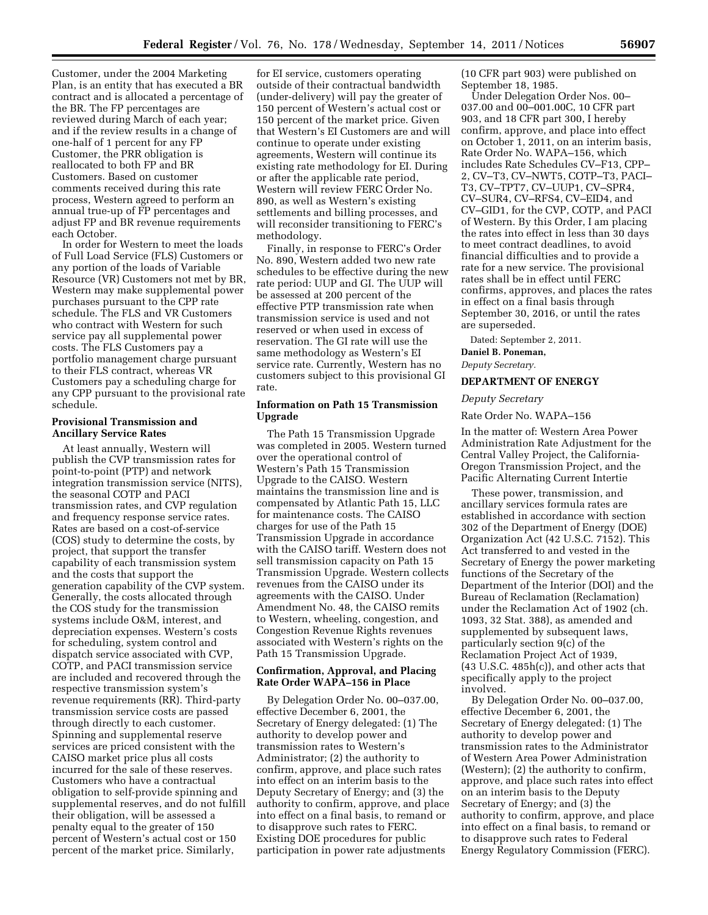Customer, under the 2004 Marketing Plan, is an entity that has executed a BR contract and is allocated a percentage of the BR. The FP percentages are reviewed during March of each year; and if the review results in a change of one-half of 1 percent for any FP Customer, the PRR obligation is reallocated to both FP and BR Customers. Based on customer comments received during this rate process, Western agreed to perform an annual true-up of FP percentages and adjust FP and BR revenue requirements each October.

In order for Western to meet the loads of Full Load Service (FLS) Customers or any portion of the loads of Variable Resource (VR) Customers not met by BR, Western may make supplemental power purchases pursuant to the CPP rate schedule. The FLS and VR Customers who contract with Western for such service pay all supplemental power costs. The FLS Customers pay a portfolio management charge pursuant to their FLS contract, whereas VR Customers pay a scheduling charge for any CPP pursuant to the provisional rate schedule.

**Provisional Transmission and Ancillary Service Rates**

At least annually, Western will publish the CVP transmission rates for point-to-point (PTP) and network integration transmission service (NITS), the seasonal COTP and PACI transmission rates, and CVP regulation and frequency response service rates. Rates are based on a cost-of-service (COS) study to determine the costs, by project, that support the transfer capability of each transmission system and the costs that support the generation capability of the CVP system. Generally, the costs allocated through the COS study for the transmission systems include O&M, interest, and depreciation expenses. Western's costs for scheduling, system control and dispatch service associated with CVP, COTP, and PACI transmission service are included and recovered through the respective transmission system's revenue requirements (RR). Third-party transmission service costs are passed through directly to each customer. Spinning and supplemental reserve services are priced consistent with the CAISO market price plus all costs incurred for the sale of these reserves. Customers who have a contractual obligation to self-provide spinning and supplemental reserves, and do not fulfill their obligation, will be assessed a penalty equal to the greater of 150 percent of Western's actual cost or 150 percent of the market price. Similarly, for EI service, customers operating outside of their contractual bandwidth (under-delivery) will pay the greater of 150 percent of Western's actual cost or 150 percent of the market price. Given that Western's EI Customers are and will continue to operate under existing agreements, Western will continue its existing rate methodology for EI. During or after the applicable rate period, Western will review FERC Order No. 890, as well as Western's existing settlements and billing processes, and will reconsider transitioning to FERC's methodology.

Finally, in response to FERC's Order No. 890, Western added two new rate schedules to be effective during the new rate period: UUP and GI. The UUP will be assessed at 200 percent of the effective PTP transmission rate when transmission service is used and not reserved or when used in excess of reservation. The GI rate will use the same methodology as Western's EI service rate. Currently, Western has no customers subject to this provisional GI rate.

**Information on Path 15 Transmission Upgrade**

The Path 15 Transmission Upgrade was completed in 2005. Western turned over the operational control of Western's Path 15 Transmission Upgrade to the CAISO. Western maintains the transmission line and is compensated by Atlantic Path 15, LLC for maintenance costs. The CAISO charges for use of the Path 15 Transmission Upgrade in accordance with the CAISO tariff. Western does not sell transmission capacity on Path 15 Transmission Upgrade. Western collects revenues from the CAISO under its agreements with the CAISO. Under Amendment No. 48, the CAISO remits to Western, wheeling, congestion, and Congestion Revenue Rights revenues associated with Western's rights on the Path 15 Transmission Upgrade.

**Confirmation, Approval, and Placing Rate Order WAPA–156 in Place**

By Delegation Order No. 00–037.00, effective December 6, 2001, the Secretary of Energy delegated: (1) The authority to develop power and transmission rates to Western's Administrator; (2) the authority to confirm, approve, and place such rates into effect on an interim basis to the Deputy Secretary of Energy; and (3) the authority to confirm, approve, and place into effect on a final basis, to remand or to disapprove such rates to FERC. Existing DOE procedures for public participation in power rate adjustments (10 CFR part 903) were published on September 18, 1985.

Under Delegation Order Nos. 00–037.00 and 00–001.00C, 10 CFR part 903, and 18 CFR part 300, I hereby confirm, approve, and place into effect on October 1, 2011, on an interim basis, Rate Order No. WAPA–156, which includes Rate Schedules CV–F13, CPP–2, CV–T3, CV–NWT5, COTP–T3, PACI–T3, CV–TPT7, CV–UUP1, CV–SPR4, CV–SUR4, CV–RFS4, CV–EID4, and CV–GID1, for the CVP, COTP, and PACI of Western. By this Order, I am placing the rates into effect in less than 30 days to meet contract deadlines, to avoid financial difficulties and to provide a rate for a new service. The provisional rates shall be in effect until FERC confirms, approves, and places the rates in effect on a final basis through September 30, 2016, or until the rates are superseded.

Dated: September 2, 2011.

**Daniel B. Poneman,**

*Deputy Secretary.*

**DEPARTMENT OF ENERGY**

*Deputy Secretary*

Rate Order No. WAPA–156

In the matter of: Western Area Power Administration Rate Adjustment for the Central Valley Project, the California-Oregon Transmission Project, and the Pacific Alternating Current Intertie

These power, transmission, and ancillary services formula rates are established in accordance with section 302 of the Department of Energy (DOE) Organization Act (42 U.S.C. 7152). This Act transferred to and vested in the Secretary of Energy the power marketing functions of the Secretary of the Department of the Interior (DOI) and the Bureau of Reclamation (Reclamation) under the Reclamation Act of 1902 (ch. 1093, 32 Stat. 388), as amended and supplemented by subsequent laws, particularly section 9(c) of the Reclamation Project Act of 1939, (43 U.S.C. 485h(c)), and other acts that specifically apply to the project involved.

By Delegation Order No. 00–037.00, effective December 6, 2001, the Secretary of Energy delegated: (1) The authority to develop power and transmission rates to the Administrator of Western Area Power Administration (Western); (2) the authority to confirm, approve, and place such rates into effect on an interim basis to the Deputy Secretary of Energy; and (3) the authority to confirm, approve, and place into effect on a final basis, to remand or to disapprove such rates to Federal Energy Regulatory Commission (FERC).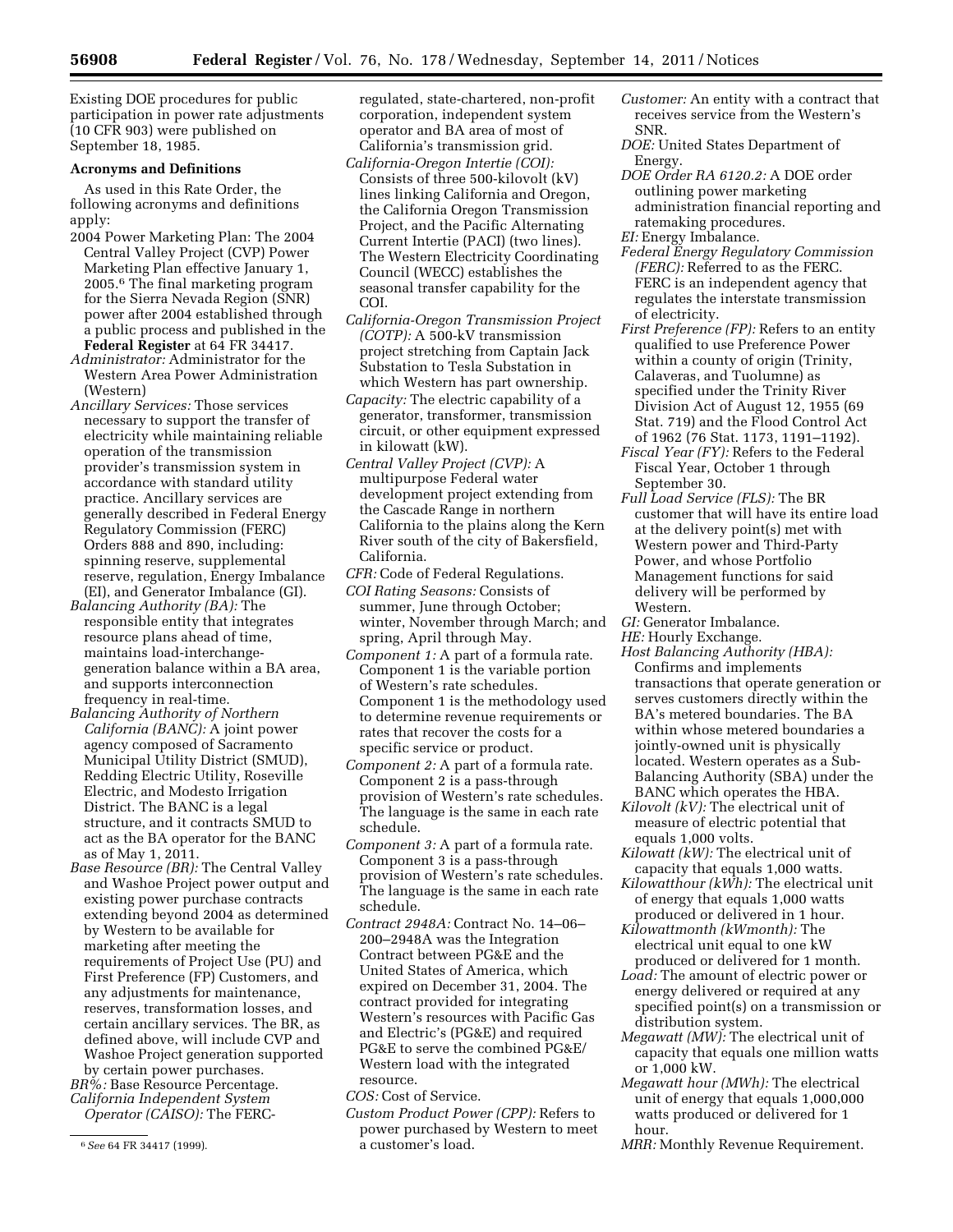Existing DOE procedures for public participation in power rate adjustments (10 CFR 903) were published on September 18, 1985.

**Acronyms and Definitions**

As used in this Rate Order, the following acronyms and definitions apply:

2004 Power Marketing Plan: The 2004 Central Valley Project (CVP) Power Marketing Plan effective January 1, 2005.[6] The final marketing program for the Sierra Nevada Region (SNR) power after 2004 established through a public process and published in the **Federal Register** at 64 FR 34417.

*Administrator:* Administrator for the Western Area Power Administration (Western)

*Ancillary Services:* Those services necessary to support the transfer of electricity while maintaining reliable operation of the transmission provider's transmission system in accordance with standard utility practice. Ancillary services are generally described in Federal Energy Regulatory Commission (FERC) Orders 888 and 890, including: spinning reserve, supplemental reserve, regulation, Energy Imbalance (EI), and Generator Imbalance (GI).

*Balancing Authority (BA):* The responsible entity that integrates resource plans ahead of time, maintains load-interchange-generation balance within a BA area, and supports interconnection frequency in real-time.

*Balancing Authority of Northern California (BANC):* A joint power agency composed of Sacramento Municipal Utility District (SMUD), Redding Electric Utility, Roseville Electric, and Modesto Irrigation District. The BANC is a legal structure, and it contracts SMUD to act as the BA operator for the BANC as of May 1, 2011.

*Base Resource (BR):* The Central Valley and Washoe Project power output and existing power purchase contracts extending beyond 2004 as determined by Western to be available for marketing after meeting the requirements of Project Use (PU) and First Preference (FP) Customers, and any adjustments for maintenance, reserves, transformation losses, and certain ancillary services. The BR, as defined above, will include CVP and Washoe Project generation supported by certain power purchases.

*BR%:* Base Resource Percentage.

*California Independent System Operator (CAISO):* The FERC-regulated, state-chartered, non-profit corporation, independent system operator and BA area of most of California's transmission grid.

*California-Oregon Intertie (COI):* Consists of three 500-kilovolt (kV) lines linking California and Oregon, the California Oregon Transmission Project, and the Pacific Alternating Current Intertie (PACI) (two lines). The Western Electricity Coordinating Council (WECC) establishes the seasonal transfer capability for the COI.

*California-Oregon Transmission Project (COTP):* A 500-kV transmission project stretching from Captain Jack Substation to Tesla Substation in which Western has part ownership.

*Capacity:* The electric capability of a generator, transformer, transmission circuit, or other equipment expressed in kilowatt (kW).

*Central Valley Project (CVP):* A multipurpose Federal water development project extending from the Cascade Range in northern California to the plains along the Kern River south of the city of Bakersfield, California.

*CFR:* Code of Federal Regulations.

*COI Rating Seasons:* Consists of summer, June through October; winter, November through March; and spring, April through May.

*Component 1:* A part of a formula rate. Component 1 is the variable portion of Western's rate schedules. Component 1 is the methodology used to determine revenue requirements or rates that recover the costs for a specific service or product.

*Component 2:* A part of a formula rate. Component 2 is a pass-through provision of Western's rate schedules. The language is the same in each rate schedule.

*Component 3:* A part of a formula rate. Component 3 is a pass-through provision of Western's rate schedules. The language is the same in each rate schedule.

*Contract 2948A:* Contract No. 14–06–200–2948A was the Integration Contract between PG&E and the United States of America, which expired on December 31, 2004. The contract provided for integrating Western's resources with Pacific Gas and Electric's (PG&E) and required PG&E to serve the combined PG&E/Western load with the integrated resource.

*COS:* Cost of Service.

*Custom Product Power (CPP):* Refers to power purchased by Western to meet a customer's load.

*Customer:* An entity with a contract that receives service from the Western's SNR.

*DOE:* United States Department of Energy.

*DOE Order RA 6120.2:* A DOE order outlining power marketing administration financial reporting and ratemaking procedures.

*EI:* Energy Imbalance.

*Federal Energy Regulatory Commission (FERC):* Referred to as the FERC. FERC is an independent agency that regulates the interstate transmission of electricity.

*First Preference (FP):* Refers to an entity qualified to use Preference Power within a county of origin (Trinity, Calaveras, and Tuolumne) as specified under the Trinity River Division Act of August 12, 1955 (69 Stat. 719) and the Flood Control Act of 1962 (76 Stat. 1173, 1191–1192).

*Fiscal Year (FY):* Refers to the Federal Fiscal Year, October 1 through September 30.

*Full Load Service (FLS):* The BR customer that will have its entire load at the delivery point(s) met with Western power and Third-Party Power, and whose Portfolio Management functions for said delivery will be performed by Western.

*GI:* Generator Imbalance.

*HE:* Hourly Exchange.

*Host Balancing Authority (HBA):* Confirms and implements transactions that operate generation or serves customers directly within the BA's metered boundaries. The BA within whose metered boundaries a jointly-owned unit is physically located. Western operates as a Sub-Balancing Authority (SBA) under the BANC which operates the HBA.

*Kilovolt (kV):* The electrical unit of measure of electric potential that equals 1,000 volts.

*Kilowatt (kW):* The electrical unit of capacity that equals 1,000 watts.

*Kilowatthour (kWh):* The electrical unit of energy that equals 1,000 watts produced or delivered in 1 hour.

*Kilowattmonth (kWmonth):* The electrical unit equal to one kW produced or delivered for 1 month.

*Load:* The amount of electric power or energy delivered or required at any specified point(s) on a transmission or distribution system.

*Megawatt (MW):* The electrical unit of capacity that equals one million watts or 1,000 kW.

*Megawatt hour (MWh):* The electrical unit of energy that equals 1,000,000 watts produced or delivered for 1 hour.

*MRR:* Monthly Revenue Requirement.

[6] *See* 64 FR 34417 (1999).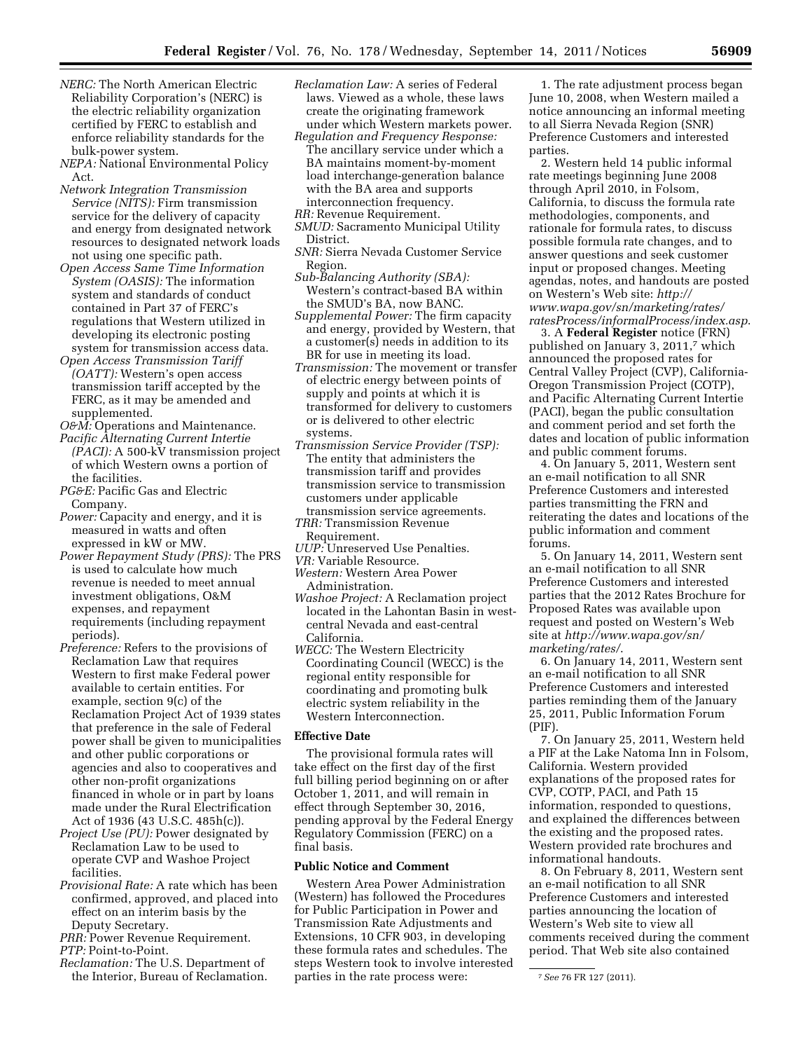*NERC:* The North American Electric Reliability Corporation's (NERC) is the electric reliability organization certified by FERC to establish and enforce reliability standards for the bulk-power system.

*NEPA:* National Environmental Policy Act.

*Network Integration Transmission Service (NITS):* Firm transmission service for the delivery of capacity and energy from designated network resources to designated network loads not using one specific path.

*Open Access Same Time Information System (OASIS):* The information system and standards of conduct contained in Part 37 of FERC's regulations that Western utilized in developing its electronic posting system for transmission access data.

*Open Access Transmission Tariff (OATT):* Western's open access transmission tariff accepted by the FERC, as it may be amended and supplemented.

*O&M:* Operations and Maintenance.

*Pacific Alternating Current Intertie (PACI):* A 500-kV transmission project of which Western owns a portion of the facilities.

*PG&E:* Pacific Gas and Electric Company.

*Power:* Capacity and energy, and it is measured in watts and often expressed in kW or MW.

*Power Repayment Study (PRS):* The PRS is used to calculate how much revenue is needed to meet annual investment obligations, O&M expenses, and repayment requirements (including repayment periods).

*Preference:* Refers to the provisions of Reclamation Law that requires Western to first make Federal power available to certain entities. For example, section 9(c) of the Reclamation Project Act of 1939 states that preference in the sale of Federal power shall be given to municipalities and other public corporations or agencies and also to cooperatives and other non-profit organizations financed in whole or in part by loans made under the Rural Electrification Act of 1936 (43 U.S.C. 485h(c)).

*Project Use (PU):* Power designated by Reclamation Law to be used to operate CVP and Washoe Project facilities.

*Provisional Rate:* A rate which has been confirmed, approved, and placed into effect on an interim basis by the Deputy Secretary.

*PRR:* Power Revenue Requirement.

*PTP:* Point-to-Point.

*Reclamation:* The U.S. Department of the Interior, Bureau of Reclamation.

*Reclamation Law:* A series of Federal laws. Viewed as a whole, these laws create the originating framework under which Western markets power.

*Regulation and Frequency Response:* The ancillary service under which a BA maintains moment-by-moment load interchange-generation balance with the BA area and supports interconnection frequency.

*RR:* Revenue Requirement.

*SMUD:* Sacramento Municipal Utility District.

*SNR:* Sierra Nevada Customer Service Region.

*Sub-Balancing Authority (SBA):* Western's contract-based BA within the SMUD's BA, now BANC.

*Supplemental Power:* The firm capacity and energy, provided by Western, that a customer(s) needs in addition to its BR for use in meeting its load.

*Transmission:* The movement or transfer of electric energy between points of supply and points at which it is transformed for delivery to customers or is delivered to other electric systems.

*Transmission Service Provider (TSP):* The entity that administers the transmission tariff and provides transmission service to transmission customers under applicable transmission service agreements.

*TRR:* Transmission Revenue Requirement.

*UUP:* Unreserved Use Penalties.

*VR:* Variable Resource.

*Western:* Western Area Power Administration.

*Washoe Project:* A Reclamation project located in the Lahontan Basin in west-central Nevada and east-central California.

*WECC:* The Western Electricity Coordinating Council (WECC) is the regional entity responsible for coordinating and promoting bulk electric system reliability in the Western Interconnection.

**Effective Date**

The provisional formula rates will take effect on the first day of the first full billing period beginning on or after October 1, 2011, and will remain in effect through September 30, 2016, pending approval by the Federal Energy Regulatory Commission (FERC) on a final basis.

**Public Notice and Comment**

Western Area Power Administration (Western) has followed the Procedures for Public Participation in Power and Transmission Rate Adjustments and Extensions, 10 CFR 903, in developing these formula rates and schedules. The steps Western took to involve interested parties in the rate process were:

1. The rate adjustment process began June 10, 2008, when Western mailed a notice announcing an informal meeting to all Sierra Nevada Region (SNR) Preference Customers and interested parties.

2. Western held 14 public informal rate meetings beginning June 2008 through April 2010, in Folsom, California, to discuss the formula rate methodologies, components, and rationale for formula rates, to discuss possible formula rate changes, and to answer questions and seek customer input or proposed changes. Meeting agendas, notes, and handouts are posted on Western's Web site: *http://www.wapa.gov/sn/marketing/rates/ratesProcess/informalProcess/index.asp.*

3. A **Federal Register** notice (FRN) published on January 3, 2011,[7] which announced the proposed rates for Central Valley Project (CVP), California-Oregon Transmission Project (COTP), and Pacific Alternating Current Intertie (PACI), began the public consultation and comment period and set forth the dates and location of public information and public comment forums.

4. On January 5, 2011, Western sent an e-mail notification to all SNR Preference Customers and interested parties transmitting the FRN and reiterating the dates and locations of the public information and comment forums.

5. On January 14, 2011, Western sent an e-mail notification to all SNR Preference Customers and interested parties that the 2012 Rates Brochure for Proposed Rates was available upon request and posted on Western's Web site at *http://www.wapa.gov/sn/marketing/rates/.*

6. On January 14, 2011, Western sent an e-mail notification to all SNR Preference Customers and interested parties reminding them of the January 25, 2011, Public Information Forum (PIF).

7. On January 25, 2011, Western held a PIF at the Lake Natoma Inn in Folsom, California. Western provided explanations of the proposed rates for CVP, COTP, PACI, and Path 15 information, responded to questions, and explained the differences between the existing and the proposed rates. Western provided rate brochures and informational handouts.

8. On February 8, 2011, Western sent an e-mail notification to all SNR Preference Customers and interested parties announcing the location of Western's Web site to view all comments received during the comment period. That Web site also contained

[7] *See* 76 FR 127 (2011).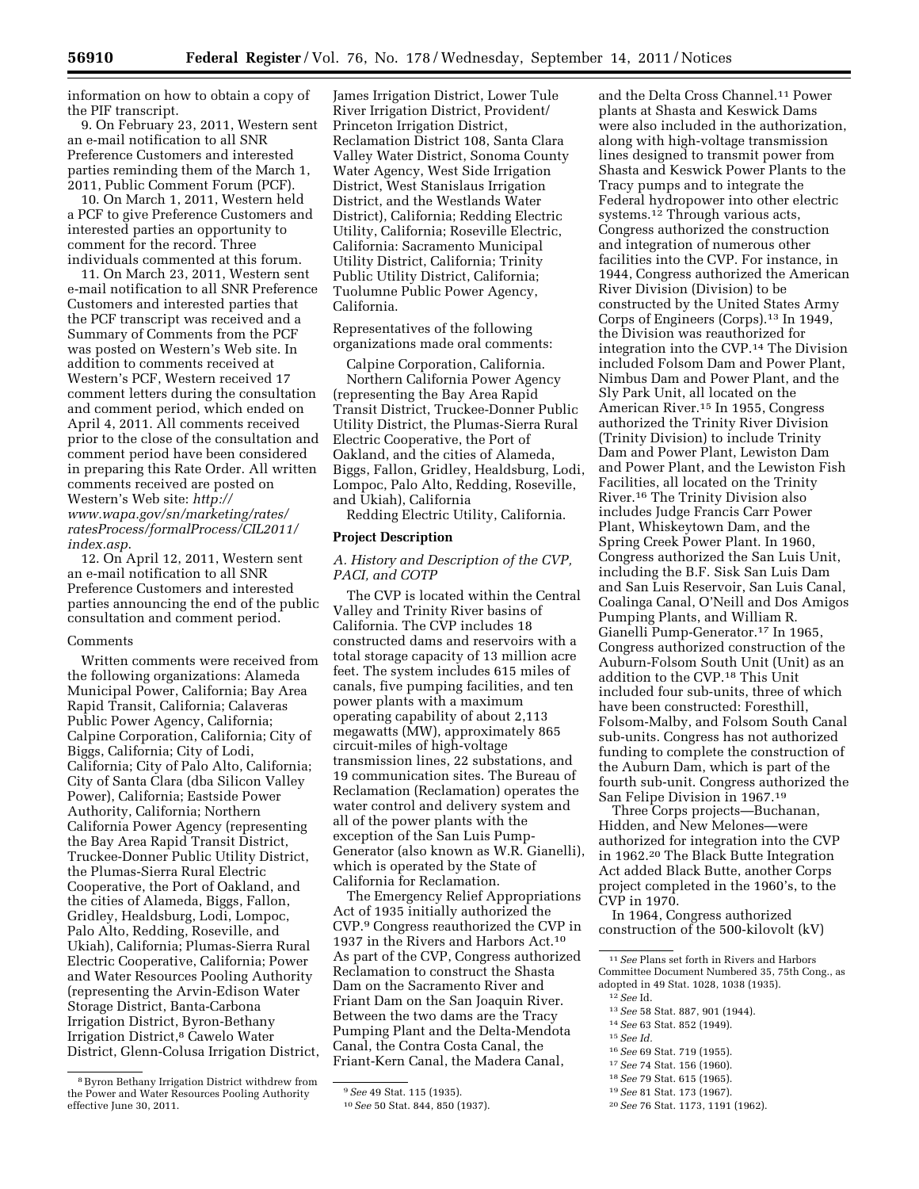information on how to obtain a copy of the PIF transcript.

9. On February 23, 2011, Western sent an e-mail notification to all SNR Preference Customers and interested parties reminding them of the March 1, 2011, Public Comment Forum (PCF).

10. On March 1, 2011, Western held a PCF to give Preference Customers and interested parties an opportunity to comment for the record. Three individuals commented at this forum.

11. On March 23, 2011, Western sent e-mail notification to all SNR Preference Customers and interested parties that the PCF transcript was received and a Summary of Comments from the PCF was posted on Western's Web site. In addition to comments received at Western's PCF, Western received 17 comment letters during the consultation and comment period, which ended on April 4, 2011. All comments received prior to the close of the consultation and comment period have been considered in preparing this Rate Order. All written comments received are posted on Western's Web site: *http://www.wapa.gov/sn/marketing/rates/ratesProcess/formalProcess/CIL2011/index.asp.*

12. On April 12, 2011, Western sent an e-mail notification to all SNR Preference Customers and interested parties announcing the end of the public consultation and comment period.

Comments

Written comments were received from the following organizations: Alameda Municipal Power, California; Bay Area Rapid Transit, California; Calaveras Public Power Agency, California; Calpine Corporation, California; City of Biggs, California; City of Lodi, California; City of Palo Alto, California; City of Santa Clara (dba Silicon Valley Power), California; Eastside Power Authority, California; Northern California Power Agency (representing the Bay Area Rapid Transit District, Truckee-Donner Public Utility District, the Plumas-Sierra Rural Electric Cooperative, the Port of Oakland, and the cities of Alameda, Biggs, Fallon, Gridley, Healdsburg, Lodi, Lompoc, Palo Alto, Redding, Roseville, and Ukiah), California; Plumas-Sierra Rural Electric Cooperative, California; Power and Water Resources Pooling Authority (representing the Arvin-Edison Water Storage District, Banta-Carbona Irrigation District, Byron-Bethany Irrigation District,[8] Cawelo Water District, Glenn-Colusa Irrigation District, James Irrigation District, Lower Tule River Irrigation District, Provident/Princeton Irrigation District, Reclamation District 108, Santa Clara Valley Water District, Sonoma County Water Agency, West Side Irrigation District, West Stanislaus Irrigation District, and the Westlands Water District), California; Redding Electric Utility, California; Roseville Electric, California: Sacramento Municipal Utility District, California; Trinity Public Utility District, California; Tuolumne Public Power Agency, California.

Representatives of the following organizations made oral comments:

Calpine Corporation, California.
Northern California Power Agency (representing the Bay Area Rapid Transit District, Truckee-Donner Public Utility District, the Plumas-Sierra Rural Electric Cooperative, the Port of Oakland, and the cities of Alameda, Biggs, Fallon, Gridley, Healdsburg, Lodi, Lompoc, Palo Alto, Redding, Roseville, and Ukiah), California
Redding Electric Utility, California.

## Project Description

### *A. History and Description of the CVP, PACI, and COTP*

The CVP is located within the Central Valley and Trinity River basins of California. The CVP includes 18 constructed dams and reservoirs with a total storage capacity of 13 million acre feet. The system includes 615 miles of canals, five pumping facilities, and ten power plants with a maximum operating capability of about 2,113 megawatts (MW), approximately 865 circuit-miles of high-voltage transmission lines, 22 substations, and 19 communication sites. The Bureau of Reclamation (Reclamation) operates the water control and delivery system and all of the power plants with the exception of the San Luis Pump-Generator (also known as W.R. Gianelli), which is operated by the State of California for Reclamation.

The Emergency Relief Appropriations Act of 1935 initially authorized the CVP.[9] Congress reauthorized the CVP in 1937 in the Rivers and Harbors Act.[10] As part of the CVP, Congress authorized Reclamation to construct the Shasta Dam on the Sacramento River and Friant Dam on the San Joaquin River. Between the two dams are the Tracy Pumping Plant and the Delta-Mendota Canal, the Contra Costa Canal, the Friant-Kern Canal, the Madera Canal, and the Delta Cross Channel.[11] Power plants at Shasta and Keswick Dams were also included in the authorization, along with high-voltage transmission lines designed to transmit power from Shasta and Keswick Power Plants to the Tracy pumps and to integrate the Federal hydropower into other electric systems.[12] Through various acts, Congress authorized the construction and integration of numerous other facilities into the CVP. For instance, in 1944, Congress authorized the American River Division (Division) to be constructed by the United States Army Corps of Engineers (Corps).[13] In 1949, the Division was reauthorized for integration into the CVP.[14] The Division included Folsom Dam and Power Plant, Nimbus Dam and Power Plant, and the Sly Park Unit, all located on the American River.[15] In 1955, Congress authorized the Trinity River Division (Trinity Division) to include Trinity Dam and Power Plant, Lewiston Dam and Power Plant, and the Lewiston Fish Facilities, all located on the Trinity River.[16] The Trinity Division also includes Judge Francis Carr Power Plant, Whiskeytown Dam, and the Spring Creek Power Plant. In 1960, Congress authorized the San Luis Unit, including the B.F. Sisk San Luis Dam and San Luis Reservoir, San Luis Canal, Coalinga Canal, O'Neill and Dos Amigos Pumping Plants, and William R. Gianelli Pump-Generator.[17] In 1965, Congress authorized construction of the Auburn-Folsom South Unit (Unit) as an addition to the CVP.[18] This Unit included four sub-units, three of which have been constructed: Foresthill, Folsom-Malby, and Folsom South Canal sub-units. Congress has not authorized funding to complete the construction of the Auburn Dam, which is part of the fourth sub-unit. Congress authorized the San Felipe Division in 1967.[19]

Three Corps projects—Buchanan, Hidden, and New Melones—were authorized for integration into the CVP in 1962.[20] The Black Butte Integration Act added Black Butte, another Corps project completed in the 1960's, to the CVP in 1970.

In 1964, Congress authorized construction of the 500-kilovolt (kV)

---

[8] Byron Bethany Irrigation District withdrew from the Power and Water Resources Pooling Authority effective June 30, 2011.

[9] *See* 49 Stat. 115 (1935).

[10] *See* 50 Stat. 844, 850 (1937).

[11] *See* Plans set forth in Rivers and Harbors Committee Document Numbered 35, 75th Cong., as adopted in 49 Stat. 1028, 1038 (1935).

[12] *See* Id.

[13] *See* 58 Stat. 887, 901 (1944).

[14] *See* 63 Stat. 852 (1949).

[15] *See Id.*

[16] *See* 69 Stat. 719 (1955).

[17] *See* 74 Stat. 156 (1960).

[18] *See* 79 Stat. 615 (1965).

[19] *See* 81 Stat. 173 (1967).

[20] *See* 76 Stat. 1173, 1191 (1962).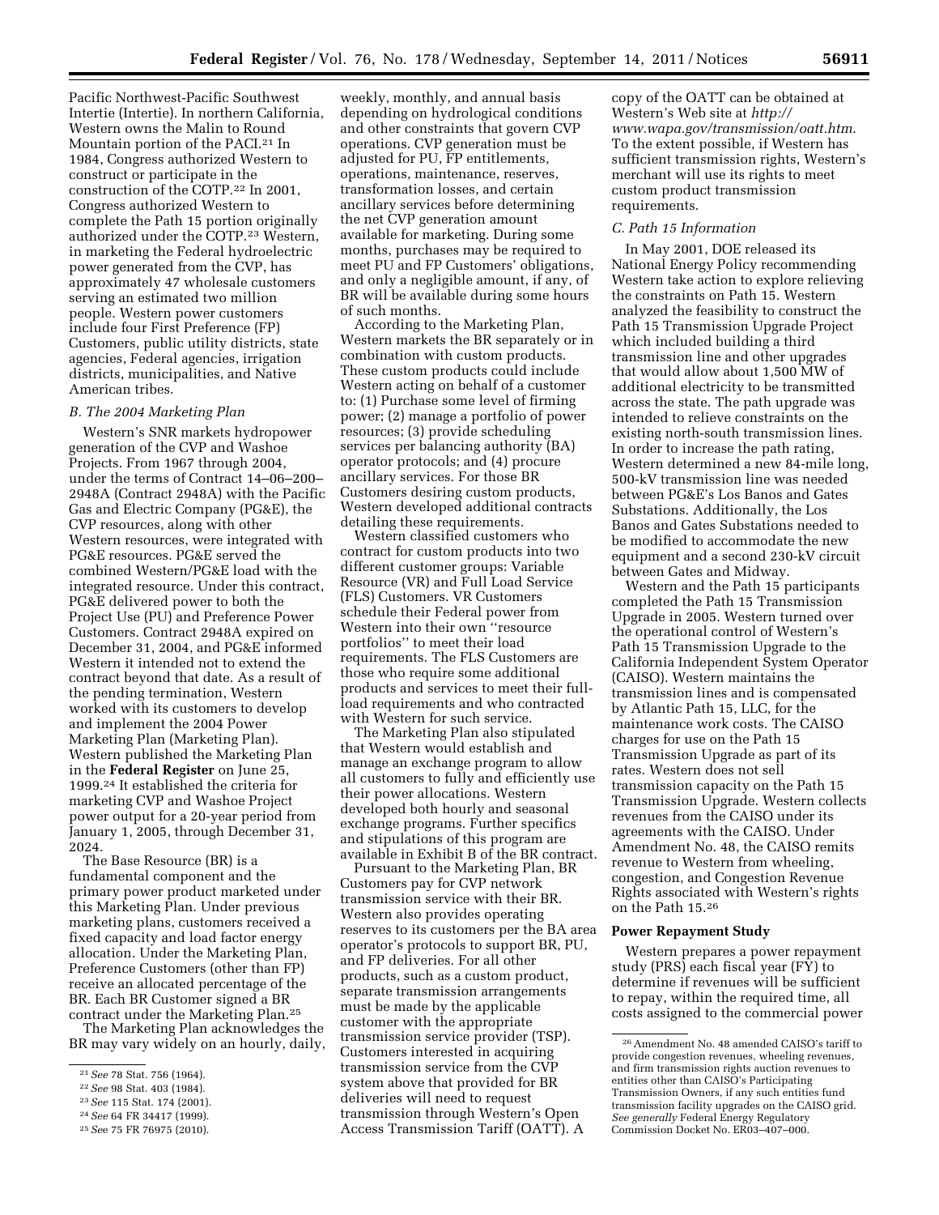Pacific Northwest-Pacific Southwest Intertie (Intertie). In northern California, Western owns the Malin to Round Mountain portion of the PACI.[21] In 1984, Congress authorized Western to construct or participate in the construction of the COTP.[22] In 2001, Congress authorized Western to complete the Path 15 portion originally authorized under the COTP.[23] Western, in marketing the Federal hydroelectric power generated from the CVP, has approximately 47 wholesale customers serving an estimated two million people. Western power customers include four First Preference (FP) Customers, public utility districts, state agencies, Federal agencies, irrigation districts, municipalities, and Native American tribes.

*B. The 2004 Marketing Plan*

Western's SNR markets hydropower generation of the CVP and Washoe Projects. From 1967 through 2004, under the terms of Contract 14–06–200–2948A (Contract 2948A) with the Pacific Gas and Electric Company (PG&E), the CVP resources, along with other Western resources, were integrated with PG&E resources. PG&E served the combined Western/PG&E load with the integrated resource. Under this contract, PG&E delivered power to both the Project Use (PU) and Preference Power Customers. Contract 2948A expired on December 31, 2004, and PG&E informed Western it intended not to extend the contract beyond that date. As a result of the pending termination, Western worked with its customers to develop and implement the 2004 Power Marketing Plan (Marketing Plan). Western published the Marketing Plan in the **Federal Register** on June 25, 1999.[24] It established the criteria for marketing CVP and Washoe Project power output for a 20-year period from January 1, 2005, through December 31, 2024.

The Base Resource (BR) is a fundamental component and the primary power product marketed under this Marketing Plan. Under previous marketing plans, customers received a fixed capacity and load factor energy allocation. Under the Marketing Plan, Preference Customers (other than FP) receive an allocated percentage of the BR. Each BR Customer signed a BR contract under the Marketing Plan.[25]

The Marketing Plan acknowledges the BR may vary widely on an hourly, daily, weekly, monthly, and annual basis depending on hydrological conditions and other constraints that govern CVP operations. CVP generation must be adjusted for PU, FP entitlements, operations, maintenance, reserves, transformation losses, and certain ancillary services before determining the net CVP generation amount available for marketing. During some months, purchases may be required to meet PU and FP Customers' obligations, and only a negligible amount, if any, of BR will be available during some hours of such months.

According to the Marketing Plan, Western markets the BR separately or in combination with custom products. These custom products could include Western acting on behalf of a customer to: (1) Purchase some level of firming power; (2) manage a portfolio of power resources; (3) provide scheduling services per balancing authority (BA) operator protocols; and (4) procure ancillary services. For those BR Customers desiring custom products, Western developed additional contracts detailing these requirements.

Western classified customers who contract for custom products into two different customer groups: Variable Resource (VR) and Full Load Service (FLS) Customers. VR Customers schedule their Federal power from Western into their own ''resource portfolios'' to meet their load requirements. The FLS Customers are those who require some additional products and services to meet their full-load requirements and who contracted with Western for such service.

The Marketing Plan also stipulated that Western would establish and manage an exchange program to allow all customers to fully and efficiently use their power allocations. Western developed both hourly and seasonal exchange programs. Further specifics and stipulations of this program are available in Exhibit B of the BR contract.

Pursuant to the Marketing Plan, BR Customers pay for CVP network transmission service with their BR. Western also provides operating reserves to its customers per the BA area operator's protocols to support BR, PU, and FP deliveries. For all other products, such as a custom product, separate transmission arrangements must be made by the applicable customer with the appropriate transmission service provider (TSP). Customers interested in acquiring transmission service from the CVP system above that provided for BR deliveries will need to request transmission through Western's Open Access Transmission Tariff (OATT). A copy of the OATT can be obtained at Western's Web site at *http://www.wapa.gov/transmission/oatt.htm*. To the extent possible, if Western has sufficient transmission rights, Western's merchant will use its rights to meet custom product transmission requirements.

*C. Path 15 Information*

In May 2001, DOE released its National Energy Policy recommending Western take action to explore relieving the constraints on Path 15. Western analyzed the feasibility to construct the Path 15 Transmission Upgrade Project which included building a third transmission line and other upgrades that would allow about 1,500 MW of additional electricity to be transmitted across the state. The path upgrade was intended to relieve constraints on the existing north-south transmission lines. In order to increase the path rating, Western determined a new 84-mile long, 500-kV transmission line was needed between PG&E's Los Banos and Gates Substations. Additionally, the Los Banos and Gates Substations needed to be modified to accommodate the new equipment and a second 230-kV circuit between Gates and Midway.

Western and the Path 15 participants completed the Path 15 Transmission Upgrade in 2005. Western turned over the operational control of Western's Path 15 Transmission Upgrade to the California Independent System Operator (CAISO). Western maintains the transmission lines and is compensated by Atlantic Path 15, LLC, for the maintenance work costs. The CAISO charges for use on the Path 15 Transmission Upgrade as part of its rates. Western does not sell transmission capacity on the Path 15 Transmission Upgrade. Western collects revenues from the CAISO under its agreements with the CAISO. Under Amendment No. 48, the CAISO remits revenue to Western from wheeling, congestion, and Congestion Revenue Rights associated with Western's rights on the Path 15.[26]

**Power Repayment Study**

Western prepares a power repayment study (PRS) each fiscal year (FY) to determine if revenues will be sufficient to repay, within the required time, all costs assigned to the commercial power

---

[21] *See* 78 Stat. 756 (1964).

[22] *See* 98 Stat. 403 (1984).

[23] *See* 115 Stat. 174 (2001).

[24] *See* 64 FR 34417 (1999).

[25] *See* 75 FR 76975 (2010).

[26] Amendment No. 48 amended CAISO's tariff to provide congestion revenues, wheeling revenues, and firm transmission rights auction revenues to entities other than CAISO's Participating Transmission Owners, if any such entities fund transmission facility upgrades on the CAISO grid. *See generally* Federal Energy Regulatory Commission Docket No. ER03–407–000.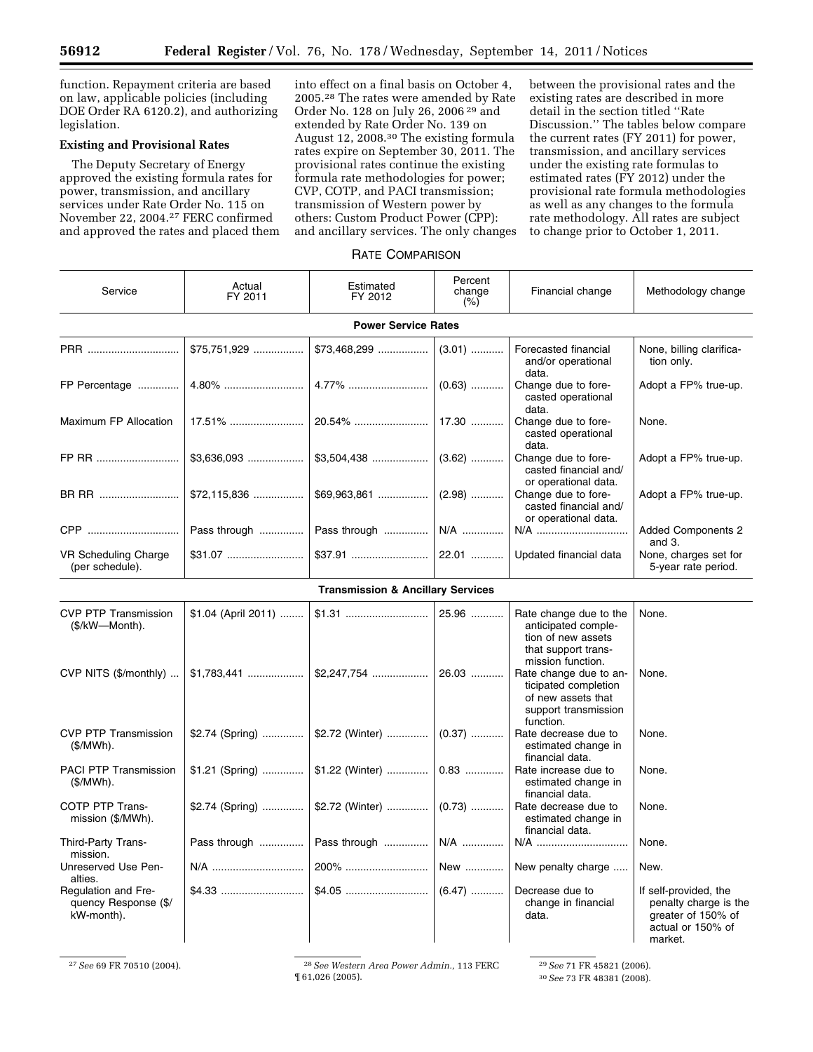function. Repayment criteria are based on law, applicable policies (including DOE Order RA 6120.2), and authorizing legislation.

**Existing and Provisional Rates**

The Deputy Secretary of Energy approved the existing formula rates for power, transmission, and ancillary services under Rate Order No. 115 on November 22, 2004.[27] FERC confirmed and approved the rates and placed them into effect on a final basis on October 4, 2005.[28] The rates were amended by Rate Order No. 128 on July 26, 2006 [29] and extended by Rate Order No. 139 on August 12, 2008.[30] The existing formula rates expire on September 30, 2011. The provisional rates continue the existing formula rate methodologies for power; CVP, COTP, and PACI transmission; transmission of Western power by others: Custom Product Power (CPP): and ancillary services. The only changes between the provisional rates and the existing rates are described in more detail in the section titled ''Rate Discussion.'' The tables below compare the current rates (FY 2011) for power, transmission, and ancillary services under the existing rate formulas to estimated rates (FY 2012) under the provisional rate formula methodologies as well as any changes to the formula rate methodology. All rates are subject to change prior to October 1, 2011.

RATE COMPARISON

| Service | Actual FY 2011 | Estimated FY 2012 | Percent change (%) | Financial change | Methodology change |
|---|---|---|---|---|---|
| **Power Service Rates** | | | | | |
| PRR | $75,751,929 | $73,468,299 | (3.01) | Forecasted financial and/or operational data. | None, billing clarification only. |
| FP Percentage | 4.80% | 4.77% | (0.63) | Change due to forecasted operational data. | Adopt a FP% true-up. |
| Maximum FP Allocation | 17.51% | 20.54% | 17.30 | Change due to forecasted operational data. | None. |
| FP RR | $3,636,093 | $3,504,438 | (3.62) | Change due to forecasted financial and/or operational data. | Adopt a FP% true-up. |
| BR RR | $72,115,836 | $69,963,861 | (2.98) | Change due to forecasted financial and/or operational data. | Adopt a FP% true-up. |
| CPP | Pass through | Pass through | N/A | N/A | Added Components 2 and 3. |
| VR Scheduling Charge (per schedule). | $31.07 | $37.91 | 22.01 | Updated financial data | None, charges set for 5-year rate period. |
| **Transmission & Ancillary Services** | | | | | |
| CVP PTP Transmission ($/kW—Month). | $1.04 (April 2011) | $1.31 | 25.96 | Rate change due to the anticipated completion of new assets that support transmission function. | None. |
| CVP NITS ($/monthly) | $1,783,441 | $2,247,754 | 26.03 | Rate change due to anticipated completion of new assets that support transmission function. | None. |
| CVP PTP Transmission ($/MWh). | $2.74 (Spring) | $2.72 (Winter) | (0.37) | Rate decrease due to estimated change in financial data. | None. |
| PACI PTP Transmission ($/MWh). | $1.21 (Spring) | $1.22 (Winter) | 0.83 | Rate increase due to estimated change in financial data. | None. |
| COTP PTP Transmission ($/MWh). | $2.74 (Spring) | $2.72 (Winter) | (0.73) | Rate decrease due to estimated change in financial data. | None. |
| Third-Party Transmission. | Pass through | Pass through | N/A | N/A | None. |
| Unreserved Use Penalties. | N/A | 200% | New | New penalty charge | New. |
| Regulation and Frequency Response ($/kW-month). | $4.33 | $4.05 | (6.47) | Decrease due to change in financial data. | If self-provided, the penalty charge is the greater of 150% of actual or 150% of market. |

[27] *See* 69 FR 70510 (2004).

[28] *See Western Area Power Admin.,* 113 FERC ¶ 61,026 (2005).

[29] *See* 71 FR 45821 (2006).

[30] *See* 73 FR 48381 (2008).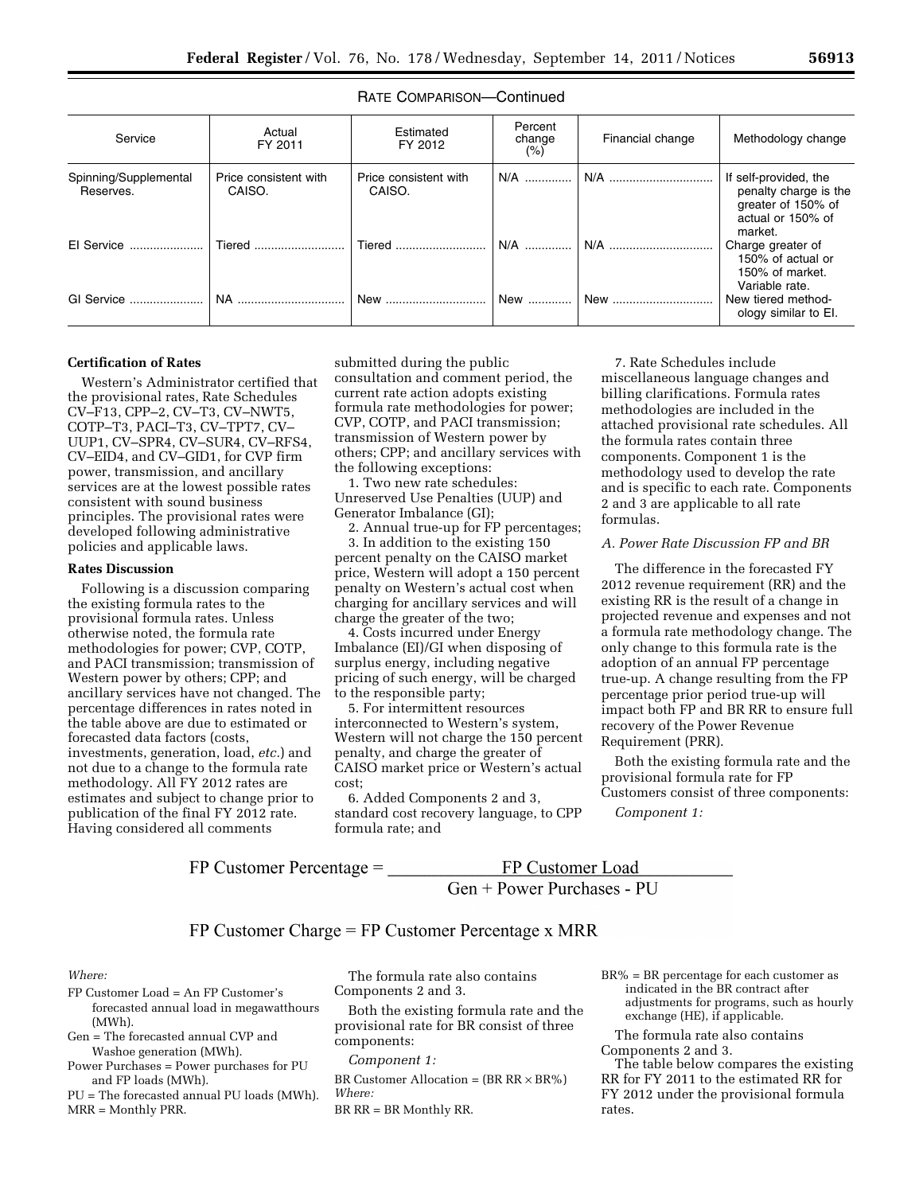RATE COMPARISON—Continued

| Service | Actual FY 2011 | Estimated FY 2012 | Percent change (%) | Financial change | Methodology change |
|---|---|---|---|---|---|
| Spinning/Supplemental Reserves. | Price consistent with CAISO. | Price consistent with CAISO. | N/A | N/A | If self-provided, the penalty charge is the greater of 150% of actual or 150% of market. |
| EI Service | Tiered | Tiered | N/A | N/A | Charge greater of 150% of actual or 150% of market. Variable rate. |
| GI Service | NA | New | New | New | New tiered methodology similar to EI. |

**Certification of Rates**

Western's Administrator certified that the provisional rates, Rate Schedules CV–F13, CPP–2, CV–T3, CV–NWT5, COTP–T3, PACI–T3, CV–TPT7, CV–UUP1, CV–SPR4, CV–SUR4, CV–RFS4, CV–EID4, and CV–GID1, for CVP firm power, transmission, and ancillary services are at the lowest possible rates consistent with sound business principles. The provisional rates were developed following administrative policies and applicable laws.

**Rates Discussion**

Following is a discussion comparing the existing formula rates to the provisional formula rates. Unless otherwise noted, the formula rate methodologies for power; CVP, COTP, and PACI transmission; transmission of Western power by others; CPP; and ancillary services have not changed. The percentage differences in rates noted in the table above are due to estimated or forecasted data factors (costs, investments, generation, load, *etc.*) and not due to a change to the formula rate methodology. All FY 2012 rates are estimates and subject to change prior to publication of the final FY 2012 rate. Having considered all comments submitted during the public consultation and comment period, the current rate action adopts existing formula rate methodologies for power; CVP, COTP, and PACI transmission; transmission of Western power by others; CPP; and ancillary services with the following exceptions:

1. Two new rate schedules: Unreserved Use Penalties (UUP) and Generator Imbalance (GI);

2. Annual true-up for FP percentages;

3. In addition to the existing 150 percent penalty on the CAISO market price, Western will adopt a 150 percent penalty on Western's actual cost when charging for ancillary services and will charge the greater of the two;

4. Costs incurred under Energy Imbalance (EI)/GI when disposing of surplus energy, including negative pricing of such energy, will be charged to the responsible party;

5. For intermittent resources interconnected to Western's system, Western will not charge the 150 percent penalty, and charge the greater of CAISO market price or Western's actual cost;

6. Added Components 2 and 3, standard cost recovery language, to CPP formula rate; and

7. Rate Schedules include miscellaneous language changes and billing clarifications. Formula rates methodologies are included in the attached provisional rate schedules. All the formula rates contain three components. Component 1 is the methodology used to develop the rate and is specific to each rate. Components 2 and 3 are applicable to all rate formulas.

*A. Power Rate Discussion FP and BR*

The difference in the forecasted FY 2012 revenue requirement (RR) and the existing RR is the result of a change in projected revenue and expenses and not a formula rate methodology change. The only change to this formula rate is the adoption of an annual FP percentage true-up. A change resulting from the FP percentage prior period true-up will impact both FP and BR RR to ensure full recovery of the Power Revenue Requirement (PRR).

Both the existing formula rate and the provisional formula rate for FP Customers consist of three components:

*Component 1:*

$$\text{FP Customer Percentage} = \frac{\text{FP Customer Load}}{\text{Gen} + \text{Power Purchases} - \text{PU}}$$

$$\text{FP Customer Charge} = \text{FP Customer Percentage} \times \text{MRR}$$

*Where:*

FP Customer Load = An FP Customer's forecasted annual load in megawatthours (MWh).
Gen = The forecasted annual CVP and Washoe generation (MWh).
Power Purchases = Power purchases for PU and FP loads (MWh).
PU = The forecasted annual PU loads (MWh).
MRR = Monthly PRR.

The formula rate also contains Components 2 and 3.

Both the existing formula rate and the provisional rate for BR consist of three components:

*Component 1:*

BR Customer Allocation = (BR RR × BR%)
*Where:*
BR RR = BR Monthly RR.
BR% = BR percentage for each customer as indicated in the BR contract after adjustments for programs, such as hourly exchange (HE), if applicable.

The formula rate also contains Components 2 and 3.

The table below compares the existing RR for FY 2011 to the estimated RR for FY 2012 under the provisional formula rates.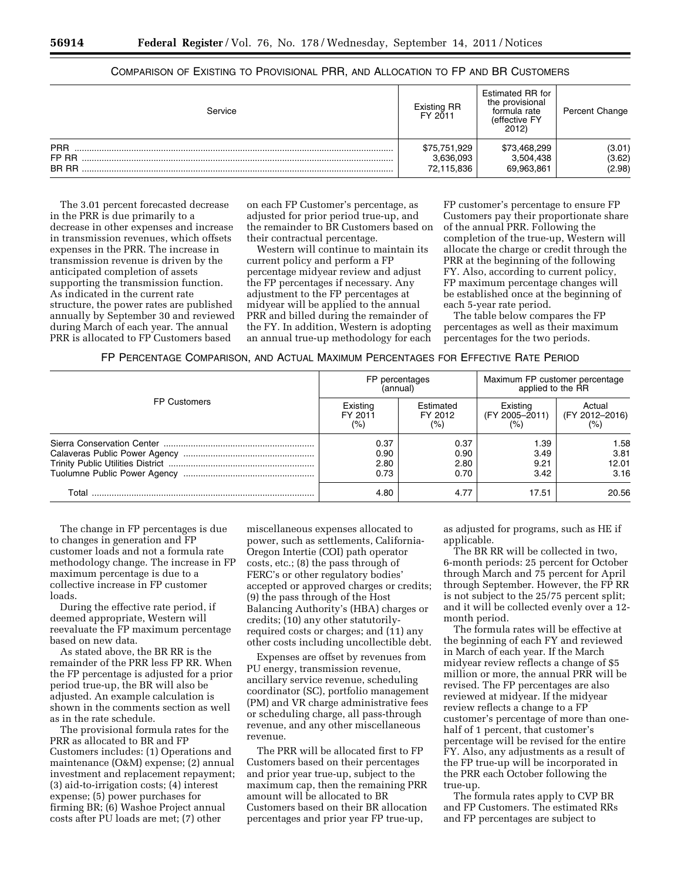COMPARISON OF EXISTING TO PROVISIONAL PRR, AND ALLOCATION TO FP AND BR CUSTOMERS

| Service | Existing RR FY 2011 | Estimated RR for the provisional formula rate (effective FY 2012) | Percent Change |
|---|---|---|---|
| PRR | $75,751,929 | $73,468,299 | (3.01) |
| FP RR | 3,636,093 | 3,504,438 | (3.62) |
| BR RR | 72,115,836 | 69,963,861 | (2.98) |

The 3.01 percent forecasted decrease in the PRR is due primarily to a decrease in other expenses and increase in transmission revenues, which offsets expenses in the PRR. The increase in transmission revenue is driven by the anticipated completion of assets supporting the transmission function. As indicated in the current rate structure, the power rates are published annually by September 30 and reviewed during March of each year. The annual PRR is allocated to FP Customers based on each FP Customer's percentage, as adjusted for prior period true-up, and the remainder to BR Customers based on their contractual percentage.

Western will continue to maintain its current policy and perform a FP percentage midyear review and adjust the FP percentages if necessary. Any adjustment to the FP percentages at midyear will be applied to the annual PRR and billed during the remainder of the FY. In addition, Western is adopting an annual true-up methodology for each FP customer's percentage to ensure FP Customers pay their proportionate share of the annual PRR. Following the completion of the true-up, Western will allocate the charge or credit through the PRR at the beginning of the following FY. Also, according to current policy, FP maximum percentage changes will be established once at the beginning of each 5-year rate period.

The table below compares the FP percentages as well as their maximum percentages for the two periods.

FP PERCENTAGE COMPARISON, AND ACTUAL MAXIMUM PERCENTAGES FOR EFFECTIVE RATE PERIOD

| FP Customers | FP percentages (annual) | | Maximum FP customer percentage applied to the RR | |
|---|---|---|---|---|
| | Existing FY 2011 (%) | Estimated FY 2012 (%) | Existing (FY 2005–2011) (%) | Actual (FY 2012–2016) (%) |
| Sierra Conservation Center | 0.37 | 0.37 | 1.39 | 1.58 |
| Calaveras Public Power Agency | 0.90 | 0.90 | 3.49 | 3.81 |
| Trinity Public Utilities District | 2.80 | 2.80 | 9.21 | 12.01 |
| Tuolumne Public Power Agency | 0.73 | 0.70 | 3.42 | 3.16 |
| Total | 4.80 | 4.77 | 17.51 | 20.56 |

The change in FP percentages is due to changes in generation and FP customer loads and not a formula rate methodology change. The increase in FP maximum percentage is due to a collective increase in FP customer loads.

During the effective rate period, if deemed appropriate, Western will reevaluate the FP maximum percentage based on new data.

As stated above, the BR RR is the remainder of the PRR less FP RR. When the FP percentage is adjusted for a prior period true-up, the BR will also be adjusted. An example calculation is shown in the comments section as well as in the rate schedule.

The provisional formula rates for the PRR as allocated to BR and FP Customers includes: (1) Operations and maintenance (O&M) expense; (2) annual investment and replacement repayment; (3) aid-to-irrigation costs; (4) interest expense; (5) power purchases for firming BR; (6) Washoe Project annual costs after PU loads are met; (7) other miscellaneous expenses allocated to power, such as settlements, California-Oregon Intertie (COI) path operator costs, etc.; (8) the pass through of FERC's or other regulatory bodies' accepted or approved charges or credits; (9) the pass through of the Host Balancing Authority's (HBA) charges or credits; (10) any other statutorily-required costs or charges; and (11) any other costs including uncollectible debt.

Expenses are offset by revenues from PU energy, transmission revenue, ancillary service revenue, scheduling coordinator (SC), portfolio management (PM) and VR charge administrative fees or scheduling charge, all pass-through revenue, and any other miscellaneous revenue.

The PRR will be allocated first to FP Customers based on their percentages and prior year true-up, subject to the maximum cap, then the remaining PRR amount will be allocated to BR Customers based on their BR allocation percentages and prior year FP true-up, as adjusted for programs, such as HE if applicable.

The BR RR will be collected in two, 6-month periods: 25 percent for October through March and 75 percent for April through September. However, the FP RR is not subject to the 25/75 percent split; and it will be collected evenly over a 12-month period.

The formula rates will be effective at the beginning of each FY and reviewed in March of each year. If the March midyear review reflects a change of $5 million or more, the annual PRR will be revised. The FP percentages are also reviewed at midyear. If the midyear review reflects a change to a FP customer's percentage of more than one-half of 1 percent, that customer's percentage will be revised for the entire FY. Also, any adjustments as a result of the FP true-up will be incorporated in the PRR each October following the true-up.

The formula rates apply to CVP BR and FP Customers. The estimated RRs and FP percentages are subject to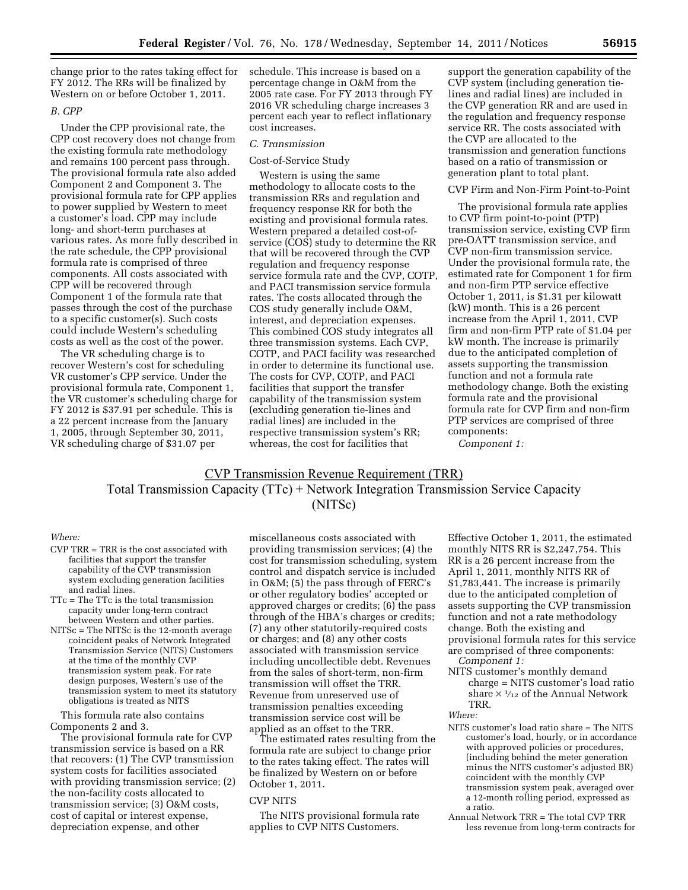change prior to the rates taking effect for FY 2012. The RRs will be finalized by Western on or before October 1, 2011.

### *B. CPP*

Under the CPP provisional rate, the CPP cost recovery does not change from the existing formula rate methodology and remains 100 percent pass through. The provisional formula rate also added Component 2 and Component 3. The provisional formula rate for CPP applies to power supplied by Western to meet a customer's load. CPP may include long- and short-term purchases at various rates. As more fully described in the rate schedule, the CPP provisional formula rate is comprised of three components. All costs associated with CPP will be recovered through Component 1 of the formula rate that passes through the cost of the purchase to a specific customer(s). Such costs could include Western's scheduling costs as well as the cost of the power.

The VR scheduling charge is to recover Western's cost for scheduling VR customer's CPP service. Under the provisional formula rate, Component 1, the VR customer's scheduling charge for FY 2012 is $37.91 per schedule. This is a 22 percent increase from the January 1, 2005, through September 30, 2011, VR scheduling charge of $31.07 per schedule. This increase is based on a percentage change in O&M from the 2005 rate case. For FY 2013 through FY 2016 VR scheduling charge increases 3 percent each year to reflect inflationary cost increases.

### *C. Transmission*

Cost-of-Service Study

Western is using the same methodology to allocate costs to the transmission RRs and regulation and frequency response RR for both the existing and provisional formula rates. Western prepared a detailed cost-of-service (COS) study to determine the RR that will be recovered through the CVP regulation and frequency response service formula rate and the CVP, COTP, and PACI transmission service formula rates. The costs allocated through the COS study generally include O&M, interest, and depreciation expenses. This combined COS study integrates all three transmission systems. Each CVP, COTP, and PACI facility was researched in order to determine its functional use. The costs for CVP, COTP, and PACI facilities that support the transfer capability of the transmission system (excluding generation tie-lines and radial lines) are included in the respective transmission system's RR; whereas, the cost for facilities that support the generation capability of the CVP system (including generation tie-lines and radial lines) are included in the CVP generation RR and are used in the regulation and frequency response service RR. The costs associated with the CVP are allocated to the transmission and generation functions based on a ratio of transmission or generation plant to total plant.

CVP Firm and Non-Firm Point-to-Point

The provisional formula rate applies to CVP firm point-to-point (PTP) transmission service, existing CVP firm pre-OATT transmission service, and CVP non-firm transmission service. Under the provisional formula rate, the estimated rate for Component 1 for firm and non-firm PTP service effective October 1, 2011, is $1.31 per kilowatt (kW) month. This is a 26 percent increase from the April 1, 2011, CVP firm and non-firm PTP rate of $1.04 per kW month. The increase is primarily due to the anticipated completion of assets supporting the transmission function and not a formula rate methodology change. Both the existing formula rate and the provisional formula rate for CVP firm and non-firm PTP services are comprised of three components:

*Component 1:*

$$\frac{\text{CVP Transmission Revenue Requirement (TRR)}}{\text{Total Transmission Capacity (TTc) + Network Integration Transmission Service Capacity (NITSc)}}$$

*Where:*

- CVP TRR = TRR is the cost associated with facilities that support the transfer capability of the CVP transmission system excluding generation facilities and radial lines.
- TTc = The TTc is the total transmission capacity under long-term contract between Western and other parties.
- NITSc = The NITSc is the 12-month average coincident peaks of Network Integrated Transmission Service (NITS) Customers at the time of the monthly CVP transmission system peak. For rate design purposes, Western's use of the transmission system to meet its statutory obligations is treated as NITS

This formula rate also contains Components 2 and 3.

The provisional formula rate for CVP transmission service is based on a RR that recovers: (1) The CVP transmission system costs for facilities associated with providing transmission service; (2) the non-facility costs allocated to transmission service; (3) O&M costs, cost of capital or interest expense, depreciation expense, and other miscellaneous costs associated with providing transmission services; (4) the cost for transmission scheduling, system control and dispatch service is included in O&M; (5) the pass through of FERC's or other regulatory bodies' accepted or approved charges or credits; (6) the pass through of the HBA's charges or credits; (7) any other statutorily-required costs or charges; and (8) any other costs associated with transmission service including uncollectible debt. Revenues from the sales of short-term, non-firm transmission will offset the TRR. Revenue from unreserved use of transmission penalties exceeding transmission service cost will be applied as an offset to the TRR.

The estimated rates resulting from the formula rate are subject to change prior to the rates taking effect. The rates will be finalized by Western on or before October 1, 2011.

CVP NITS

The NITS provisional formula rate applies to CVP NITS Customers. Effective October 1, 2011, the estimated monthly NITS RR is $2,247,754. This RR is a 26 percent increase from the April 1, 2011, monthly NITS RR of $1,783,441. The increase is primarily due to the anticipated completion of assets supporting the CVP transmission function and not a rate methodology change. Both the existing and provisional formula rates for this service are comprised of three components:

*Component 1:*

NITS customer's monthly demand charge = NITS customer's load ratio share × 1/12 of the Annual Network TRR.

*Where:*

- NITS customer's load ratio share = The NITS customer's load, hourly, or in accordance with approved policies or procedures, (including behind the meter generation minus the NITS customer's adjusted BR) coincident with the monthly CVP transmission system peak, averaged over a 12-month rolling period, expressed as a ratio.
- Annual Network TRR = The total CVP TRR less revenue from long-term contracts for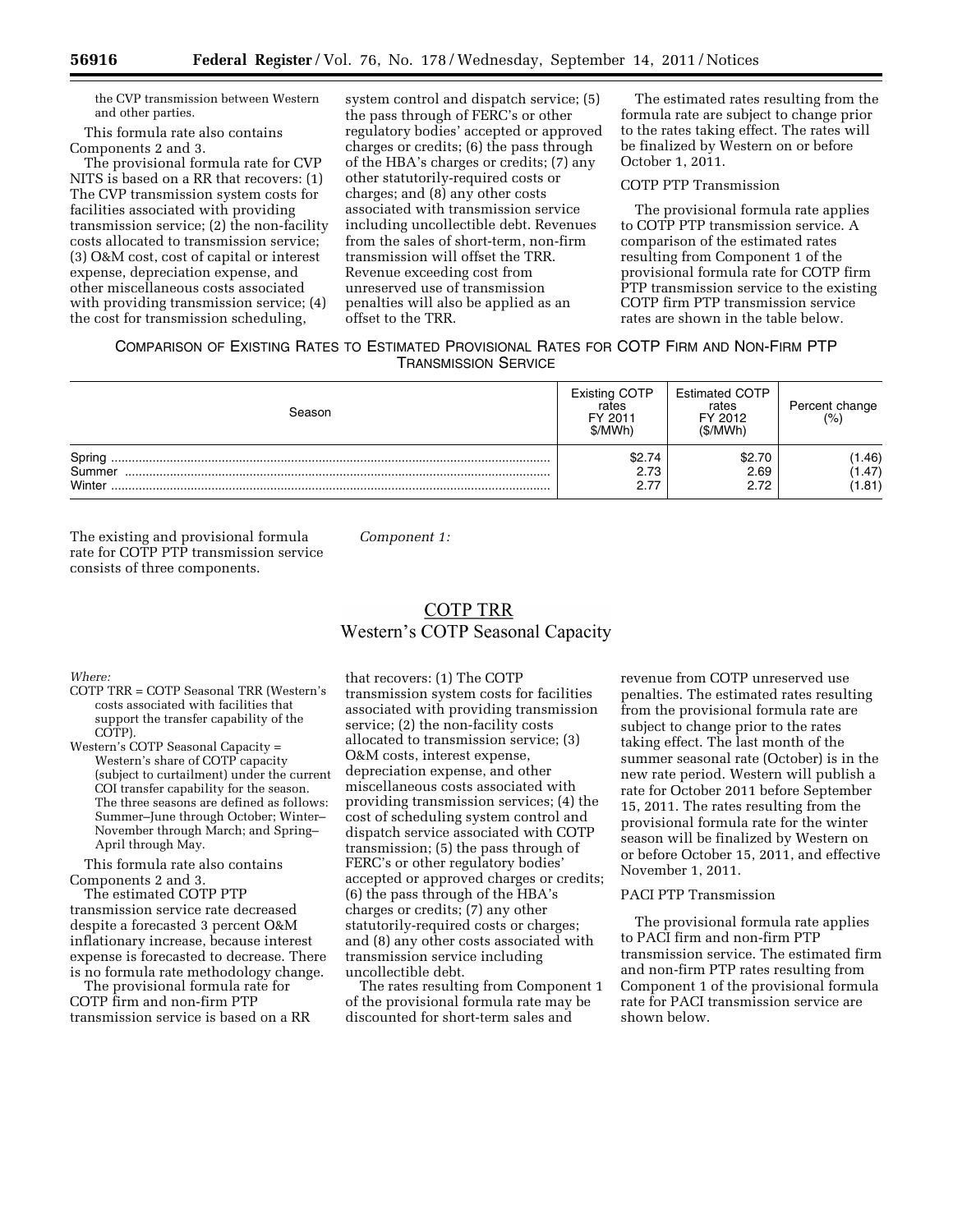the CVP transmission between Western and other parties.

This formula rate also contains Components 2 and 3.

The provisional formula rate for CVP NITS is based on a RR that recovers: (1) The CVP transmission system costs for facilities associated with providing transmission service; (2) the non-facility costs allocated to transmission service; (3) O&M cost, cost of capital or interest expense, depreciation expense, and other miscellaneous costs associated with providing transmission service; (4) the cost for transmission scheduling, system control and dispatch service; (5) the pass through of FERC's or other regulatory bodies' accepted or approved charges or credits; (6) the pass through of the HBA's charges or credits; (7) any other statutorily-required costs or charges; and (8) any other costs associated with transmission service including uncollectible debt. Revenues from the sales of short-term, non-firm transmission will offset the TRR. Revenue exceeding cost from unreserved use of transmission penalties will also be applied as an offset to the TRR.

The estimated rates resulting from the formula rate are subject to change prior to the rates taking effect. The rates will be finalized by Western on or before October 1, 2011.

COTP PTP Transmission

The provisional formula rate applies to COTP PTP transmission service. A comparison of the estimated rates resulting from Component 1 of the provisional formula rate for COTP firm PTP transmission service to the existing COTP firm PTP transmission service rates are shown in the table below.

COMPARISON OF EXISTING RATES TO ESTIMATED PROVISIONAL RATES FOR COTP FIRM AND NON-FIRM PTP TRANSMISSION SERVICE

| Season | Existing COTP rates FY 2011 $/MWh) | Estimated COTP rates FY 2012 ($/MWh) | Percent change (%) |
|---|---|---|---|
| Spring | $2.74 | $2.70 | (1.46) |
| Summer | 2.73 | 2.69 | (1.47) |
| Winter | 2.77 | 2.72 | (1.81) |

The existing and provisional formula rate for COTP PTP transmission service consists of three components.

*Component 1:*

$$\frac{\text{COTP TRR}}{\text{Western's COTP Seasonal Capacity}}$$

*Where:*

COTP TRR = COTP Seasonal TRR (Western's costs associated with facilities that support the transfer capability of the COTP).

Western's COTP Seasonal Capacity = Western's share of COTP capacity (subject to curtailment) under the current COI transfer capability for the season. The three seasons are defined as follows: Summer–June through October; Winter–November through March; and Spring–April through May.

This formula rate also contains Components 2 and 3.

The estimated COTP PTP transmission service rate decreased despite a forecasted 3 percent O&M inflationary increase, because interest expense is forecasted to decrease. There is no formula rate methodology change.

The provisional formula rate for COTP firm and non-firm PTP transmission service is based on a RR that recovers: (1) The COTP transmission system costs for facilities associated with providing transmission service; (2) the non-facility costs allocated to transmission service; (3) O&M costs, interest expense, depreciation expense, and other miscellaneous costs associated with providing transmission services; (4) the cost of scheduling system control and dispatch service associated with COTP transmission; (5) the pass through of FERC's or other regulatory bodies' accepted or approved charges or credits; (6) the pass through of the HBA's charges or credits; (7) any other statutorily-required costs or charges; and (8) any other costs associated with transmission service including uncollectible debt.

The rates resulting from Component 1 of the provisional formula rate may be discounted for short-term sales and revenue from COTP unreserved use penalties. The estimated rates resulting from the provisional formula rate are subject to change prior to the rates taking effect. The last month of the summer seasonal rate (October) is in the new rate period. Western will publish a rate for October 2011 before September 15, 2011. The rates resulting from the provisional formula rate for the winter season will be finalized by Western on or before October 15, 2011, and effective November 1, 2011.

PACI PTP Transmission

The provisional formula rate applies to PACI firm and non-firm PTP transmission service. The estimated firm and non-firm PTP rates resulting from Component 1 of the provisional formula rate for PACI transmission service are shown below.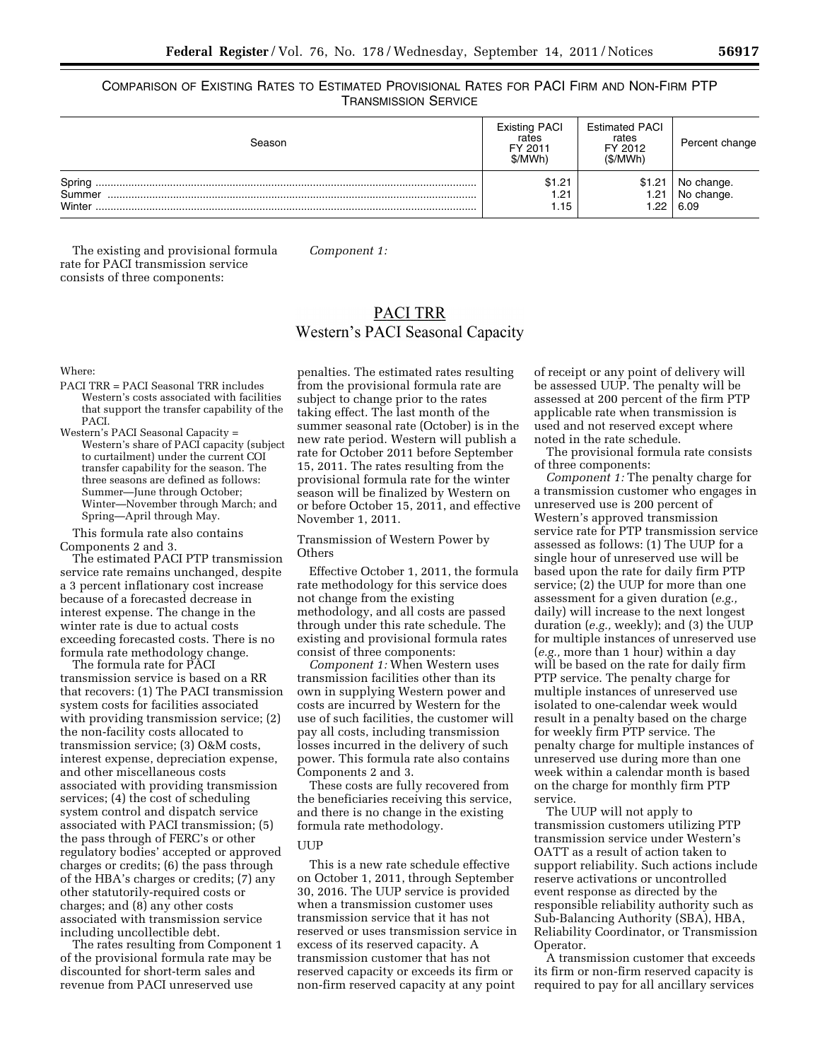COMPARISON OF EXISTING RATES TO ESTIMATED PROVISIONAL RATES FOR PACI FIRM AND NON-FIRM PTP TRANSMISSION SERVICE

| Season | Existing PACI rates FY 2011 $/MWh) | Estimated PACI rates FY 2012 ($/MWh) | Percent change |
|---|---|---|---|
| Spring | $1.21 | $1.21 | No change. |
| Summer | 1.21 | 1.21 | No change. |
| Winter | 1.15 | 1.22 | 6.09 |

The existing and provisional formula rate for PACI transmission service consists of three components:

*Component 1:*

$$\frac{\text{PACI TRR}}{\text{Western's PACI Seasonal Capacity}}$$

Where:

PACI TRR = PACI Seasonal TRR includes Western's costs associated with facilities that support the transfer capability of the PACI.

Western's PACI Seasonal Capacity = Western's share of PACI capacity (subject to curtailment) under the current COI transfer capability for the season. The three seasons are defined as follows: Summer—June through October; Winter—November through March; and Spring—April through May.

This formula rate also contains Components 2 and 3.

The estimated PACI PTP transmission service rate remains unchanged, despite a 3 percent inflationary cost increase because of a forecasted decrease in interest expense. The change in the winter rate is due to actual costs exceeding forecasted costs. There is no formula rate methodology change.

The formula rate for PACI transmission service is based on a RR that recovers: (1) The PACI transmission system costs for facilities associated with providing transmission service; (2) the non-facility costs allocated to transmission service; (3) O&M costs, interest expense, depreciation expense, and other miscellaneous costs associated with providing transmission services; (4) the cost of scheduling system control and dispatch service associated with PACI transmission; (5) the pass through of FERC's or other regulatory bodies' accepted or approved charges or credits; (6) the pass through of the HBA's charges or credits; (7) any other statutorily-required costs or charges; and (8) any other costs associated with transmission service including uncollectible debt.

The rates resulting from Component 1 of the provisional formula rate may be discounted for short-term sales and revenue from PACI unreserved use penalties. The estimated rates resulting from the provisional formula rate are subject to change prior to the rates taking effect. The last month of the summer seasonal rate (October) is in the new rate period. Western will publish a rate for October 2011 before September 15, 2011. The rates resulting from the provisional formula rate for the winter season will be finalized by Western on or before October 15, 2011, and effective November 1, 2011.

Transmission of Western Power by Others

Effective October 1, 2011, the formula rate methodology for this service does not change from the existing methodology, and all costs are passed through under this rate schedule. The existing and provisional formula rates consist of three components:

*Component 1:* When Western uses transmission facilities other than its own in supplying Western power and costs are incurred by Western for the use of such facilities, the customer will pay all costs, including transmission losses incurred in the delivery of such power. This formula rate also contains Components 2 and 3.

These costs are fully recovered from the beneficiaries receiving this service, and there is no change in the existing formula rate methodology.

UUP

This is a new rate schedule effective on October 1, 2011, through September 30, 2016. The UUP service is provided when a transmission customer uses transmission service that it has not reserved or uses transmission service in excess of its reserved capacity. A transmission customer that has not reserved capacity or exceeds its firm or non-firm reserved capacity at any point of receipt or any point of delivery will be assessed UUP. The penalty will be assessed at 200 percent of the firm PTP applicable rate when transmission is used and not reserved except where noted in the rate schedule.

The provisional formula rate consists of three components:

*Component 1:* The penalty charge for a transmission customer who engages in unreserved use is 200 percent of Western's approved transmission service rate for PTP transmission service assessed as follows: (1) The UUP for a single hour of unreserved use will be based upon the rate for daily firm PTP service; (2) the UUP for more than one assessment for a given duration (*e.g.,* daily) will increase to the next longest duration (*e.g.,* weekly); and (3) the UUP for multiple instances of unreserved use (*e.g.,* more than 1 hour) within a day will be based on the rate for daily firm PTP service. The penalty charge for multiple instances of unreserved use isolated to one-calendar week would result in a penalty based on the charge for weekly firm PTP service. The penalty charge for multiple instances of unreserved use during more than one week within a calendar month is based on the charge for monthly firm PTP service.

The UUP will not apply to transmission customers utilizing PTP transmission service under Western's OATT as a result of action taken to support reliability. Such actions include reserve activations or uncontrolled event response as directed by the responsible reliability authority such as Sub-Balancing Authority (SBA), HBA, Reliability Coordinator, or Transmission Operator.

A transmission customer that exceeds its firm or non-firm reserved capacity is required to pay for all ancillary services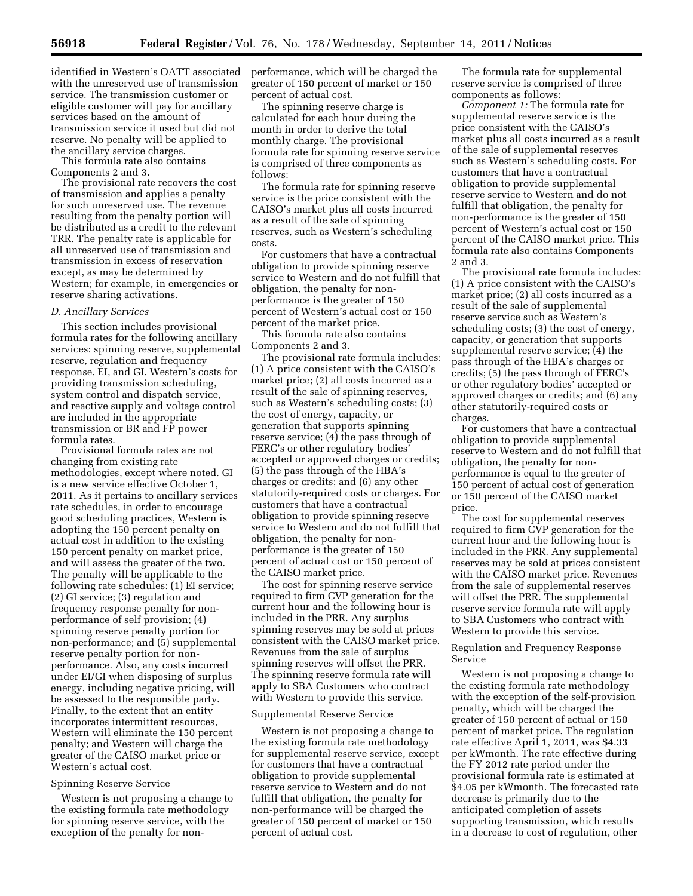identified in Western's OATT associated with the unreserved use of transmission service. The transmission customer or eligible customer will pay for ancillary services based on the amount of transmission service it used but did not reserve. No penalty will be applied to the ancillary service charges.

This formula rate also contains Components 2 and 3.

The provisional rate recovers the cost of transmission and applies a penalty for such unreserved use. The revenue resulting from the penalty portion will be distributed as a credit to the relevant TRR. The penalty rate is applicable for all unreserved use of transmission and transmission in excess of reservation except, as may be determined by Western; for example, in emergencies or reserve sharing activations.

*D. Ancillary Services*

This section includes provisional formula rates for the following ancillary services: spinning reserve, supplemental reserve, regulation and frequency response, EI, and GI. Western's costs for providing transmission scheduling, system control and dispatch service, and reactive supply and voltage control are included in the appropriate transmission or BR and FP power formula rates.

Provisional formula rates are not changing from existing rate methodologies, except where noted. GI is a new service effective October 1, 2011. As it pertains to ancillary services rate schedules, in order to encourage good scheduling practices, Western is adopting the 150 percent penalty on actual cost in addition to the existing 150 percent penalty on market price, and will assess the greater of the two. The penalty will be applicable to the following rate schedules: (1) EI service; (2) GI service; (3) regulation and frequency response penalty for non-performance of self provision; (4) spinning reserve penalty portion for non-performance; and (5) supplemental reserve penalty portion for non-performance. Also, any costs incurred under EI/GI when disposing of surplus energy, including negative pricing, will be assessed to the responsible party. Finally, to the extent that an entity incorporates intermittent resources, Western will eliminate the 150 percent penalty; and Western will charge the greater of the CAISO market price or Western's actual cost.

Spinning Reserve Service

Western is not proposing a change to the existing formula rate methodology for spinning reserve service, with the exception of the penalty for non-performance, which will be charged the greater of 150 percent of market or 150 percent of actual cost.

The spinning reserve charge is calculated for each hour during the month in order to derive the total monthly charge. The provisional formula rate for spinning reserve service is comprised of three components as follows:

The formula rate for spinning reserve service is the price consistent with the CAISO's market plus all costs incurred as a result of the sale of spinning reserves, such as Western's scheduling costs.

For customers that have a contractual obligation to provide spinning reserve service to Western and do not fulfill that obligation, the penalty for non-performance is the greater of 150 percent of Western's actual cost or 150 percent of the market price.

This formula rate also contains Components 2 and 3.

The provisional rate formula includes: (1) A price consistent with the CAISO's market price; (2) all costs incurred as a result of the sale of spinning reserves, such as Western's scheduling costs; (3) the cost of energy, capacity, or generation that supports spinning reserve service; (4) the pass through of FERC's or other regulatory bodies' accepted or approved charges or credits; (5) the pass through of the HBA's charges or credits; and (6) any other statutorily-required costs or charges. For customers that have a contractual obligation to provide spinning reserve service to Western and do not fulfill that obligation, the penalty for non-performance is the greater of 150 percent of actual cost or 150 percent of the CAISO market price.

The cost for spinning reserve service required to firm CVP generation for the current hour and the following hour is included in the PRR. Any surplus spinning reserves may be sold at prices consistent with the CAISO market price. Revenues from the sale of surplus spinning reserves will offset the PRR. The spinning reserve formula rate will apply to SBA Customers who contract with Western to provide this service.

Supplemental Reserve Service

Western is not proposing a change to the existing formula rate methodology for supplemental reserve service, except for customers that have a contractual obligation to provide supplemental reserve service to Western and do not fulfill that obligation, the penalty for non-performance will be charged the greater of 150 percent of market or 150 percent of actual cost.

The formula rate for supplemental reserve service is comprised of three components as follows:

*Component 1:* The formula rate for supplemental reserve service is the price consistent with the CAISO's market plus all costs incurred as a result of the sale of supplemental reserves such as Western's scheduling costs. For customers that have a contractual obligation to provide supplemental reserve service to Western and do not fulfill that obligation, the penalty for non-performance is the greater of 150 percent of Western's actual cost or 150 percent of the CAISO market price. This formula rate also contains Components 2 and 3.

The provisional rate formula includes: (1) A price consistent with the CAISO's market price; (2) all costs incurred as a result of the sale of supplemental reserve service such as Western's scheduling costs; (3) the cost of energy, capacity, or generation that supports supplemental reserve service; (4) the pass through of the HBA's charges or credits; (5) the pass through of FERC's or other regulatory bodies' accepted or approved charges or credits; and (6) any other statutorily-required costs or charges.

For customers that have a contractual obligation to provide supplemental reserve to Western and do not fulfill that obligation, the penalty for non-performance is equal to the greater of 150 percent of actual cost of generation or 150 percent of the CAISO market price.

The cost for supplemental reserves required to firm CVP generation for the current hour and the following hour is included in the PRR. Any supplemental reserves may be sold at prices consistent with the CAISO market price. Revenues from the sale of supplemental reserves will offset the PRR. The supplemental reserve service formula rate will apply to SBA Customers who contract with Western to provide this service.

Regulation and Frequency Response Service

Western is not proposing a change to the existing formula rate methodology with the exception of the self-provision penalty, which will be charged the greater of 150 percent of actual or 150 percent of market price. The regulation rate effective April 1, 2011, was $4.33 per kWmonth. The rate effective during the FY 2012 rate period under the provisional formula rate is estimated at $4.05 per kWmonth. The forecasted rate decrease is primarily due to the anticipated completion of assets supporting transmission, which results in a decrease to cost of regulation, other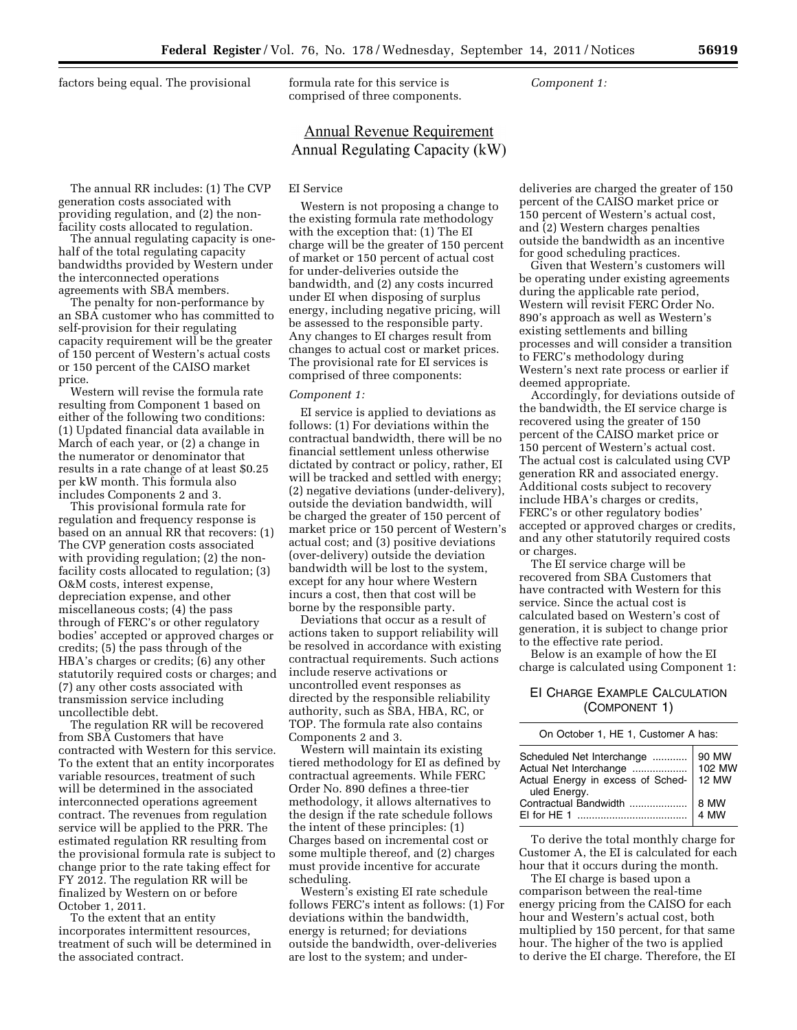factors being equal. The provisional formula rate for this service is comprised of three components.

*Component 1:*

$$\frac{\text{Annual Revenue Requirement}}{\text{Annual Regulating Capacity (kW)}}$$

The annual RR includes: (1) The CVP generation costs associated with providing regulation, and (2) the non-facility costs allocated to regulation.

The annual regulating capacity is one-half of the total regulating capacity bandwidths provided by Western under the interconnected operations agreements with SBA members.

The penalty for non-performance by an SBA customer who has committed to self-provision for their regulating capacity requirement will be the greater of 150 percent of Western's actual costs or 150 percent of the CAISO market price.

Western will revise the formula rate resulting from Component 1 based on either of the following two conditions: (1) Updated financial data available in March of each year, or (2) a change in the numerator or denominator that results in a rate change of at least $0.25 per kW month. This formula also includes Components 2 and 3.

This provisional formula rate for regulation and frequency response is based on an annual RR that recovers: (1) The CVP generation costs associated with providing regulation; (2) the non-facility costs allocated to regulation; (3) O&M costs, interest expense, depreciation expense, and other miscellaneous costs; (4) the pass through of FERC's or other regulatory bodies' accepted or approved charges or credits; (5) the pass through of the HBA's charges or credits; (6) any other statutorily required costs or charges; and (7) any other costs associated with transmission service including uncollectible debt.

The regulation RR will be recovered from SBA Customers that have contracted with Western for this service. To the extent that an entity incorporates variable resources, treatment of such will be determined in the associated interconnected operations agreement contract. The revenues from regulation service will be applied to the PRR. The estimated regulation RR resulting from the provisional formula rate is subject to change prior to the rate taking effect for FY 2012. The regulation RR will be finalized by Western on or before October 1, 2011.

To the extent that an entity incorporates intermittent resources, treatment of such will be determined in the associated contract.

EI Service

Western is not proposing a change to the existing formula rate methodology with the exception that: (1) The EI charge will be the greater of 150 percent of market or 150 percent of actual cost for under-deliveries outside the bandwidth, and (2) any costs incurred under EI when disposing of surplus energy, including negative pricing, will be assessed to the responsible party. Any changes to EI charges result from changes to actual cost or market prices. The provisional rate for EI services is comprised of three components:

*Component 1:*

EI service is applied to deviations as follows: (1) For deviations within the contractual bandwidth, there will be no financial settlement unless otherwise dictated by contract or policy, rather, EI will be tracked and settled with energy; (2) negative deviations (under-delivery), outside the deviation bandwidth, will be charged the greater of 150 percent of market price or 150 percent of Western's actual cost; and (3) positive deviations (over-delivery) outside the deviation bandwidth will be lost to the system, except for any hour where Western incurs a cost, then that cost will be borne by the responsible party.

Deviations that occur as a result of actions taken to support reliability will be resolved in accordance with existing contractual requirements. Such actions include reserve activations or uncontrolled event responses as directed by the responsible reliability authority, such as SBA, HBA, RC, or TOP. The formula rate also contains Components 2 and 3.

Western will maintain its existing tiered methodology for EI as defined by contractual agreements. While FERC Order No. 890 defines a three-tier methodology, it allows alternatives to the design if the rate schedule follows the intent of these principles: (1) Charges based on incremental cost or some multiple thereof, and (2) charges must provide incentive for accurate scheduling.

Western's existing EI rate schedule follows FERC's intent as follows: (1) For deviations within the bandwidth, energy is returned; for deviations outside the bandwidth, over-deliveries are lost to the system; and under-deliveries are charged the greater of 150 percent of the CAISO market price or 150 percent of Western's actual cost, and (2) Western charges penalties outside the bandwidth as an incentive for good scheduling practices.

Given that Western's customers will be operating under existing agreements during the applicable rate period, Western will revisit FERC Order No. 890's approach as well as Western's existing settlements and billing processes and will consider a transition to FERC's methodology during Western's next rate process or earlier if deemed appropriate.

Accordingly, for deviations outside of the bandwidth, the EI service charge is recovered using the greater of 150 percent of the CAISO market price or 150 percent of Western's actual cost. The actual cost is calculated using CVP generation RR and associated energy. Additional costs subject to recovery include HBA's charges or credits, FERC's or other regulatory bodies' accepted or approved charges or credits, and any other statutorily required costs or charges.

The EI service charge will be recovered from SBA Customers that have contracted with Western for this service. Since the actual cost is calculated based on Western's cost of generation, it is subject to change prior to the effective rate period.

Below is an example of how the EI charge is calculated using Component 1:

EI CHARGE EXAMPLE CALCULATION (COMPONENT 1)

| On October 1, HE 1, Customer A has: | |
|---|---|
| Scheduled Net Interchange | 90 MW |
| Actual Net Interchange | 102 MW |
| Actual Energy in excess of Scheduled Energy. | 12 MW |
| Contractual Bandwidth | 8 MW |
| EI for HE 1 | 4 MW |

To derive the total monthly charge for Customer A, the EI is calculated for each hour that it occurs during the month.

The EI charge is based upon a comparison between the real-time energy pricing from the CAISO for each hour and Western's actual cost, both multiplied by 150 percent, for that same hour. The higher of the two is applied to derive the EI charge. Therefore, the EI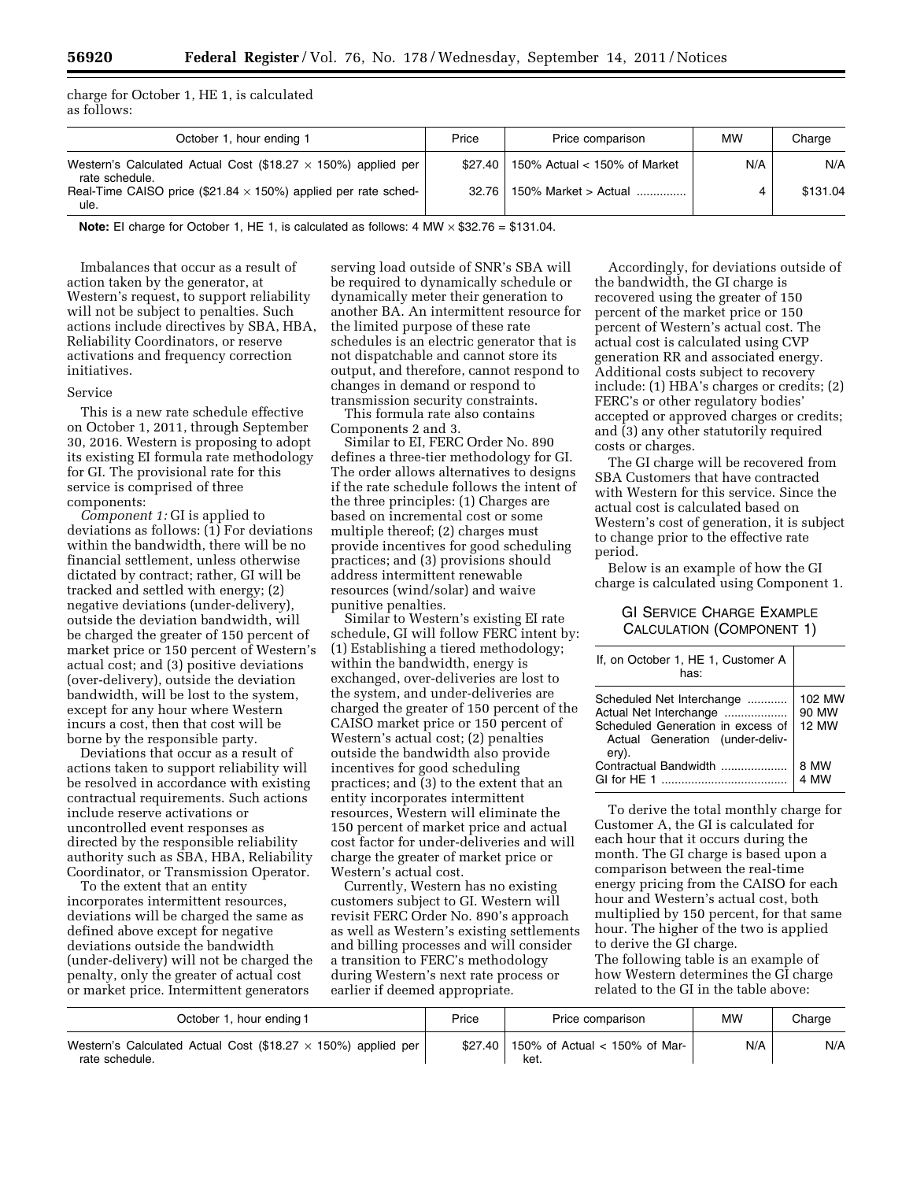charge for October 1, HE 1, is calculated as follows:

| October 1, hour ending 1 | Price | Price comparison | MW | Charge |
|---|---|---|---|---|
| Western's Calculated Actual Cost ($18.27 × 150%) applied per rate schedule. | $27.40 | 150% Actual < 150% of Market | N/A | N/A |
| Real-Time CAISO price ($21.84 × 150%) applied per rate schedule. | 32.76 | 150% Market > Actual | 4 | $131.04 |

**Note:** EI charge for October 1, HE 1, is calculated as follows: 4 MW × $32.76 = $131.04.

Imbalances that occur as a result of action taken by the generator, at Western's request, to support reliability will not be subject to penalties. Such actions include directives by SBA, HBA, Reliability Coordinators, or reserve activations and frequency correction initiatives.

Service

This is a new rate schedule effective on October 1, 2011, through September 30, 2016. Western is proposing to adopt its existing EI formula rate methodology for GI. The provisional rate for this service is comprised of three components:

*Component 1:* GI is applied to deviations as follows: (1) For deviations within the bandwidth, there will be no financial settlement, unless otherwise dictated by contract; rather, GI will be tracked and settled with energy; (2) negative deviations (under-delivery), outside the deviation bandwidth, will be charged the greater of 150 percent of market price or 150 percent of Western's actual cost; and (3) positive deviations (over-delivery), outside the deviation bandwidth, will be lost to the system, except for any hour where Western incurs a cost, then that cost will be borne by the responsible party.

Deviations that occur as a result of actions taken to support reliability will be resolved in accordance with existing contractual requirements. Such actions include reserve activations or uncontrolled event responses as directed by the responsible reliability authority such as SBA, HBA, Reliability Coordinator, or Transmission Operator.

To the extent that an entity incorporates intermittent resources, deviations will be charged the same as defined above except for negative deviations outside the bandwidth (under-delivery) will not be charged the penalty, only the greater of actual cost or market price. Intermittent generators serving load outside of SNR's SBA will be required to dynamically schedule or dynamically meter their generation to another BA. An intermittent resource for the limited purpose of these rate schedules is an electric generator that is not dispatchable and cannot store its output, and therefore, cannot respond to changes in demand or respond to transmission security constraints.

This formula rate also contains Components 2 and 3.

Similar to EI, FERC Order No. 890 defines a three-tier methodology for GI. The order allows alternatives to designs if the rate schedule follows the intent of the three principles: (1) Charges are based on incremental cost or some multiple thereof; (2) charges must provide incentives for good scheduling practices; and (3) provisions should address intermittent renewable resources (wind/solar) and waive punitive penalties.

Similar to Western's existing EI rate schedule, GI will follow FERC intent by: (1) Establishing a tiered methodology; within the bandwidth, energy is exchanged, over-deliveries are lost to the system, and under-deliveries are charged the greater of 150 percent of the CAISO market price or 150 percent of Western's actual cost; (2) penalties outside the bandwidth also provide incentives for good scheduling practices; and (3) to the extent that an entity incorporates intermittent resources, Western will eliminate the 150 percent of market price and actual cost factor for under-deliveries and will charge the greater of market price or Western's actual cost.

Currently, Western has no existing customers subject to GI. Western will revisit FERC Order No. 890's approach as well as Western's existing settlements and billing processes and will consider a transition to FERC's methodology during Western's next rate process or earlier if deemed appropriate.

Accordingly, for deviations outside of the bandwidth, the GI charge is recovered using the greater of 150 percent of the market price or 150 percent of Western's actual cost. The actual cost is calculated using CVP generation RR and associated energy. Additional costs subject to recovery include: (1) HBA's charges or credits; (2) FERC's or other regulatory bodies' accepted or approved charges or credits; and (3) any other statutorily required costs or charges.

The GI charge will be recovered from SBA Customers that have contracted with Western for this service. Since the actual cost is calculated based on Western's cost of generation, it is subject to change prior to the effective rate period.

Below is an example of how the GI charge is calculated using Component 1.

### GI Service Charge Example Calculation (Component 1)

| If, on October 1, HE 1, Customer A has: | |
|---|---|
| Scheduled Net Interchange | 102 MW |
| Actual Net Interchange | 90 MW |
| Scheduled Generation in excess of Actual Generation (under-delivery). | 12 MW |
| Contractual Bandwidth | 8 MW |
| GI for HE 1 | 4 MW |

To derive the total monthly charge for Customer A, the GI is calculated for each hour that it occurs during the month. The GI charge is based upon a comparison between the real-time energy pricing from the CAISO for each hour and Western's actual cost, both multiplied by 150 percent, for that same hour. The higher of the two is applied to derive the GI charge.

The following table is an example of how Western determines the GI charge related to the GI in the table above:

| October 1, hour ending 1 | Price | Price comparison | MW | Charge |
|---|---|---|---|---|
| Western's Calculated Actual Cost ($18.27 × 150%) applied per rate schedule. | $27.40 | 150% of Actual < 150% of Market. | N/A | N/A |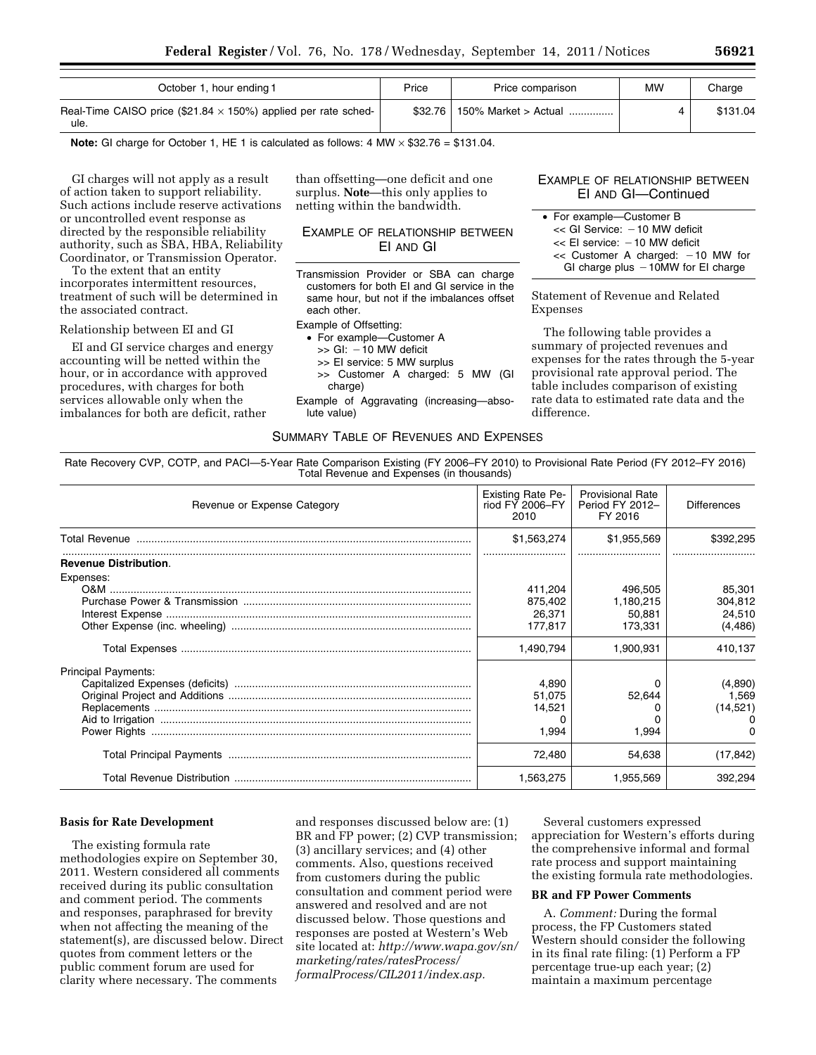| October 1, hour ending 1 | Price | Price comparison | MW | Charge |
|---|---|---|---|---|
| Real-Time CAISO price ($21.84 × 150%) applied per rate schedule. | $32.76 | 150% Market > Actual .............. | 4 | $131.04 |

**Note:** GI charge for October 1, HE 1 is calculated as follows: 4 MW × $32.76 = $131.04.

GI charges will not apply as a result of action taken to support reliability. Such actions include reserve activations or uncontrolled event response as directed by the responsible reliability authority, such as SBA, HBA, Reliability Coordinator, or Transmission Operator.

To the extent that an entity incorporates intermittent resources, treatment of such will be determined in the associated contract.

Relationship between EI and GI

EI and GI service charges and energy accounting will be netted within the hour, or in accordance with approved procedures, with charges for both services allowable only when the imbalances for both are deficit, rather than offsetting—one deficit and one surplus. **Note**—this only applies to netting within the bandwidth.

EXAMPLE OF RELATIONSHIP BETWEEN EI AND GI

Transmission Provider or SBA can charge customers for both EI and GI service in the same hour, but not if the imbalances offset each other.

Example of Offsetting:

- For example—Customer A
  - >> GI: −10 MW deficit
  - >> EI service: 5 MW surplus
  - >> Customer A charged: 5 MW (GI charge)

Example of Aggravating (increasing—absolute value)

EXAMPLE OF RELATIONSHIP BETWEEN EI AND GI—Continued

- For example—Customer B
  - << GI Service: −10 MW deficit
  - << EI service: −10 MW deficit
  - << Customer A charged: −10 MW for GI charge plus −10MW for EI charge

Statement of Revenue and Related Expenses

The following table provides a summary of projected revenues and expenses for the rates through the 5-year provisional rate approval period. The table includes comparison of existing rate data to estimated rate data and the difference.

SUMMARY TABLE OF REVENUES AND EXPENSES

Rate Recovery CVP, COTP, and PACI—5-Year Rate Comparison Existing (FY 2006–FY 2010) to Provisional Rate Period (FY 2012–FY 2016) Total Revenue and Expenses (in thousands)

| Revenue or Expense Category | Existing Rate Period FY 2006–FY 2010 | Provisional Rate Period FY 2012–FY 2016 | Differences |
|---|---|---|---|
| Total Revenue | $1,563,274 | $1,955,569 | $392,295 |
| **Revenue Distribution.** | | | |
| Expenses: | | | |
| O&M | 411,204 | 496,505 | 85,301 |
| Purchase Power & Transmission | 875,402 | 1,180,215 | 304,812 |
| Interest Expense | 26,371 | 50,881 | 24,510 |
| Other Expense (inc. wheeling) | 177,817 | 173,331 | (4,486) |
| Total Expenses | 1,490,794 | 1,900,931 | 410,137 |
| Principal Payments: | | | |
| Capitalized Expenses (deficits) | 4,890 | 0 | (4,890) |
| Original Project and Additions | 51,075 | 52,644 | 1,569 |
| Replacements | 14,521 | 0 | (14,521) |
| Aid to Irrigation | 0 | 0 | 0 |
| Power Rights | 1,994 | 1,994 | 0 |
| Total Principal Payments | 72,480 | 54,638 | (17,842) |
| Total Revenue Distribution | 1,563,275 | 1,955,569 | 392,294 |

**Basis for Rate Development**

The existing formula rate methodologies expire on September 30, 2011. Western considered all comments received during its public consultation and comment period. The comments and responses, paraphrased for brevity when not affecting the meaning of the statement(s), are discussed below. Direct quotes from comment letters or the public comment forum are used for clarity where necessary. The comments and responses discussed below are: (1) BR and FP power; (2) CVP transmission; (3) ancillary services; and (4) other comments. Also, questions received from customers during the public consultation and comment period were answered and resolved and are not discussed below. Those questions and responses are posted at Western's Web site located at: *http://www.wapa.gov/sn/marketing/rates/ratesProcess/formalProcess/CIL2011/index.asp.*

Several customers expressed appreciation for Western's efforts during the comprehensive informal and formal rate process and support maintaining the existing formula rate methodologies.

**BR and FP Power Comments**

A. *Comment:* During the formal process, the FP Customers stated Western should consider the following in its final rate filing: (1) Perform a FP percentage true-up each year; (2) maintain a maximum percentage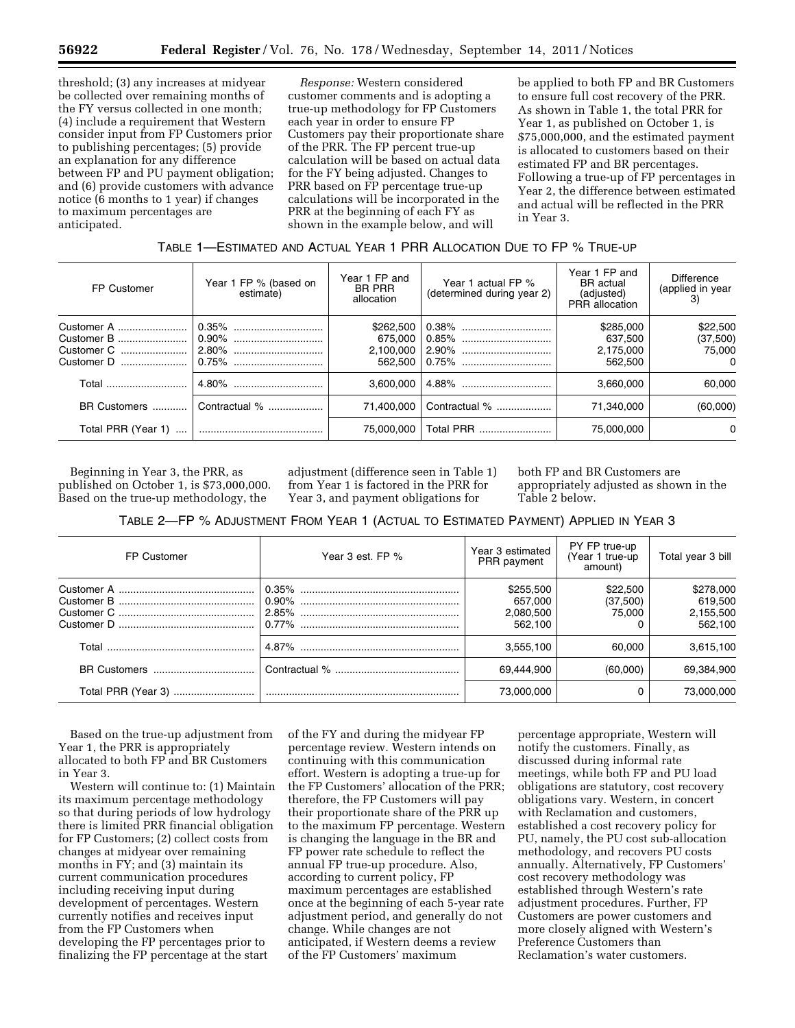threshold; (3) any increases at midyear be collected over remaining months of the FY versus collected in one month; (4) include a requirement that Western consider input from FP Customers prior to publishing percentages; (5) provide an explanation for any difference between FP and PU payment obligation; and (6) provide customers with advance notice (6 months to 1 year) if changes to maximum percentages are anticipated.

*Response:* Western considered customer comments and is adopting a true-up methodology for FP Customers each year in order to ensure FP Customers pay their proportionate share of the PRR. The FP percent true-up calculation will be based on actual data for the FY being adjusted. Changes to PRR based on FP percentage true-up calculations will be incorporated in the PRR at the beginning of each FY as shown in the example below, and will be applied to both FP and BR Customers to ensure full cost recovery of the PRR. As shown in Table 1, the total PRR for Year 1, as published on October 1, is $75,000,000, and the estimated payment is allocated to customers based on their estimated FP and BR percentages. Following a true-up of FP percentages in Year 2, the difference between estimated and actual will be reflected in the PRR in Year 3.

TABLE 1—ESTIMATED AND ACTUAL YEAR 1 PRR ALLOCATION DUE TO FP % TRUE-UP

| FP Customer | Year 1 FP % (based on estimate) | Year 1 FP and BR PRR allocation | Year 1 actual FP % (determined during year 2) | Year 1 FP and BR actual (adjusted) PRR allocation | Difference (applied in year 3) |
|---|---|---|---|---|---|
| Customer A | 0.35% | $262,500 | 0.38% | $285,000 | $22,500 |
| Customer B | 0.90% | 675,000 | 0.85% | 637,500 | (37,500) |
| Customer C | 2.80% | 2,100,000 | 2.90% | 2,175,000 | 75,000 |
| Customer D | 0.75% | 562,500 | 0.75% | 562,500 | 0 |
| Total | 4.80% | 3,600,000 | 4.88% | 3,660,000 | 60,000 |
| BR Customers | Contractual % | 71,400,000 | Contractual % | 71,340,000 | (60,000) |
| Total PRR (Year 1) | | 75,000,000 | Total PRR | 75,000,000 | 0 |

Beginning in Year 3, the PRR, as published on October 1, is $73,000,000. Based on the true-up methodology, the adjustment (difference seen in Table 1) from Year 1 is factored in the PRR for Year 3, and payment obligations for both FP and BR Customers are appropriately adjusted as shown in the Table 2 below.

TABLE 2—FP % ADJUSTMENT FROM YEAR 1 (ACTUAL TO ESTIMATED PAYMENT) APPLIED IN YEAR 3

| FP Customer | Year 3 est. FP % | Year 3 estimated PRR payment | PY FP true-up (Year 1 true-up amount) | Total year 3 bill |
|---|---|---|---|---|
| Customer A | 0.35% | $255,500 | $22,500 | $278,000 |
| Customer B | 0.90% | 657,000 | (37,500) | 619,500 |
| Customer C | 2.85% | 2,080,500 | 75,000 | 2,155,500 |
| Customer D | 0.77% | 562,100 | 0 | 562,100 |
| Total | 4.87% | 3,555,100 | 60,000 | 3,615,100 |
| BR Customers | Contractual % | 69,444,900 | (60,000) | 69,384,900 |
| Total PRR (Year 3) | | 73,000,000 | 0 | 73,000,000 |

Based on the true-up adjustment from Year 1, the PRR is appropriately allocated to both FP and BR Customers in Year 3.

Western will continue to: (1) Maintain its maximum percentage methodology so that during periods of low hydrology there is limited PRR financial obligation for FP Customers; (2) collect costs from changes at midyear over remaining months in FY; and (3) maintain its current communication procedures including receiving input during development of percentages. Western currently notifies and receives input from the FP Customers when developing the FP percentages prior to finalizing the FP percentage at the start of the FY and during the midyear FP percentage review. Western intends on continuing with this communication effort. Western is adopting a true-up for the FP Customers' allocation of the PRR; therefore, the FP Customers will pay their proportionate share of the PRR up to the maximum FP percentage. Western is changing the language in the BR and FP power rate schedule to reflect the annual FP true-up procedure. Also, according to current policy, FP maximum percentages are established once at the beginning of each 5-year rate adjustment period, and generally do not change. While changes are not anticipated, if Western deems a review of the FP Customers' maximum percentage appropriate, Western will notify the customers. Finally, as discussed during informal rate meetings, while both FP and PU load obligations are statutory, cost recovery obligations vary. Western, in concert with Reclamation and customers, established a cost recovery policy for PU, namely, the PU cost sub-allocation methodology, and recovers PU costs annually. Alternatively, FP Customers' cost recovery methodology was established through Western's rate adjustment procedures. Further, FP Customers are power customers and more closely aligned with Western's Preference Customers than Reclamation's water customers.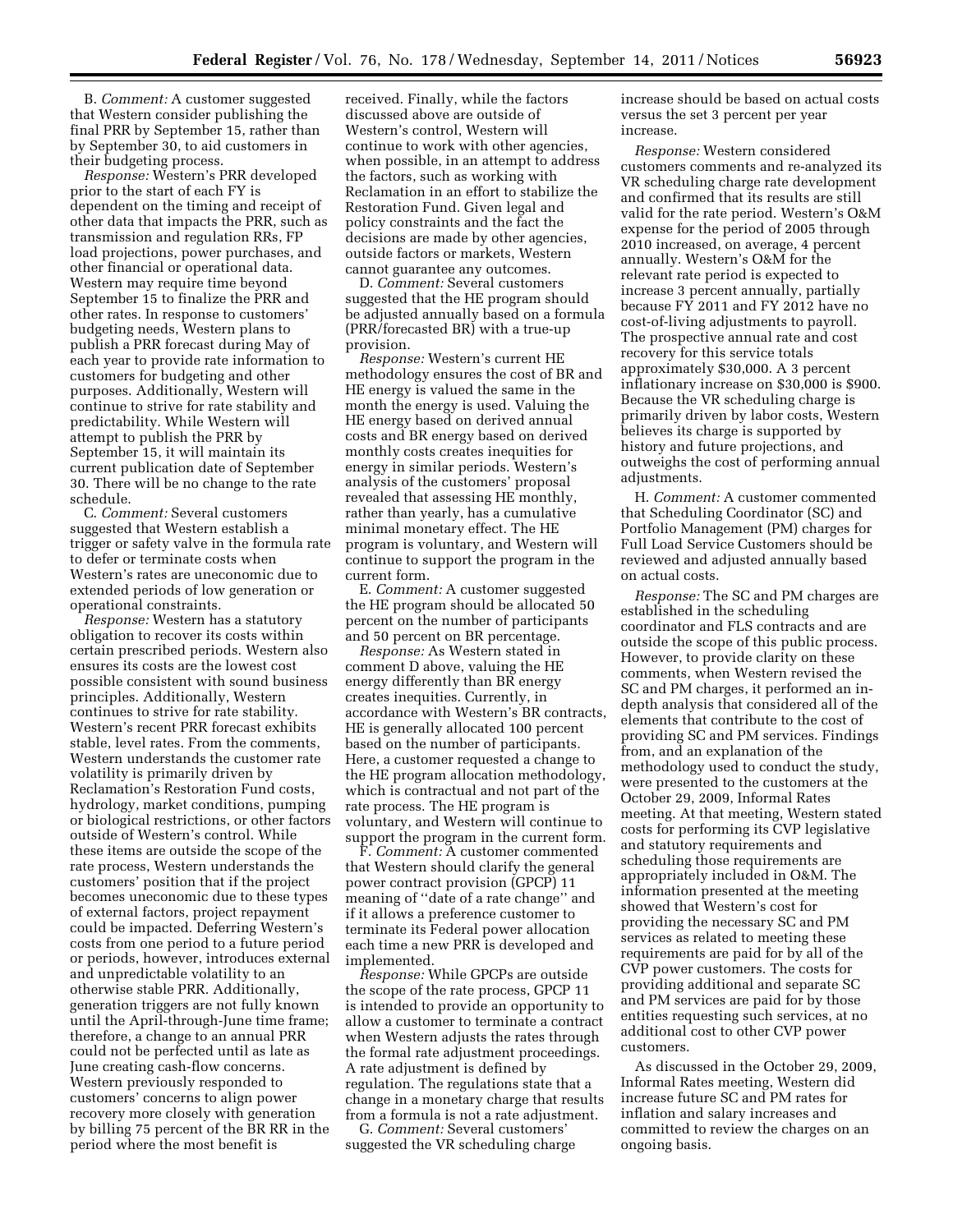B. *Comment:* A customer suggested that Western consider publishing the final PRR by September 15, rather than by September 30, to aid customers in their budgeting process.

*Response:* Western's PRR developed prior to the start of each FY is dependent on the timing and receipt of other data that impacts the PRR, such as transmission and regulation RRs, FP load projections, power purchases, and other financial or operational data. Western may require time beyond September 15 to finalize the PRR and other rates. In response to customers' budgeting needs, Western plans to publish a PRR forecast during May of each year to provide rate information to customers for budgeting and other purposes. Additionally, Western will continue to strive for rate stability and predictability. While Western will attempt to publish the PRR by September 15, it will maintain its current publication date of September 30. There will be no change to the rate schedule.

C. *Comment:* Several customers suggested that Western establish a trigger or safety valve in the formula rate to defer or terminate costs when Western's rates are uneconomic due to extended periods of low generation or operational constraints.

*Response:* Western has a statutory obligation to recover its costs within certain prescribed periods. Western also ensures its costs are the lowest cost possible consistent with sound business principles. Additionally, Western continues to strive for rate stability. Western's recent PRR forecast exhibits stable, level rates. From the comments, Western understands the customer rate volatility is primarily driven by Reclamation's Restoration Fund costs, hydrology, market conditions, pumping or biological restrictions, or other factors outside of Western's control. While these items are outside the scope of the rate process, Western understands the customers' position that if the project becomes uneconomic due to these types of external factors, project repayment could be impacted. Deferring Western's costs from one period to a future period or periods, however, introduces external and unpredictable volatility to an otherwise stable PRR. Additionally, generation triggers are not fully known until the April-through-June time frame; therefore, a change to an annual PRR could not be perfected until as late as June creating cash-flow concerns. Western previously responded to customers' concerns to align power recovery more closely with generation by billing 75 percent of the BR RR in the period where the most benefit is received. Finally, while the factors discussed above are outside of Western's control, Western will continue to work with other agencies, when possible, in an attempt to address the factors, such as working with Reclamation in an effort to stabilize the Restoration Fund. Given legal and policy constraints and the fact the decisions are made by other agencies, outside factors or markets, Western cannot guarantee any outcomes.

D. *Comment:* Several customers suggested that the HE program should be adjusted annually based on a formula (PRR/forecasted BR) with a true-up provision.

*Response:* Western's current HE methodology ensures the cost of BR and HE energy is valued the same in the month the energy is used. Valuing the HE energy based on derived annual costs and BR energy based on derived monthly costs creates inequities for energy in similar periods. Western's analysis of the customers' proposal revealed that assessing HE monthly, rather than yearly, has a cumulative minimal monetary effect. The HE program is voluntary, and Western will continue to support the program in the current form.

E. *Comment:* A customer suggested the HE program should be allocated 50 percent on the number of participants and 50 percent on BR percentage.

*Response:* As Western stated in comment D above, valuing the HE energy differently than BR energy creates inequities. Currently, in accordance with Western's BR contracts, HE is generally allocated 100 percent based on the number of participants. Here, a customer requested a change to the HE program allocation methodology, which is contractual and not part of the rate process. The HE program is voluntary, and Western will continue to support the program in the current form.

F. *Comment:* A customer commented that Western should clarify the general power contract provision (GPCP) 11 meaning of "date of a rate change" and if it allows a preference customer to terminate its Federal power allocation each time a new PRR is developed and implemented.

*Response:* While GPCPs are outside the scope of the rate process, GPCP 11 is intended to provide an opportunity to allow a customer to terminate a contract when Western adjusts the rates through the formal rate adjustment proceedings. A rate adjustment is defined by regulation. The regulations state that a change in a monetary charge that results from a formula is not a rate adjustment.

G. *Comment:* Several customers' suggested the VR scheduling charge increase should be based on actual costs versus the set 3 percent per year increase.

*Response:* Western considered customers comments and re-analyzed its VR scheduling charge rate development and confirmed that its results are still valid for the rate period. Western's O&M expense for the period of 2005 through 2010 increased, on average, 4 percent annually. Western's O&M for the relevant rate period is expected to increase 3 percent annually, partially because FY 2011 and FY 2012 have no cost-of-living adjustments to payroll. The prospective annual rate and cost recovery for this service totals approximately $30,000. A 3 percent inflationary increase on $30,000 is $900. Because the VR scheduling charge is primarily driven by labor costs, Western believes its charge is supported by history and future projections, and outweighs the cost of performing annual adjustments.

H. *Comment:* A customer commented that Scheduling Coordinator (SC) and Portfolio Management (PM) charges for Full Load Service Customers should be reviewed and adjusted annually based on actual costs.

*Response:* The SC and PM charges are established in the scheduling coordinator and FLS contracts and are outside the scope of this public process. However, to provide clarity on these comments, when Western revised the SC and PM charges, it performed an in-depth analysis that considered all of the elements that contribute to the cost of providing SC and PM services. Findings from, and an explanation of the methodology used to conduct the study, were presented to the customers at the October 29, 2009, Informal Rates meeting. At that meeting, Western stated costs for performing its CVP legislative and statutory requirements and scheduling those requirements are appropriately included in O&M. The information presented at the meeting showed that Western's cost for providing the necessary SC and PM services as related to meeting these requirements are paid for by all of the CVP power customers. The costs for providing additional and separate SC and PM services are paid for by those entities requesting such services, at no additional cost to other CVP power customers.

As discussed in the October 29, 2009, Informal Rates meeting, Western did increase future SC and PM rates for inflation and salary increases and committed to review the charges on an ongoing basis.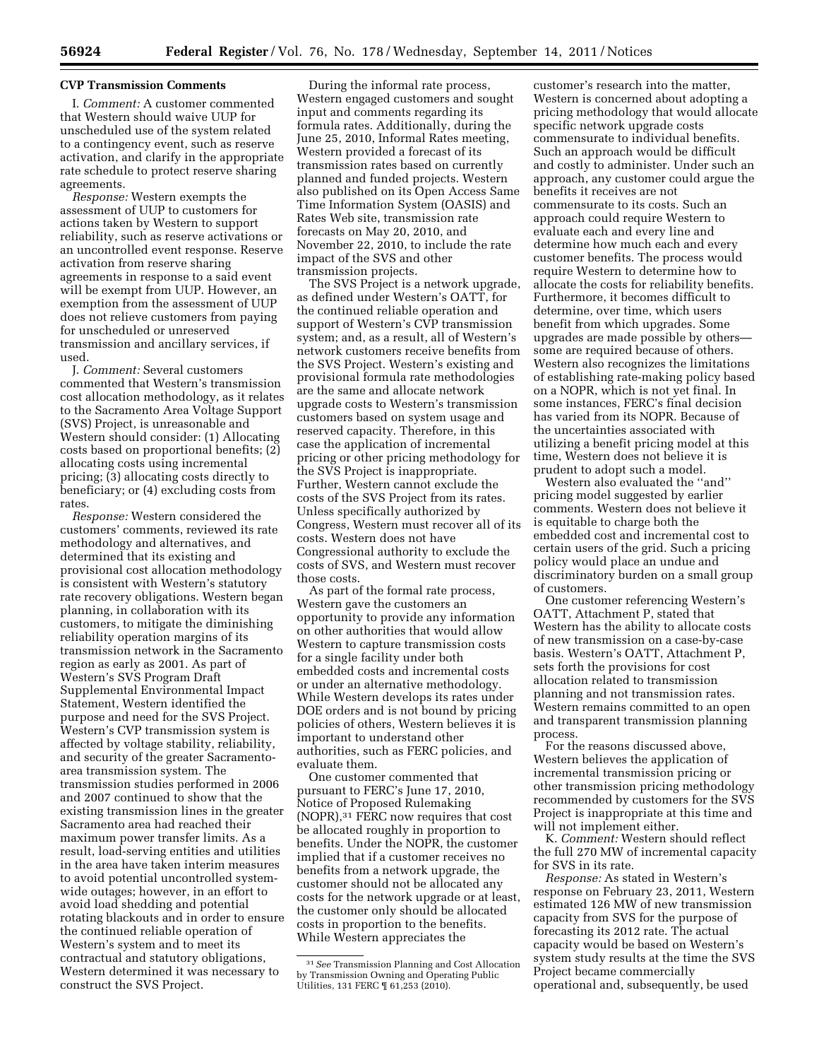## CVP Transmission Comments

I. *Comment:* A customer commented that Western should waive UUP for unscheduled use of the system related to a contingency event, such as reserve activation, and clarify in the appropriate rate schedule to protect reserve sharing agreements.

*Response:* Western exempts the assessment of UUP to customers for actions taken by Western to support reliability, such as reserve activations or an uncontrolled event response. Reserve activation from reserve sharing agreements in response to a said event will be exempt from UUP. However, an exemption from the assessment of UUP does not relieve customers from paying for unscheduled or unreserved transmission and ancillary services, if used.

J. *Comment:* Several customers commented that Western's transmission cost allocation methodology, as it relates to the Sacramento Area Voltage Support (SVS) Project, is unreasonable and Western should consider: (1) Allocating costs based on proportional benefits; (2) allocating costs using incremental pricing; (3) allocating costs directly to beneficiary; or (4) excluding costs from rates.

*Response:* Western considered the customers' comments, reviewed its rate methodology and alternatives, and determined that its existing and provisional cost allocation methodology is consistent with Western's statutory rate recovery obligations. Western began planning, in collaboration with its customers, to mitigate the diminishing reliability operation margins of its transmission network in the Sacramento region as early as 2001. As part of Western's SVS Program Draft Supplemental Environmental Impact Statement, Western identified the purpose and need for the SVS Project. Western's CVP transmission system is affected by voltage stability, reliability, and security of the greater Sacramento-area transmission system. The transmission studies performed in 2006 and 2007 continued to show that the existing transmission lines in the greater Sacramento area had reached their maximum power transfer limits. As a result, load-serving entities and utilities in the area have taken interim measures to avoid potential uncontrolled system-wide outages; however, in an effort to avoid load shedding and potential rotating blackouts and in order to ensure the continued reliable operation of Western's system and to meet its contractual and statutory obligations, Western determined it was necessary to construct the SVS Project.

During the informal rate process, Western engaged customers and sought input and comments regarding its formula rates. Additionally, during the June 25, 2010, Informal Rates meeting, Western provided a forecast of its transmission rates based on currently planned and funded projects. Western also published on its Open Access Same Time Information System (OASIS) and Rates Web site, transmission rate forecasts on May 20, 2010, and November 22, 2010, to include the rate impact of the SVS and other transmission projects.

The SVS Project is a network upgrade, as defined under Western's OATT, for the continued reliable operation and support of Western's CVP transmission system; and, as a result, all of Western's network customers receive benefits from the SVS Project. Western's existing and provisional formula rate methodologies are the same and allocate network upgrade costs to Western's transmission customers based on system usage and reserved capacity. Therefore, in this case the application of incremental pricing or other pricing methodology for the SVS Project is inappropriate. Further, Western cannot exclude the costs of the SVS Project from its rates. Unless specifically authorized by Congress, Western must recover all of its costs. Western does not have Congressional authority to exclude the costs of SVS, and Western must recover those costs.

As part of the formal rate process, Western gave the customers an opportunity to provide any information on other authorities that would allow Western to capture transmission costs for a single facility under both embedded costs and incremental costs or under an alternative methodology. While Western develops its rates under DOE orders and is not bound by pricing policies of others, Western believes it is important to understand other authorities, such as FERC policies, and evaluate them.

One customer commented that pursuant to FERC's June 17, 2010, Notice of Proposed Rulemaking (NOPR),[31] FERC now requires that cost be allocated roughly in proportion to benefits. Under the NOPR, the customer implied that if a customer receives no benefits from a network upgrade, the customer should not be allocated any costs for the network upgrade or at least, the customer only should be allocated costs in proportion to the benefits. While Western appreciates the customer's research into the matter, Western is concerned about adopting a pricing methodology that would allocate specific network upgrade costs commensurate to individual benefits. Such an approach would be difficult and costly to administer. Under such an approach, any customer could argue the benefits it receives are not commensurate to its costs. Such an approach could require Western to evaluate each and every line and determine how much each and every customer benefits. The process would require Western to determine how to allocate the costs for reliability benefits. Furthermore, it becomes difficult to determine, over time, which users benefit from which upgrades. Some upgrades are made possible by others—some are required because of others. Western also recognizes the limitations of establishing rate-making policy based on a NOPR, which is not yet final. In some instances, FERC's final decision has varied from its NOPR. Because of the uncertainties associated with utilizing a benefit pricing model at this time, Western does not believe it is prudent to adopt such a model.

Western also evaluated the "and" pricing model suggested by earlier comments. Western does not believe it is equitable to charge both the embedded cost and incremental cost to certain users of the grid. Such a pricing policy would place an undue and discriminatory burden on a small group of customers.

One customer referencing Western's OATT, Attachment P, stated that Western has the ability to allocate costs of new transmission on a case-by-case basis. Western's OATT, Attachment P, sets forth the provisions for cost allocation related to transmission planning and not transmission rates. Western remains committed to an open and transparent transmission planning process.

For the reasons discussed above, Western believes the application of incremental transmission pricing or other transmission pricing methodology recommended by customers for the SVS Project is inappropriate at this time and will not implement either.

K. *Comment:* Western should reflect the full 270 MW of incremental capacity for SVS in its rate.

*Response:* As stated in Western's response on February 23, 2011, Western estimated 126 MW of new transmission capacity from SVS for the purpose of forecasting its 2012 rate. The actual capacity would be based on Western's system study results at the time the SVS Project became commercially operational and, subsequently, be used

---

[31] *See* Transmission Planning and Cost Allocation by Transmission Owning and Operating Public Utilities, 131 FERC ¶ 61,253 (2010).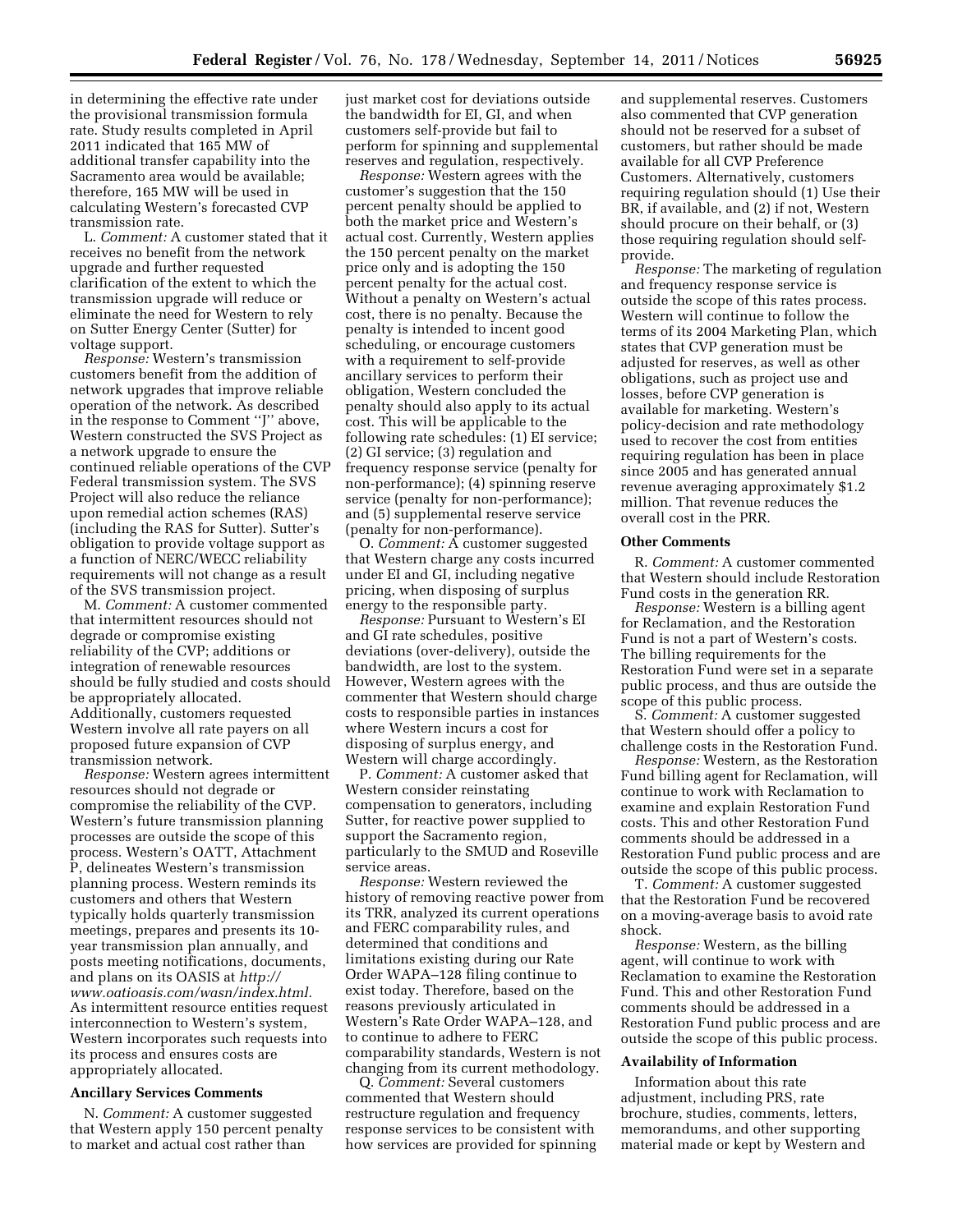in determining the effective rate under the provisional transmission formula rate. Study results completed in April 2011 indicated that 165 MW of additional transfer capability into the Sacramento area would be available; therefore, 165 MW will be used in calculating Western's forecasted CVP transmission rate.

L. *Comment:* A customer stated that it receives no benefit from the network upgrade and further requested clarification of the extent to which the transmission upgrade will reduce or eliminate the need for Western to rely on Sutter Energy Center (Sutter) for voltage support.

*Response:* Western's transmission customers benefit from the addition of network upgrades that improve reliable operation of the network. As described in the response to Comment "J" above, Western constructed the SVS Project as a network upgrade to ensure the continued reliable operations of the CVP Federal transmission system. The SVS Project will also reduce the reliance upon remedial action schemes (RAS) (including the RAS for Sutter). Sutter's obligation to provide voltage support as a function of NERC/WECC reliability requirements will not change as a result of the SVS transmission project.

M. *Comment:* A customer commented that intermittent resources should not degrade or compromise existing reliability of the CVP; additions or integration of renewable resources should be fully studied and costs should be appropriately allocated. Additionally, customers requested Western involve all rate payers on all proposed future expansion of CVP transmission network.

*Response:* Western agrees intermittent resources should not degrade or compromise the reliability of the CVP. Western's future transmission planning processes are outside the scope of this process. Western's OATT, Attachment P, delineates Western's transmission planning process. Western reminds its customers and others that Western typically holds quarterly transmission meetings, prepares and presents its 10-year transmission plan annually, and posts meeting notifications, documents, and plans on its OASIS at *http://www.oatioasis.com/wasn/index.html.* As intermittent resource entities request interconnection to Western's system, Western incorporates such requests into its process and ensures costs are appropriately allocated.

## Ancillary Services Comments

N. *Comment:* A customer suggested that Western apply 150 percent penalty to market and actual cost rather than just market cost for deviations outside the bandwidth for EI, GI, and when customers self-provide but fail to perform for spinning and supplemental reserves and regulation, respectively.

*Response:* Western agrees with the customer's suggestion that the 150 percent penalty should be applied to both the market price and Western's actual cost. Currently, Western applies the 150 percent penalty on the market price only and is adopting the 150 percent penalty for the actual cost. Without a penalty on Western's actual cost, there is no penalty. Because the penalty is intended to incent good scheduling, or encourage customers with a requirement to self-provide ancillary services to perform their obligation, Western concluded the penalty should also apply to its actual cost. This will be applicable to the following rate schedules: (1) EI service; (2) GI service; (3) regulation and frequency response service (penalty for non-performance); (4) spinning reserve service (penalty for non-performance); and (5) supplemental reserve service (penalty for non-performance).

O. *Comment:* A customer suggested that Western charge any costs incurred under EI and GI, including negative pricing, when disposing of surplus energy to the responsible party.

*Response:* Pursuant to Western's EI and GI rate schedules, positive deviations (over-delivery), outside the bandwidth, are lost to the system. However, Western agrees with the commenter that Western should charge costs to responsible parties in instances where Western incurs a cost for disposing of surplus energy, and Western will charge accordingly.

P. *Comment:* A customer asked that Western consider reinstating compensation to generators, including Sutter, for reactive power supplied to support the Sacramento region, particularly to the SMUD and Roseville service areas.

*Response:* Western reviewed the history of removing reactive power from its TRR, analyzed its current operations and FERC comparability rules, and determined that conditions and limitations existing during our Rate Order WAPA–128 filing continue to exist today. Therefore, based on the reasons previously articulated in Western's Rate Order WAPA–128, and to continue to adhere to FERC comparability standards, Western is not changing from its current methodology.

Q. *Comment:* Several customers commented that Western should restructure regulation and frequency response services to be consistent with how services are provided for spinning and supplemental reserves. Customers also commented that CVP generation should not be reserved for a subset of customers, but rather should be made available for all CVP Preference Customers. Alternatively, customers requiring regulation should (1) Use their BR, if available, and (2) if not, Western should procure on their behalf, or (3) those requiring regulation should self-provide.

*Response:* The marketing of regulation and frequency response service is outside the scope of this rates process. Western will continue to follow the terms of its 2004 Marketing Plan, which states that CVP generation must be adjusted for reserves, as well as other obligations, such as project use and losses, before CVP generation is available for marketing. Western's policy-decision and rate methodology used to recover the cost from entities requiring regulation has been in place since 2005 and has generated annual revenue averaging approximately $1.2 million. That revenue reduces the overall cost in the PRR.

## Other Comments

R. *Comment:* A customer commented that Western should include Restoration Fund costs in the generation RR.

*Response:* Western is a billing agent for Reclamation, and the Restoration Fund is not a part of Western's costs. The billing requirements for the Restoration Fund were set in a separate public process, and thus are outside the scope of this public process.

S. *Comment:* A customer suggested that Western should offer a policy to challenge costs in the Restoration Fund.

*Response:* Western, as the Restoration Fund billing agent for Reclamation, will continue to work with Reclamation to examine and explain Restoration Fund costs. This and other Restoration Fund comments should be addressed in a Restoration Fund public process and are outside the scope of this public process.

T. *Comment:* A customer suggested that the Restoration Fund be recovered on a moving-average basis to avoid rate shock.

*Response:* Western, as the billing agent, will continue to work with Reclamation to examine the Restoration Fund. This and other Restoration Fund comments should be addressed in a Restoration Fund public process and are outside the scope of this public process.

## Availability of Information

Information about this rate adjustment, including PRS, rate brochure, studies, comments, letters, memorandums, and other supporting material made or kept by Western and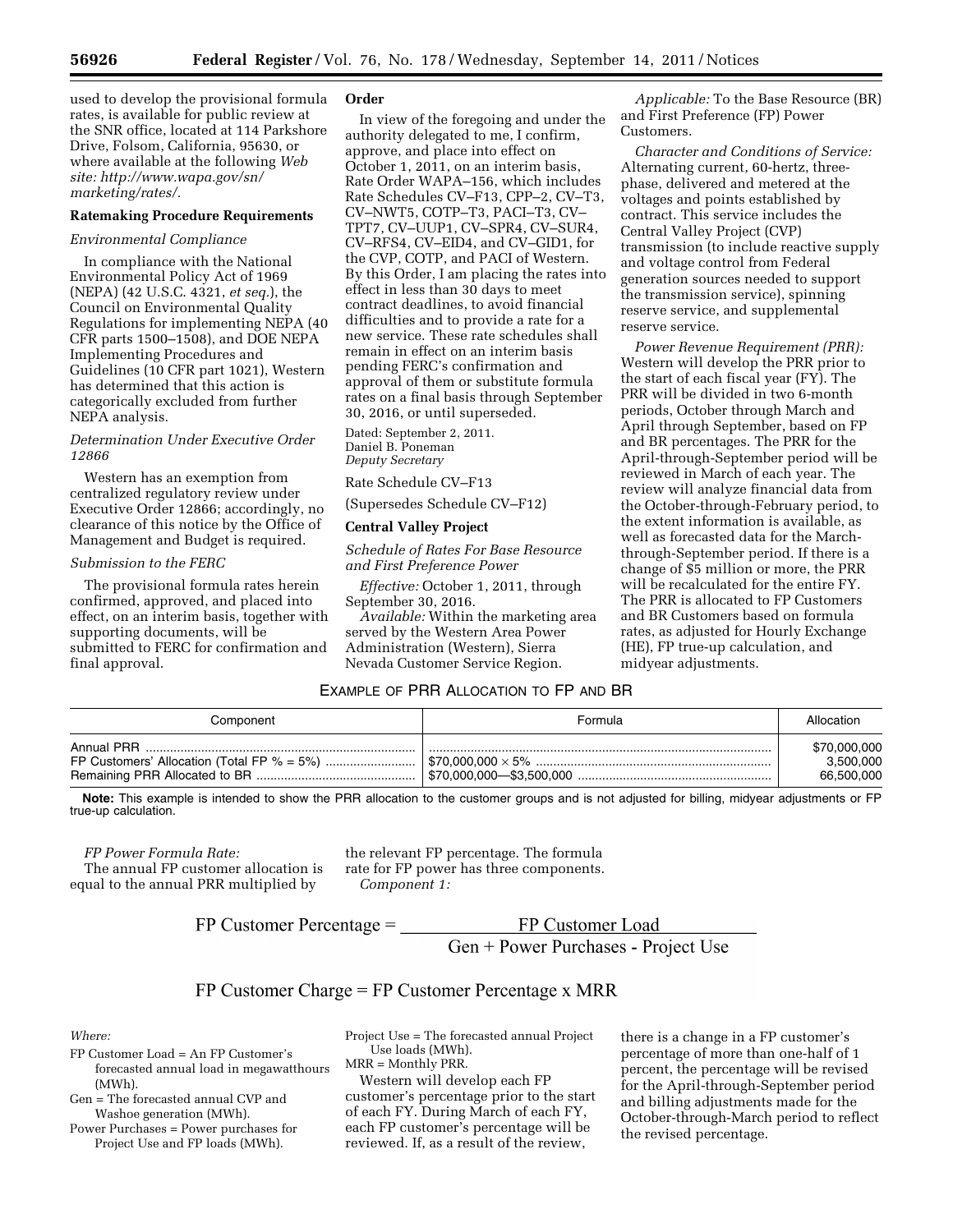used to develop the provisional formula rates, is available for public review at the SNR office, located at 114 Parkshore Drive, Folsom, California, 95630, or where available at the following *Web site: http://www.wapa.gov/sn/marketing/rates/.*

**Ratemaking Procedure Requirements**

*Environmental Compliance*

In compliance with the National Environmental Policy Act of 1969 (NEPA) (42 U.S.C. 4321, *et seq.*), the Council on Environmental Quality Regulations for implementing NEPA (40 CFR parts 1500–1508), and DOE NEPA Implementing Procedures and Guidelines (10 CFR part 1021), Western has determined that this action is categorically excluded from further NEPA analysis.

*Determination Under Executive Order 12866*

Western has an exemption from centralized regulatory review under Executive Order 12866; accordingly, no clearance of this notice by the Office of Management and Budget is required.

*Submission to the FERC*

The provisional formula rates herein confirmed, approved, and placed into effect, on an interim basis, together with supporting documents, will be submitted to FERC for confirmation and final approval.

**Order**

In view of the foregoing and under the authority delegated to me, I confirm, approve, and place into effect on October 1, 2011, on an interim basis, Rate Order WAPA–156, which includes Rate Schedules CV–F13, CPP–2, CV–T3, CV–NWT5, COTP–T3, PACI–T3, CV–TPT7, CV–UUP1, CV–SPR4, CV–SUR4, CV–RFS4, CV–EID4, and CV–GID1, for the CVP, COTP, and PACI of Western. By this Order, I am placing the rates into effect in less than 30 days to meet contract deadlines, to avoid financial difficulties and to provide a rate for a new service. These rate schedules shall remain in effect on an interim basis pending FERC's confirmation and approval of them or substitute formula rates on a final basis through September 30, 2016, or until superseded.

Dated: September 2, 2011.
Daniel B. Poneman
*Deputy Secretary*

Rate Schedule CV–F13

(Supersedes Schedule CV–F12)

**Central Valley Project**

*Schedule of Rates For Base Resource and First Preference Power*

*Effective:* October 1, 2011, through September 30, 2016.

*Available:* Within the marketing area served by the Western Area Power Administration (Western), Sierra Nevada Customer Service Region.

*Applicable:* To the Base Resource (BR) and First Preference (FP) Power Customers.

*Character and Conditions of Service:* Alternating current, 60-hertz, three-phase, delivered and metered at the voltages and points established by contract. This service includes the Central Valley Project (CVP) transmission (to include reactive supply and voltage control from Federal generation sources needed to support the transmission service), spinning reserve service, and supplemental reserve service.

*Power Revenue Requirement (PRR):* Western will develop the PRR prior to the start of each fiscal year (FY). The PRR will be divided in two 6-month periods, October through March and April through September, based on FP and BR percentages. The PRR for the April-through-September period will be reviewed in March of each year. The review will analyze financial data from the October-through-February period, to the extent information is available, as well as forecasted data for the March-through-September period. If there is a change of $5 million or more, the PRR will be recalculated for the entire FY. The PRR is allocated to FP Customers and BR Customers based on formula rates, as adjusted for Hourly Exchange (HE), FP true-up calculation, and midyear adjustments.

EXAMPLE OF PRR ALLOCATION TO FP AND BR

| Component | Formula | Allocation |
|---|---|---|
| Annual PRR | | $70,000,000 |
| FP Customers' Allocation (Total FP % = 5%) | $70,000,000 × 5% | 3,500,000 |
| Remaining PRR Allocated to BR | $70,000,000—$3,500,000 | 66,500,000 |

**Note:** This example is intended to show the PRR allocation to the customer groups and is not adjusted for billing, midyear adjustments or FP true-up calculation.

*FP Power Formula Rate:*

The annual FP customer allocation is equal to the annual PRR multiplied by the relevant FP percentage. The formula rate for FP power has three components.

*Component 1:*

$$\text{FP Customer Percentage} = \frac{\text{FP Customer Load}}{\text{Gen + Power Purchases - Project Use}}$$

$$\text{FP Customer Charge} = \text{FP Customer Percentage} \times \text{MRR}$$

*Where:*

FP Customer Load = An FP Customer's forecasted annual load in megawatthours (MWh).

Gen = The forecasted annual CVP and Washoe generation (MWh).

Power Purchases = Power purchases for Project Use and FP loads (MWh).

Project Use = The forecasted annual Project Use loads (MWh).

MRR = Monthly PRR.

Western will develop each FP customer's percentage prior to the start of each FY. During March of each FY, each FP customer's percentage will be reviewed. If, as a result of the review, there is a change in a FP customer's percentage of more than one-half of 1 percent, the percentage will be revised for the April-through-September period and billing adjustments made for the October-through-March period to reflect the revised percentage.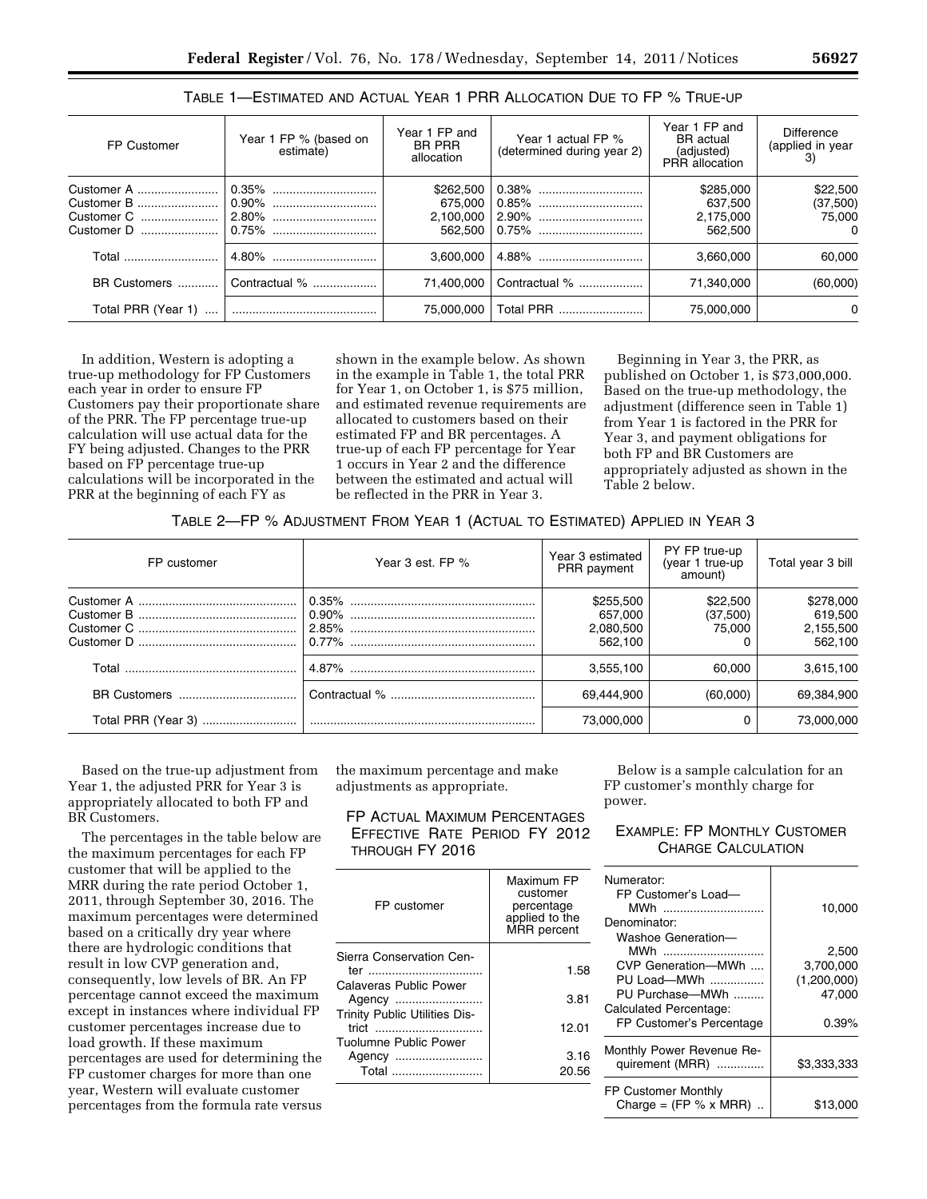TABLE 1—ESTIMATED AND ACTUAL YEAR 1 PRR ALLOCATION DUE TO FP % TRUE-UP

| FP Customer | Year 1 FP % (based on estimate) | Year 1 FP and BR PRR allocation | Year 1 actual FP % (determined during year 2) | Year 1 FP and BR actual (adjusted) PRR allocation | Difference (applied in year 3) |
|---|---|---|---|---|---|
| Customer A | 0.35% | $262,500 | 0.38% | $285,000 | $22,500 |
| Customer B | 0.90% | 675,000 | 0.85% | 637,500 | (37,500) |
| Customer C | 2.80% | 2,100,000 | 2.90% | 2,175,000 | 75,000 |
| Customer D | 0.75% | 562,500 | 0.75% | 562,500 | 0 |
| Total | 4.80% | 3,600,000 | 4.88% | 3,660,000 | 60,000 |
| BR Customers | Contractual % | 71,400,000 | Contractual % | 71,340,000 | (60,000) |
| Total PRR (Year 1) | | 75,000,000 | Total PRR | 75,000,000 | 0 |

In addition, Western is adopting a true-up methodology for FP Customers each year in order to ensure FP Customers pay their proportionate share of the PRR. The FP percentage true-up calculation will use actual data for the FY being adjusted. Changes to the PRR based on FP percentage true-up calculations will be incorporated in the PRR at the beginning of each FY as shown in the example below. As shown in the example in Table 1, the total PRR for Year 1, on October 1, is $75 million, and estimated revenue requirements are allocated to customers based on their estimated FP and BR percentages. A true-up of each FP percentage for Year 1 occurs in Year 2 and the difference between the estimated and actual will be reflected in the PRR in Year 3.

Beginning in Year 3, the PRR, as published on October 1, is $73,000,000. Based on the true-up methodology, the adjustment (difference seen in Table 1) from Year 1 is factored in the PRR for Year 3, and payment obligations for both FP and BR Customers are appropriately adjusted as shown in the Table 2 below.

TABLE 2—FP % ADJUSTMENT FROM YEAR 1 (ACTUAL TO ESTIMATED) APPLIED IN YEAR 3

| FP customer | Year 3 est. FP % | Year 3 estimated PRR payment | PY FP true-up (year 1 true-up amount) | Total year 3 bill |
|---|---|---|---|---|
| Customer A | 0.35% | $255,500 | $22,500 | $278,000 |
| Customer B | 0.90% | 657,000 | (37,500) | 619,500 |
| Customer C | 2.85% | 2,080,500 | 75,000 | 2,155,500 |
| Customer D | 0.77% | 562,100 | 0 | 562,100 |
| Total | 4.87% | 3,555,100 | 60,000 | 3,615,100 |
| BR Customers | Contractual % | 69,444,900 | (60,000) | 69,384,900 |
| Total PRR (Year 3) | | 73,000,000 | 0 | 73,000,000 |

Based on the true-up adjustment from Year 1, the adjusted PRR for Year 3 is appropriately allocated to both FP and BR Customers.

The percentages in the table below are the maximum percentages for each FP customer that will be applied to the MRR during the rate period October 1, 2011, through September 30, 2016. The maximum percentages were determined based on a critically dry year where there are hydrologic conditions that result in low CVP generation and, consequently, low levels of BR. An FP percentage cannot exceed the maximum except in instances where individual FP customer percentages increase due to load growth. If these maximum percentages are used for determining the FP customer charges for more than one year, Western will evaluate customer percentages from the formula rate versus the maximum percentage and make adjustments as appropriate.

FP ACTUAL MAXIMUM PERCENTAGES EFFECTIVE RATE PERIOD FY 2012 THROUGH FY 2016

| FP customer | Maximum FP customer percentage applied to the MRR percent |
|---|---|
| Sierra Conservation Center | 1.58 |
| Calaveras Public Power Agency | 3.81 |
| Trinity Public Utilities District | 12.01 |
| Tuolumne Public Power Agency | 3.16 |
| Total | 20.56 |

Below is a sample calculation for an FP customer's monthly charge for power.

EXAMPLE: FP MONTHLY CUSTOMER CHARGE CALCULATION

| | |
|---|---|
| Numerator: | |
| FP Customer's Load—MWh | 10,000 |
| Denominator: | |
| Washoe Generation—MWh | 2,500 |
| CVP Generation—MWh | 3,700,000 |
| PU Load—MWh | (1,200,000) |
| PU Purchase—MWh | 47,000 |
| Calculated Percentage: | |
| FP Customer's Percentage | 0.39% |
| Monthly Power Revenue Requirement (MRR) | $3,333,333 |
| FP Customer Monthly Charge = (FP % x MRR) | $13,000 |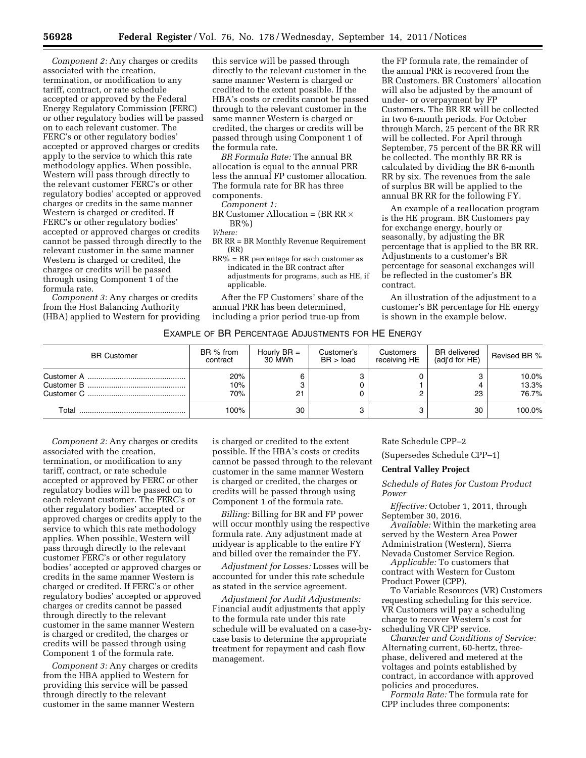*Component 2:* Any charges or credits associated with the creation, termination, or modification to any tariff, contract, or rate schedule accepted or approved by the Federal Energy Regulatory Commission (FERC) or other regulatory bodies will be passed on to each relevant customer. The FERC's or other regulatory bodies' accepted or approved charges or credits apply to the service to which this rate methodology applies. When possible, Western will pass through directly to the relevant customer FERC's or other regulatory bodies' accepted or approved charges or credits in the same manner Western is charged or credited. If FERC's or other regulatory bodies' accepted or approved charges or credits cannot be passed through directly to the relevant customer in the same manner Western is charged or credited, the charges or credits will be passed through using Component 1 of the formula rate.

*Component 3:* Any charges or credits from the Host Balancing Authority (HBA) applied to Western for providing this service will be passed through directly to the relevant customer in the same manner Western is charged or credited to the extent possible. If the HBA's costs or credits cannot be passed through to the relevant customer in the same manner Western is charged or credited, the charges or credits will be passed through using Component 1 of the formula rate.

*BR Formula Rate:* The annual BR allocation is equal to the annual PRR less the annual FP customer allocation. The formula rate for BR has three components.

*Component 1:*

BR Customer Allocation = (BR RR × BR%)

*Where:*

BR RR = BR Monthly Revenue Requirement (RR)

BR% = BR percentage for each customer as indicated in the BR contract after adjustments for programs, such as HE, if applicable.

After the FP Customers' share of the annual PRR has been determined, including a prior period true-up from the FP formula rate, the remainder of the annual PRR is recovered from the BR Customers. BR Customers' allocation will also be adjusted by the amount of under- or overpayment by FP Customers. The BR RR will be collected in two 6-month periods. For October through March, 25 percent of the BR RR will be collected. For April through September, 75 percent of the BR RR will be collected. The monthly BR RR is calculated by dividing the BR 6-month RR by six. The revenues from the sale of surplus BR will be applied to the annual BR RR for the following FY.

An example of a reallocation program is the HE program. BR Customers pay for exchange energy, hourly or seasonally, by adjusting the BR percentage that is applied to the BR RR. Adjustments to a customer's BR percentage for seasonal exchanges will be reflected in the customer's BR contract.

An illustration of the adjustment to a customer's BR percentage for HE energy is shown in the example below.

EXAMPLE OF BR PERCENTAGE ADJUSTMENTS FOR HE ENERGY

| BR Customer | BR % from contract | Hourly BR = 30 MWh | Customer's BR > load | Customers receiving HE | BR delivered (adj'd for HE) | Revised BR % |
|---|---|---|---|---|---|---|
| Customer A | 20% | 6 | 3 | 0 | 3 | 10.0% |
| Customer B | 10% | 3 | 0 | 1 | 4 | 13.3% |
| Customer C | 70% | 21 | 0 | 2 | 23 | 76.7% |
| Total | 100% | 30 | 3 | 3 | 30 | 100.0% |

*Component 2:* Any charges or credits associated with the creation, termination, or modification to any tariff, contract, or rate schedule accepted or approved by FERC or other regulatory bodies will be passed on to each relevant customer. The FERC's or other regulatory bodies' accepted or approved charges or credits apply to the service to which this rate methodology applies. When possible, Western will pass through directly to the relevant customer FERC's or other regulatory bodies' accepted or approved charges or credits in the same manner Western is charged or credited. If FERC's or other regulatory bodies' accepted or approved charges or credits cannot be passed through directly to the relevant customer in the same manner Western is charged or credited, the charges or credits will be passed through using Component 1 of the formula rate.

*Component 3:* Any charges or credits from the HBA applied to Western for providing this service will be passed through directly to the relevant customer in the same manner Western is charged or credited to the extent possible. If the HBA's costs or credits cannot be passed through to the relevant customer in the same manner Western is charged or credited, the charges or credits will be passed through using Component 1 of the formula rate.

*Billing:* Billing for BR and FP power will occur monthly using the respective formula rate. Any adjustment made at midyear is applicable to the entire FY and billed over the remainder the FY.

*Adjustment for Losses:* Losses will be accounted for under this rate schedule as stated in the service agreement.

*Adjustment for Audit Adjustments:* Financial audit adjustments that apply to the formula rate under this rate schedule will be evaluated on a case-by-case basis to determine the appropriate treatment for repayment and cash flow management.

Rate Schedule CPP–2

(Supersedes Schedule CPP–1)

**Central Valley Project**

*Schedule of Rates for Custom Product Power*

*Effective:* October 1, 2011, through September 30, 2016.

*Available:* Within the marketing area served by the Western Area Power Administration (Western), Sierra Nevada Customer Service Region.

*Applicable:* To customers that contract with Western for Custom Product Power (CPP).

To Variable Resources (VR) Customers requesting scheduling for this service. VR Customers will pay a scheduling charge to recover Western's cost for scheduling VR CPP service.

*Character and Conditions of Service:* Alternating current, 60-hertz, three-phase, delivered and metered at the voltages and points established by contract, in accordance with approved policies and procedures.

*Formula Rate:* The formula rate for CPP includes three components: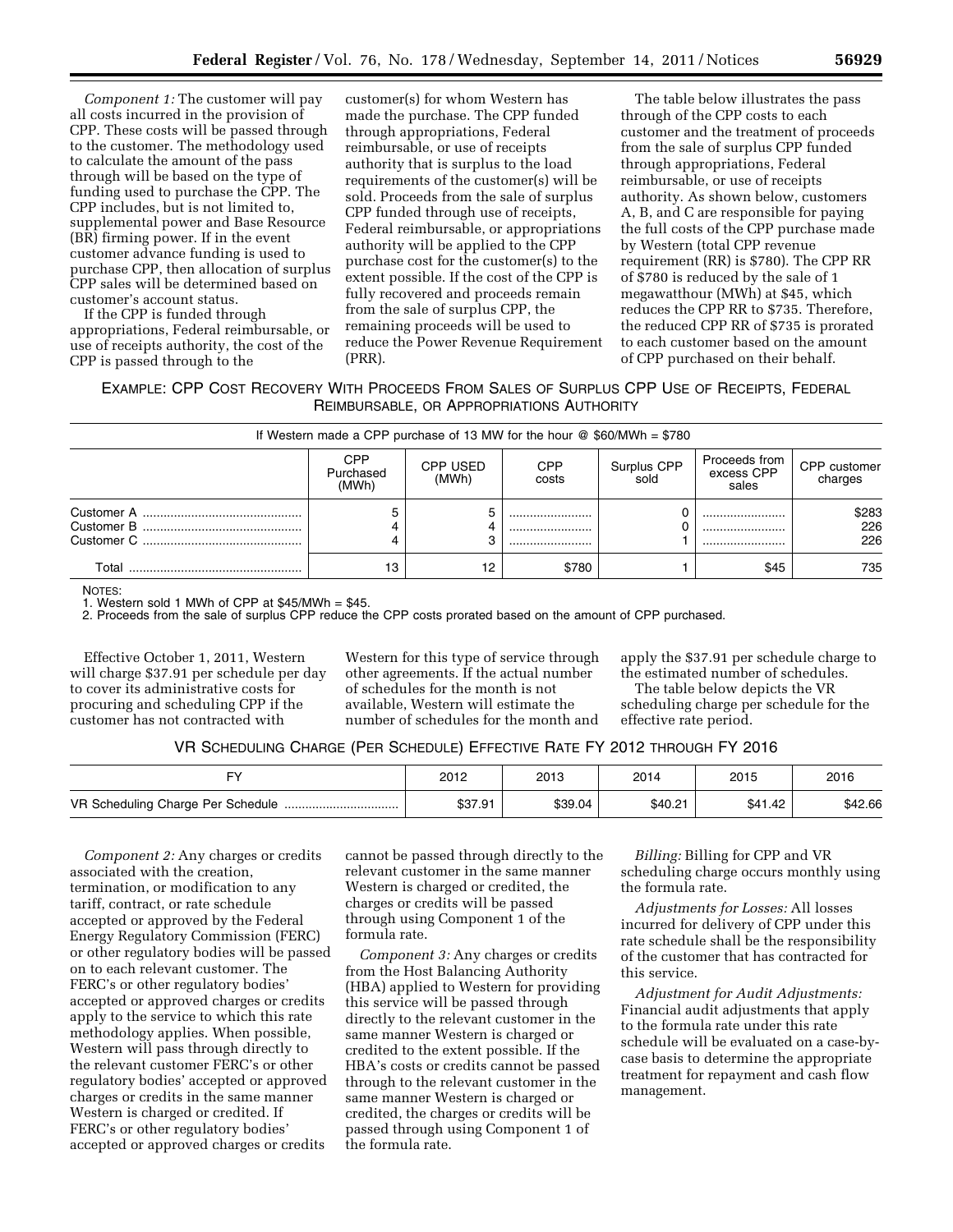*Component 1:* The customer will pay all costs incurred in the provision of CPP. These costs will be passed through to the customer. The methodology used to calculate the amount of the pass through will be based on the type of funding used to purchase the CPP. The CPP includes, but is not limited to, supplemental power and Base Resource (BR) firming power. If in the event customer advance funding is used to purchase CPP, then allocation of surplus CPP sales will be determined based on customer's account status.

If the CPP is funded through appropriations, Federal reimbursable, or use of receipts authority, the cost of the CPP is passed through to the customer(s) for whom Western has made the purchase. The CPP funded through appropriations, Federal reimbursable, or use of receipts authority that is surplus to the load requirements of the customer(s) will be sold. Proceeds from the sale of surplus CPP funded through use of receipts, Federal reimbursable, or appropriations authority will be applied to the CPP purchase cost for the customer(s) to the extent possible. If the cost of the CPP is fully recovered and proceeds remain from the sale of surplus CPP, the remaining proceeds will be used to reduce the Power Revenue Requirement (PRR).

The table below illustrates the pass through of the CPP costs to each customer and the treatment of proceeds from the sale of surplus CPP funded through appropriations, Federal reimbursable, or use of receipts authority. As shown below, customers A, B, and C are responsible for paying the full costs of the CPP purchase made by Western (total CPP revenue requirement (RR) is $780). The CPP RR of $780 is reduced by the sale of 1 megawatthour (MWh) at $45, which reduces the CPP RR to $735. Therefore, the reduced CPP RR of $735 is prorated to each customer based on the amount of CPP purchased on their behalf.

EXAMPLE: CPP COST RECOVERY WITH PROCEEDS FROM SALES OF SURPLUS CPP USE OF RECEIPTS, FEDERAL REIMBURSABLE, OR APPROPRIATIONS AUTHORITY

If Western made a CPP purchase of 13 MW for the hour @ $60/MWh = $780

| | CPP Purchased (MWh) | CPP USED (MWh) | CPP costs | Surplus CPP sold | Proceeds from excess CPP sales | CPP customer charges |
|---|---|---|---|---|---|---|
| Customer A | 5 | 5 | | 0 | | $283 |
| Customer B | 4 | 4 | | 0 | | 226 |
| Customer C | 4 | 3 | | 1 | | 226 |
| Total | 13 | 12 | $780 | 1 | $45 | 735 |

NOTES:
1. Western sold 1 MWh of CPP at $45/MWh = $45.
2. Proceeds from the sale of surplus CPP reduce the CPP costs prorated based on the amount of CPP purchased.

Effective October 1, 2011, Western will charge $37.91 per schedule per day to cover its administrative costs for procuring and scheduling CPP if the customer has not contracted with Western for this type of service through other agreements. If the actual number of schedules for the month is not available, Western will estimate the number of schedules for the month and apply the $37.91 per schedule charge to the estimated number of schedules.

The table below depicts the VR scheduling charge per schedule for the effective rate period.

VR SCHEDULING CHARGE (PER SCHEDULE) EFFECTIVE RATE FY 2012 THROUGH FY 2016

| FY | 2012 | 2013 | 2014 | 2015 | 2016 |
|---|---|---|---|---|---|
| VR Scheduling Charge Per Schedule | $37.91 | $39.04 | $40.21 | $41.42 | $42.66 |

*Component 2:* Any charges or credits associated with the creation, termination, or modification to any tariff, contract, or rate schedule accepted or approved by the Federal Energy Regulatory Commission (FERC) or other regulatory bodies will be passed on to each relevant customer. The FERC's or other regulatory bodies' accepted or approved charges or credits apply to the service to which this rate methodology applies. When possible, Western will pass through directly to the relevant customer FERC's or other regulatory bodies' accepted or approved charges or credits in the same manner Western is charged or credited. If FERC's or other regulatory bodies' accepted or approved charges or credits cannot be passed through directly to the relevant customer in the same manner Western is charged or credited, the charges or credits will be passed through using Component 1 of the formula rate.

*Component 3:* Any charges or credits from the Host Balancing Authority (HBA) applied to Western for providing this service will be passed through directly to the relevant customer in the same manner Western is charged or credited to the extent possible. If the HBA's costs or credits cannot be passed through to the relevant customer in the same manner Western is charged or credited, the charges or credits will be passed through using Component 1 of the formula rate.

*Billing:* Billing for CPP and VR scheduling charge occurs monthly using the formula rate.

*Adjustments for Losses:* All losses incurred for delivery of CPP under this rate schedule shall be the responsibility of the customer that has contracted for this service.

*Adjustment for Audit Adjustments:* Financial audit adjustments that apply to the formula rate under this rate schedule will be evaluated on a case-by-case basis to determine the appropriate treatment for repayment and cash flow management.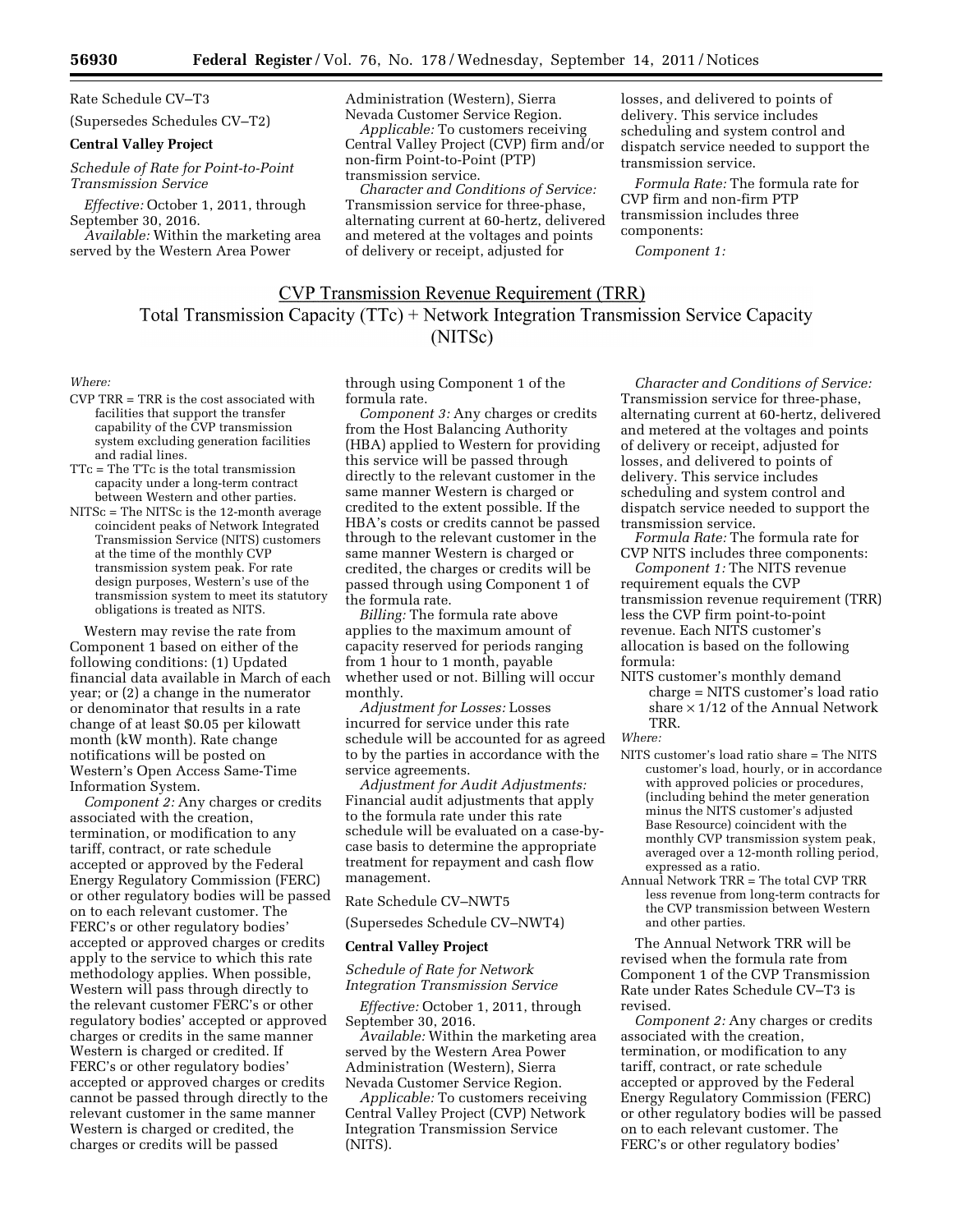Rate Schedule CV–T3

(Supersedes Schedules CV–T2)

**Central Valley Project**

*Schedule of Rate for Point-to-Point Transmission Service*

*Effective:* October 1, 2011, through September 30, 2016.

*Available:* Within the marketing area served by the Western Area Power Administration (Western), Sierra Nevada Customer Service Region.

*Applicable:* To customers receiving Central Valley Project (CVP) firm and/or non-firm Point-to-Point (PTP) transmission service.

*Character and Conditions of Service:* Transmission service for three-phase, alternating current at 60-hertz, delivered and metered at the voltages and points of delivery or receipt, adjusted for losses, and delivered to points of delivery. This service includes scheduling and system control and dispatch service needed to support the transmission service.

*Formula Rate:* The formula rate for CVP firm and non-firm PTP transmission includes three components:

*Component 1:*

$$\frac{\text{CVP Transmission Revenue Requirement (TRR)}}{\text{Total Transmission Capacity (TTc) + Network Integration Transmission Service Capacity (NITSc)}}$$

*Where:*

CVP TRR = TRR is the cost associated with facilities that support the transfer capability of the CVP transmission system excluding generation facilities and radial lines.

TTc = The TTc is the total transmission capacity under a long-term contract between Western and other parties.

NITSc = The NITSc is the 12-month average coincident peaks of Network Integrated Transmission Service (NITS) customers at the time of the monthly CVP transmission system peak. For rate design purposes, Western's use of the transmission system to meet its statutory obligations is treated as NITS.

Western may revise the rate from Component 1 based on either of the following conditions: (1) Updated financial data available in March of each year; or (2) a change in the numerator or denominator that results in a rate change of at least $0.05 per kilowatt month (kW month). Rate change notifications will be posted on Western's Open Access Same-Time Information System.

*Component 2:* Any charges or credits associated with the creation, termination, or modification to any tariff, contract, or rate schedule accepted or approved by the Federal Energy Regulatory Commission (FERC) or other regulatory bodies will be passed on to each relevant customer. The FERC's or other regulatory bodies' accepted or approved charges or credits apply to the service to which this rate methodology applies. When possible, Western will pass through directly to the relevant customer FERC's or other regulatory bodies' accepted or approved charges or credits in the same manner Western is charged or credited. If FERC's or other regulatory bodies' accepted or approved charges or credits cannot be passed through directly to the relevant customer in the same manner Western is charged or credited, the charges or credits will be passed through using Component 1 of the formula rate.

*Component 3:* Any charges or credits from the Host Balancing Authority (HBA) applied to Western for providing this service will be passed through directly to the relevant customer in the same manner Western is charged or credited to the extent possible. If the HBA's costs or credits cannot be passed through to the relevant customer in the same manner Western is charged or credited, the charges or credits will be passed through using Component 1 of the formula rate.

*Billing:* The formula rate above applies to the maximum amount of capacity reserved for periods ranging from 1 hour to 1 month, payable whether used or not. Billing will occur monthly.

*Adjustment for Losses:* Losses incurred for service under this rate schedule will be accounted for as agreed to by the parties in accordance with the service agreements.

*Adjustment for Audit Adjustments:* Financial audit adjustments that apply to the formula rate under this rate schedule will be evaluated on a case-by-case basis to determine the appropriate treatment for repayment and cash flow management.

Rate Schedule CV–NWT5

(Supersedes Schedule CV–NWT4)

**Central Valley Project**

*Schedule of Rate for Network Integration Transmission Service*

*Effective:* October 1, 2011, through September 30, 2016.

*Available:* Within the marketing area served by the Western Area Power Administration (Western), Sierra Nevada Customer Service Region.

*Applicable:* To customers receiving Central Valley Project (CVP) Network Integration Transmission Service (NITS).

*Character and Conditions of Service:* Transmission service for three-phase, alternating current at 60-hertz, delivered and metered at the voltages and points of delivery or receipt, adjusted for losses, and delivered to points of delivery. This service includes scheduling and system control and dispatch service needed to support the transmission service.

*Formula Rate:* The formula rate for CVP NITS includes three components:

*Component 1:* The NITS revenue requirement equals the CVP transmission revenue requirement (TRR) less the CVP firm point-to-point revenue. Each NITS customer's allocation is based on the following formula:

NITS customer's monthly demand charge = NITS customer's load ratio share × 1/12 of the Annual Network TRR.

*Where:*

NITS customer's load ratio share = The NITS customer's load, hourly, or in accordance with approved policies or procedures, (including behind the meter generation minus the NITS customer's adjusted Base Resource) coincident with the monthly CVP transmission system peak, averaged over a 12-month rolling period, expressed as a ratio.

Annual Network TRR = The total CVP TRR less revenue from long-term contracts for the CVP transmission between Western and other parties.

The Annual Network TRR will be revised when the formula rate from Component 1 of the CVP Transmission Rate under Rates Schedule CV–T3 is revised.

*Component 2:* Any charges or credits associated with the creation, termination, or modification to any tariff, contract, or rate schedule accepted or approved by the Federal Energy Regulatory Commission (FERC) or other regulatory bodies will be passed on to each relevant customer. The FERC's or other regulatory bodies'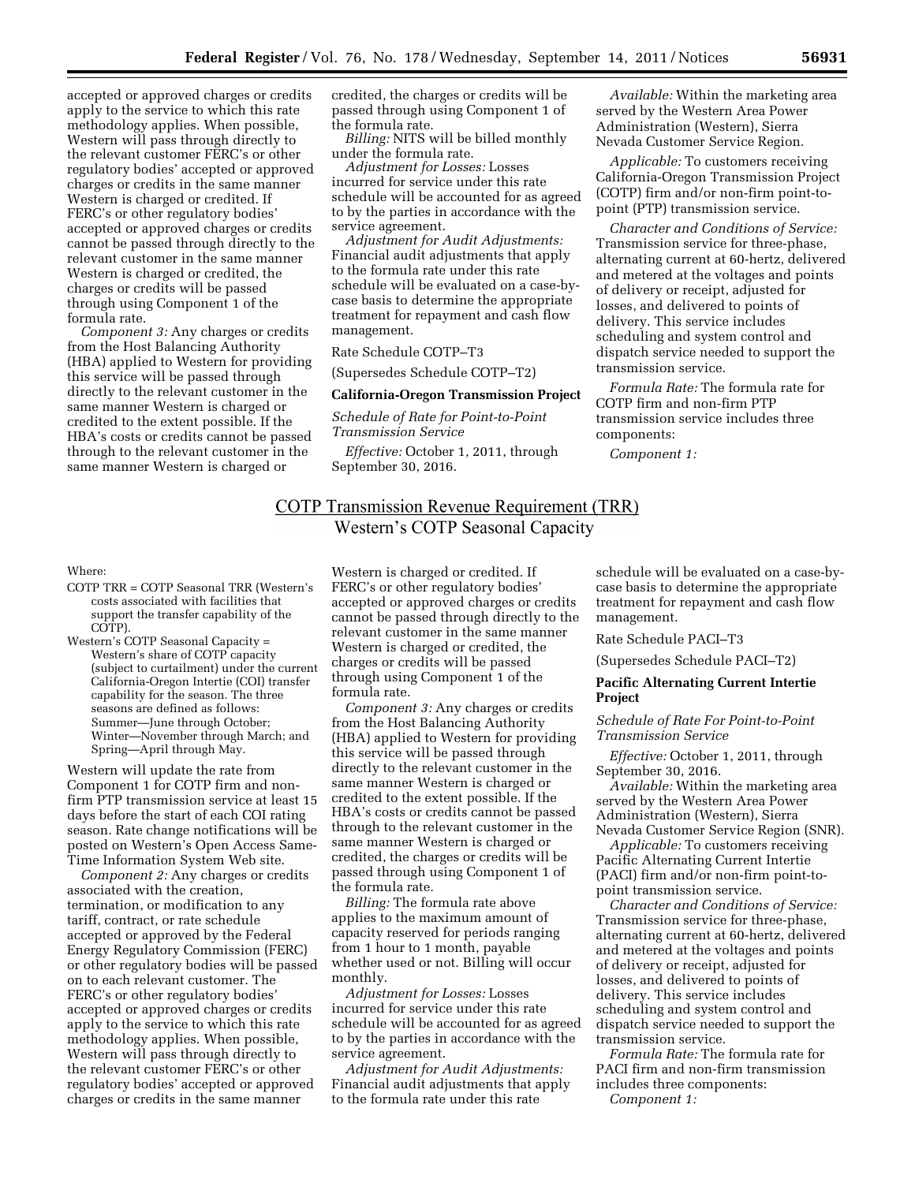accepted or approved charges or credits apply to the service to which this rate methodology applies. When possible, Western will pass through directly to the relevant customer FERC's or other regulatory bodies' accepted or approved charges or credits in the same manner Western is charged or credited. If FERC's or other regulatory bodies' accepted or approved charges or credits cannot be passed through directly to the relevant customer in the same manner Western is charged or credited, the charges or credits will be passed through using Component 1 of the formula rate.

*Component 3:* Any charges or credits from the Host Balancing Authority (HBA) applied to Western for providing this service will be passed through directly to the relevant customer in the same manner Western is charged or credited to the extent possible. If the HBA's costs or credits cannot be passed through to the relevant customer in the same manner Western is charged or credited, the charges or credits will be passed through using Component 1 of the formula rate.

*Billing:* NITS will be billed monthly under the formula rate.

*Adjustment for Losses:* Losses incurred for service under this rate schedule will be accounted for as agreed to by the parties in accordance with the service agreement.

*Adjustment for Audit Adjustments:* Financial audit adjustments that apply to the formula rate under this rate schedule will be evaluated on a case-by-case basis to determine the appropriate treatment for repayment and cash flow management.

Rate Schedule COTP–T3

(Supersedes Schedule COTP–T2)

**California-Oregon Transmission Project**

*Schedule of Rate for Point-to-Point Transmission Service*

*Effective:* October 1, 2011, through September 30, 2016.

*Available:* Within the marketing area served by the Western Area Power Administration (Western), Sierra Nevada Customer Service Region.

*Applicable:* To customers receiving California-Oregon Transmission Project (COTP) firm and/or non-firm point-to-point (PTP) transmission service.

*Character and Conditions of Service:* Transmission service for three-phase, alternating current at 60-hertz, delivered and metered at the voltages and points of delivery or receipt, adjusted for losses, and delivered to points of delivery. This service includes scheduling and system control and dispatch service needed to support the transmission service.

*Formula Rate:* The formula rate for COTP firm and non-firm PTP transmission service includes three components:

*Component 1:*

$$\frac{\text{COTP Transmission Revenue Requirement (TRR)}}{\text{Western's COTP Seasonal Capacity}}$$

Where:

COTP TRR = COTP Seasonal TRR (Western's costs associated with facilities that support the transfer capability of the COTP).

Western's COTP Seasonal Capacity = Western's share of COTP capacity (subject to curtailment) under the current California-Oregon Intertie (COI) transfer capability for the season. The three seasons are defined as follows: Summer—June through October; Winter—November through March; and Spring—April through May.

Western will update the rate from Component 1 for COTP firm and non-firm PTP transmission service at least 15 days before the start of each COI rating season. Rate change notifications will be posted on Western's Open Access Same-Time Information System Web site.

*Component 2:* Any charges or credits associated with the creation, termination, or modification to any tariff, contract, or rate schedule accepted or approved by the Federal Energy Regulatory Commission (FERC) or other regulatory bodies will be passed on to each relevant customer. The FERC's or other regulatory bodies' accepted or approved charges or credits apply to the service to which this rate methodology applies. When possible, Western will pass through directly to the relevant customer FERC's or other regulatory bodies' accepted or approved charges or credits in the same manner Western is charged or credited. If FERC's or other regulatory bodies' accepted or approved charges or credits cannot be passed through directly to the relevant customer in the same manner Western is charged or credited, the charges or credits will be passed through using Component 1 of the formula rate.

*Component 3:* Any charges or credits from the Host Balancing Authority (HBA) applied to Western for providing this service will be passed through directly to the relevant customer in the same manner Western is charged or credited to the extent possible. If the HBA's costs or credits cannot be passed through to the relevant customer in the same manner Western is charged or credited, the charges or credits will be passed through using Component 1 of the formula rate.

*Billing:* The formula rate above applies to the maximum amount of capacity reserved for periods ranging from 1 hour to 1 month, payable whether used or not. Billing will occur monthly.

*Adjustment for Losses:* Losses incurred for service under this rate schedule will be accounted for as agreed to by the parties in accordance with the service agreement.

*Adjustment for Audit Adjustments:* Financial audit adjustments that apply to the formula rate under this rate schedule will be evaluated on a case-by-case basis to determine the appropriate treatment for repayment and cash flow management.

Rate Schedule PACI–T3

(Supersedes Schedule PACI–T2)

**Pacific Alternating Current Intertie Project**

*Schedule of Rate For Point-to-Point Transmission Service*

*Effective:* October 1, 2011, through September 30, 2016.

*Available:* Within the marketing area served by the Western Area Power Administration (Western), Sierra Nevada Customer Service Region (SNR).

*Applicable:* To customers receiving Pacific Alternating Current Intertie (PACI) firm and/or non-firm point-to-point transmission service.

*Character and Conditions of Service:* Transmission service for three-phase, alternating current at 60-hertz, delivered and metered at the voltages and points of delivery or receipt, adjusted for losses, and delivered to points of delivery. This service includes scheduling and system control and dispatch service needed to support the transmission service.

*Formula Rate:* The formula rate for PACI firm and non-firm transmission includes three components:

*Component 1:*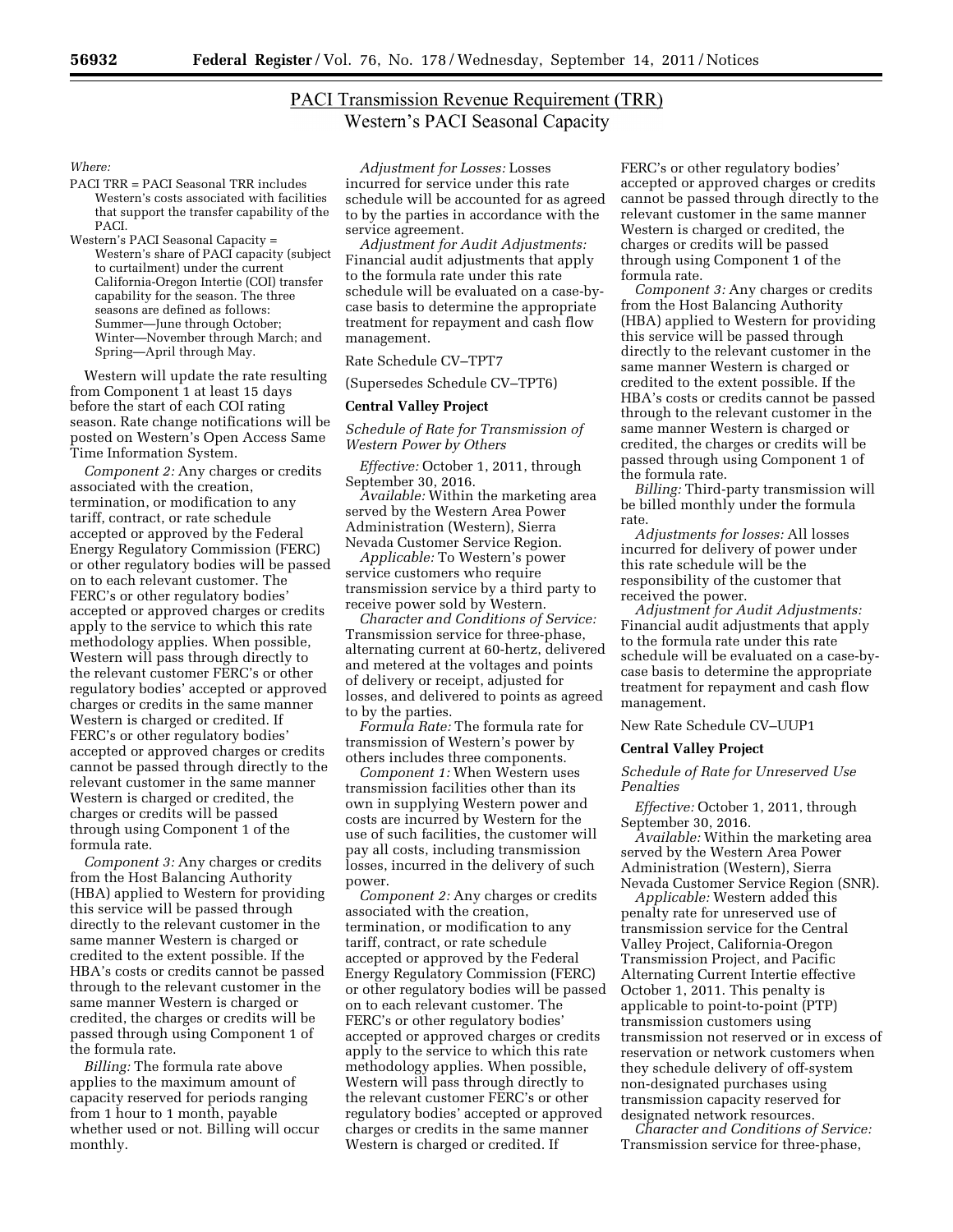$$\frac{\text{PACI Transmission Revenue Requirement (TRR)}}{\text{Western's PACI Seasonal Capacity}}$$

*Where:*

PACI TRR = PACI Seasonal TRR includes Western's costs associated with facilities that support the transfer capability of the PACI.

Western's PACI Seasonal Capacity = Western's share of PACI capacity (subject to curtailment) under the current California-Oregon Intertie (COI) transfer capability for the season. The three seasons are defined as follows: Summer—June through October; Winter—November through March; and Spring—April through May.

Western will update the rate resulting from Component 1 at least 15 days before the start of each COI rating season. Rate change notifications will be posted on Western's Open Access Same Time Information System.

*Component 2:* Any charges or credits associated with the creation, termination, or modification to any tariff, contract, or rate schedule accepted or approved by the Federal Energy Regulatory Commission (FERC) or other regulatory bodies will be passed on to each relevant customer. The FERC's or other regulatory bodies' accepted or approved charges or credits apply to the service to which this rate methodology applies. When possible, Western will pass through directly to the relevant customer FERC's or other regulatory bodies' accepted or approved charges or credits in the same manner Western is charged or credited. If FERC's or other regulatory bodies' accepted or approved charges or credits cannot be passed through directly to the relevant customer in the same manner Western is charged or credited, the charges or credits will be passed through using Component 1 of the formula rate.

*Component 3:* Any charges or credits from the Host Balancing Authority (HBA) applied to Western for providing this service will be passed through directly to the relevant customer in the same manner Western is charged or credited to the extent possible. If the HBA's costs or credits cannot be passed through to the relevant customer in the same manner Western is charged or credited, the charges or credits will be passed through using Component 1 of the formula rate.

*Billing:* The formula rate above applies to the maximum amount of capacity reserved for periods ranging from 1 hour to 1 month, payable whether used or not. Billing will occur monthly.

*Adjustment for Losses:* Losses incurred for service under this rate schedule will be accounted for as agreed to by the parties in accordance with the service agreement.

*Adjustment for Audit Adjustments:* Financial audit adjustments that apply to the formula rate under this rate schedule will be evaluated on a case-by-case basis to determine the appropriate treatment for repayment and cash flow management.

Rate Schedule CV–TPT7

(Supersedes Schedule CV–TPT6)

**Central Valley Project**

*Schedule of Rate for Transmission of Western Power by Others*

*Effective:* October 1, 2011, through September 30, 2016.

*Available:* Within the marketing area served by the Western Area Power Administration (Western), Sierra Nevada Customer Service Region.

*Applicable:* To Western's power service customers who require transmission service by a third party to receive power sold by Western.

*Character and Conditions of Service:* Transmission service for three-phase, alternating current at 60-hertz, delivered and metered at the voltages and points of delivery or receipt, adjusted for losses, and delivered to points as agreed to by the parties.

*Formula Rate:* The formula rate for transmission of Western's power by others includes three components.

*Component 1:* When Western uses transmission facilities other than its own in supplying Western power and costs are incurred by Western for the use of such facilities, the customer will pay all costs, including transmission losses, incurred in the delivery of such power.

*Component 2:* Any charges or credits associated with the creation, termination, or modification to any tariff, contract, or rate schedule accepted or approved by the Federal Energy Regulatory Commission (FERC) or other regulatory bodies will be passed on to each relevant customer. The FERC's or other regulatory bodies' accepted or approved charges or credits apply to the service to which this rate methodology applies. When possible, Western will pass through directly to the relevant customer FERC's or other regulatory bodies' accepted or approved charges or credits in the same manner Western is charged or credited. If FERC's or other regulatory bodies' accepted or approved charges or credits cannot be passed through directly to the relevant customer in the same manner Western is charged or credited, the charges or credits will be passed through using Component 1 of the formula rate.

*Component 3:* Any charges or credits from the Host Balancing Authority (HBA) applied to Western for providing this service will be passed through directly to the relevant customer in the same manner Western is charged or credited to the extent possible. If the HBA's costs or credits cannot be passed through to the relevant customer in the same manner Western is charged or credited, the charges or credits will be passed through using Component 1 of the formula rate.

*Billing:* Third-party transmission will be billed monthly under the formula rate.

*Adjustments for losses:* All losses incurred for delivery of power under this rate schedule will be the responsibility of the customer that received the power.

*Adjustment for Audit Adjustments:* Financial audit adjustments that apply to the formula rate under this rate schedule will be evaluated on a case-by-case basis to determine the appropriate treatment for repayment and cash flow management.

New Rate Schedule CV–UUP1

**Central Valley Project**

*Schedule of Rate for Unreserved Use Penalties*

*Effective:* October 1, 2011, through September 30, 2016.

*Available:* Within the marketing area served by the Western Area Power Administration (Western), Sierra Nevada Customer Service Region (SNR).

*Applicable:* Western added this penalty rate for unreserved use of transmission service for the Central Valley Project, California-Oregon Transmission Project, and Pacific Alternating Current Intertie effective October 1, 2011. This penalty is applicable to point-to-point (PTP) transmission customers using transmission not reserved or in excess of reservation or network customers when they schedule delivery of off-system non-designated purchases using transmission capacity reserved for designated network resources.

*Character and Conditions of Service:* Transmission service for three-phase,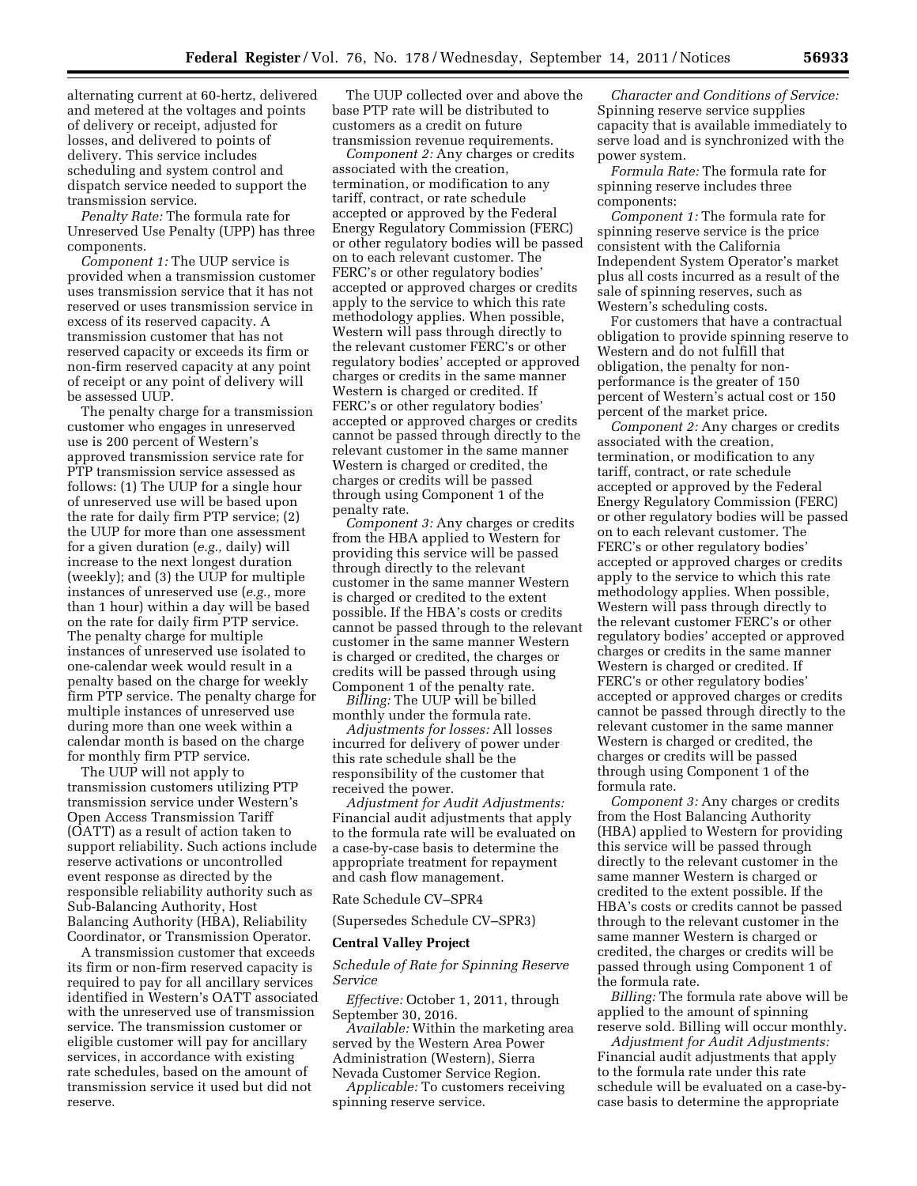alternating current at 60-hertz, delivered and metered at the voltages and points of delivery or receipt, adjusted for losses, and delivered to points of delivery. This service includes scheduling and system control and dispatch service needed to support the transmission service.

*Penalty Rate:* The formula rate for Unreserved Use Penalty (UPP) has three components.

*Component 1:* The UUP service is provided when a transmission customer uses transmission service that it has not reserved or uses transmission service in excess of its reserved capacity. A transmission customer that has not reserved capacity or exceeds its firm or non-firm reserved capacity at any point of receipt or any point of delivery will be assessed UUP.

The penalty charge for a transmission customer who engages in unreserved use is 200 percent of Western's approved transmission service rate for PTP transmission service assessed as follows: (1) The UUP for a single hour of unreserved use will be based upon the rate for daily firm PTP service; (2) the UUP for more than one assessment for a given duration (*e.g.,* daily) will increase to the next longest duration (weekly); and (3) the UUP for multiple instances of unreserved use (*e.g.,* more than 1 hour) within a day will be based on the rate for daily firm PTP service. The penalty charge for multiple instances of unreserved use isolated to one-calendar week would result in a penalty based on the charge for weekly firm PTP service. The penalty charge for multiple instances of unreserved use during more than one week within a calendar month is based on the charge for monthly firm PTP service.

The UUP will not apply to transmission customers utilizing PTP transmission service under Western's Open Access Transmission Tariff (OATT) as a result of action taken to support reliability. Such actions include reserve activations or uncontrolled event response as directed by the responsible reliability authority such as Sub-Balancing Authority, Host Balancing Authority (HBA), Reliability Coordinator, or Transmission Operator.

A transmission customer that exceeds its firm or non-firm reserved capacity is required to pay for all ancillary services identified in Western's OATT associated with the unreserved use of transmission service. The transmission customer or eligible customer will pay for ancillary services, in accordance with existing rate schedules, based on the amount of transmission service it used but did not reserve.

The UUP collected over and above the base PTP rate will be distributed to customers as a credit on future transmission revenue requirements.

*Component 2:* Any charges or credits associated with the creation, termination, or modification to any tariff, contract, or rate schedule accepted or approved by the Federal Energy Regulatory Commission (FERC) or other regulatory bodies will be passed on to each relevant customer. The FERC's or other regulatory bodies' accepted or approved charges or credits apply to the service to which this rate methodology applies. When possible, Western will pass through directly to the relevant customer FERC's or other regulatory bodies' accepted or approved charges or credits in the same manner Western is charged or credited. If FERC's or other regulatory bodies' accepted or approved charges or credits cannot be passed through directly to the relevant customer in the same manner Western is charged or credited, the charges or credits will be passed through using Component 1 of the penalty rate.

*Component 3:* Any charges or credits from the HBA applied to Western for providing this service will be passed through directly to the relevant customer in the same manner Western is charged or credited to the extent possible. If the HBA's costs or credits cannot be passed through to the relevant customer in the same manner Western is charged or credited, the charges or credits will be passed through using Component 1 of the penalty rate.

*Billing:* The UUP will be billed monthly under the formula rate.

*Adjustments for losses:* All losses incurred for delivery of power under this rate schedule shall be the responsibility of the customer that received the power.

*Adjustment for Audit Adjustments:* Financial audit adjustments that apply to the formula rate will be evaluated on a case-by-case basis to determine the appropriate treatment for repayment and cash flow management.

Rate Schedule CV–SPR4

(Supersedes Schedule CV–SPR3)

**Central Valley Project**

*Schedule of Rate for Spinning Reserve Service*

*Effective:* October 1, 2011, through September 30, 2016.

*Available:* Within the marketing area served by the Western Area Power Administration (Western), Sierra Nevada Customer Service Region.

*Applicable:* To customers receiving spinning reserve service.

*Character and Conditions of Service:* Spinning reserve service supplies capacity that is available immediately to serve load and is synchronized with the power system.

*Formula Rate:* The formula rate for spinning reserve includes three components:

*Component 1:* The formula rate for spinning reserve service is the price consistent with the California Independent System Operator's market plus all costs incurred as a result of the sale of spinning reserves, such as Western's scheduling costs.

For customers that have a contractual obligation to provide spinning reserve to Western and do not fulfill that obligation, the penalty for non-performance is the greater of 150 percent of Western's actual cost or 150 percent of the market price.

*Component 2:* Any charges or credits associated with the creation, termination, or modification to any tariff, contract, or rate schedule accepted or approved by the Federal Energy Regulatory Commission (FERC) or other regulatory bodies will be passed on to each relevant customer. The FERC's or other regulatory bodies' accepted or approved charges or credits apply to the service to which this rate methodology applies. When possible, Western will pass through directly to the relevant customer FERC's or other regulatory bodies' accepted or approved charges or credits in the same manner Western is charged or credited. If FERC's or other regulatory bodies' accepted or approved charges or credits cannot be passed through directly to the relevant customer in the same manner Western is charged or credited, the charges or credits will be passed through using Component 1 of the formula rate.

*Component 3:* Any charges or credits from the Host Balancing Authority (HBA) applied to Western for providing this service will be passed through directly to the relevant customer in the same manner Western is charged or credited to the extent possible. If the HBA's costs or credits cannot be passed through to the relevant customer in the same manner Western is charged or credited, the charges or credits will be passed through using Component 1 of the formula rate.

*Billing:* The formula rate above will be applied to the amount of spinning reserve sold. Billing will occur monthly.

*Adjustment for Audit Adjustments:* Financial audit adjustments that apply to the formula rate under this rate schedule will be evaluated on a case-by-case basis to determine the appropriate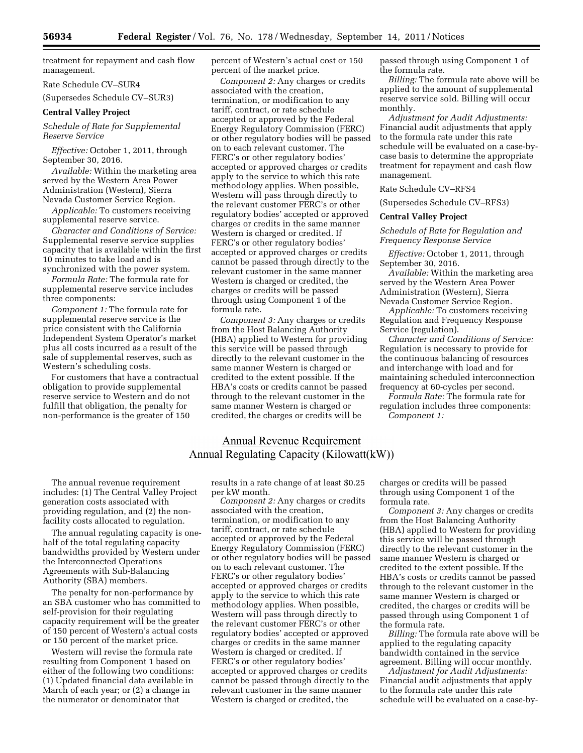treatment for repayment and cash flow management.

Rate Schedule CV–SUR4

(Supersedes Schedule CV–SUR3)

**Central Valley Project**

*Schedule of Rate for Supplemental Reserve Service*

*Effective:* October 1, 2011, through September 30, 2016.

*Available:* Within the marketing area served by the Western Area Power Administration (Western), Sierra Nevada Customer Service Region.

*Applicable:* To customers receiving supplemental reserve service.

*Character and Conditions of Service:* Supplemental reserve service supplies capacity that is available within the first 10 minutes to take load and is synchronized with the power system.

*Formula Rate:* The formula rate for supplemental reserve service includes three components:

*Component 1:* The formula rate for supplemental reserve service is the price consistent with the California Independent System Operator's market plus all costs incurred as a result of the sale of supplemental reserves, such as Western's scheduling costs.

For customers that have a contractual obligation to provide supplemental reserve service to Western and do not fulfill that obligation, the penalty for non-performance is the greater of 150 percent of Western's actual cost or 150 percent of the market price.

*Component 2:* Any charges or credits associated with the creation, termination, or modification to any tariff, contract, or rate schedule accepted or approved by the Federal Energy Regulatory Commission (FERC) or other regulatory bodies will be passed on to each relevant customer. The FERC's or other regulatory bodies' accepted or approved charges or credits apply to the service to which this rate methodology applies. When possible, Western will pass through directly to the relevant customer FERC's or other regulatory bodies' accepted or approved charges or credits in the same manner Western is charged or credited. If FERC's or other regulatory bodies' accepted or approved charges or credits cannot be passed through directly to the relevant customer in the same manner Western is charged or credited, the charges or credits will be passed through using Component 1 of the formula rate.

*Component 3:* Any charges or credits from the Host Balancing Authority (HBA) applied to Western for providing this service will be passed through directly to the relevant customer in the same manner Western is charged or credited to the extent possible. If the HBA's costs or credits cannot be passed through to the relevant customer in the same manner Western is charged or credited, the charges or credits will be passed through using Component 1 of the formula rate.

*Billing:* The formula rate above will be applied to the amount of supplemental reserve service sold. Billing will occur monthly.

*Adjustment for Audit Adjustments:* Financial audit adjustments that apply to the formula rate under this rate schedule will be evaluated on a case-by-case basis to determine the appropriate treatment for repayment and cash flow management.

Rate Schedule CV–RFS4

(Supersedes Schedule CV–RFS3)

**Central Valley Project**

*Schedule of Rate for Regulation and Frequency Response Service*

*Effective:* October 1, 2011, through September 30, 2016.

*Available:* Within the marketing area served by the Western Area Power Administration (Western), Sierra Nevada Customer Service Region.

*Applicable:* To customers receiving Regulation and Frequency Response Service (regulation).

*Character and Conditions of Service:* Regulation is necessary to provide for the continuous balancing of resources and interchange with load and for maintaining scheduled interconnection frequency at 60-cycles per second.

*Formula Rate:* The formula rate for regulation includes three components:

*Component 1:*

$$\frac{\text{Annual Revenue Requirement}}{\text{Annual Regulating Capacity (Kilowatt(kW))}}$$

The annual revenue requirement includes: (1) The Central Valley Project generation costs associated with providing regulation, and (2) the non-facility costs allocated to regulation.

The annual regulating capacity is one-half of the total regulating capacity bandwidths provided by Western under the Interconnected Operations Agreements with Sub-Balancing Authority (SBA) members.

The penalty for non-performance by an SBA customer who has committed to self-provision for their regulating capacity requirement will be the greater of 150 percent of Western's actual costs or 150 percent of the market price.

Western will revise the formula rate resulting from Component 1 based on either of the following two conditions: (1) Updated financial data available in March of each year; or (2) a change in the numerator or denominator that results in a rate change of at least $0.25 per kW month.

*Component 2:* Any charges or credits associated with the creation, termination, or modification to any tariff, contract, or rate schedule accepted or approved by the Federal Energy Regulatory Commission (FERC) or other regulatory bodies will be passed on to each relevant customer. The FERC's or other regulatory bodies' accepted or approved charges or credits apply to the service to which this rate methodology applies. When possible, Western will pass through directly to the relevant customer FERC's or other regulatory bodies' accepted or approved charges or credits in the same manner Western is charged or credited. If FERC's or other regulatory bodies' accepted or approved charges or credits cannot be passed through directly to the relevant customer in the same manner Western is charged or credited, the charges or credits will be passed through using Component 1 of the formula rate.

*Component 3:* Any charges or credits from the Host Balancing Authority (HBA) applied to Western for providing this service will be passed through directly to the relevant customer in the same manner Western is charged or credited to the extent possible. If the HBA's costs or credits cannot be passed through to the relevant customer in the same manner Western is charged or credited, the charges or credits will be passed through using Component 1 of the formula rate.

*Billing:* The formula rate above will be applied to the regulating capacity bandwidth contained in the service agreement. Billing will occur monthly.

*Adjustment for Audit Adjustments:* Financial audit adjustments that apply to the formula rate under this rate schedule will be evaluated on a case-by-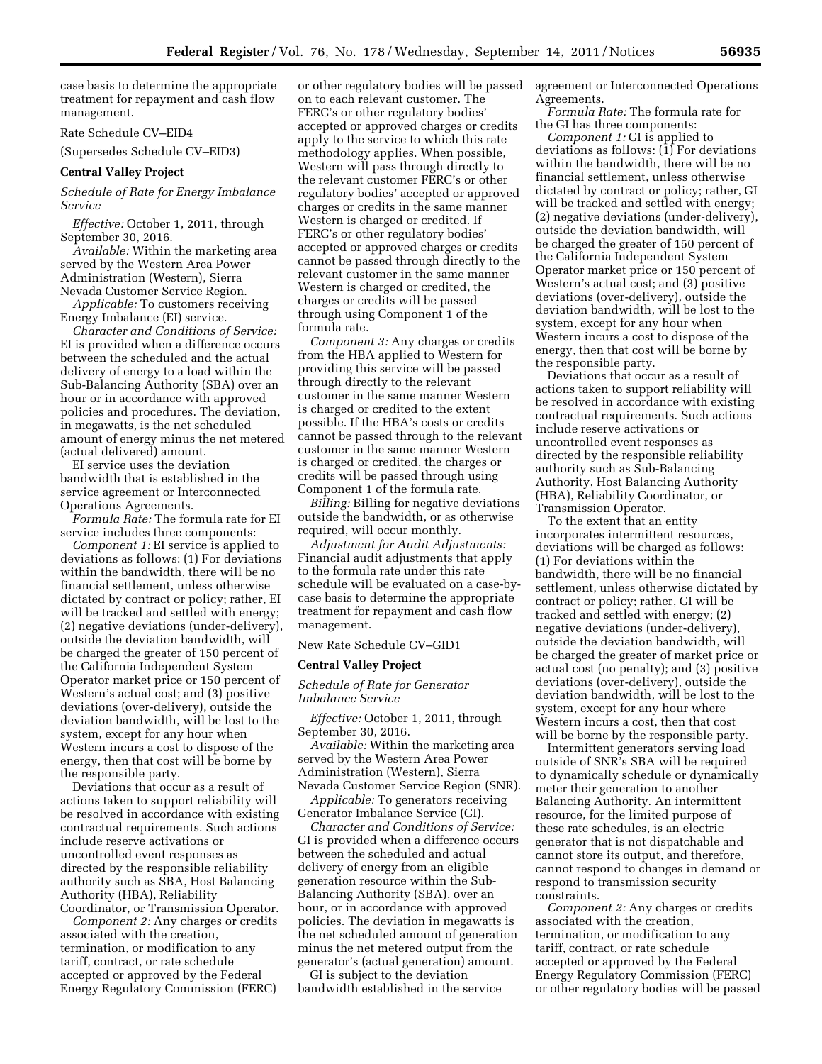case basis to determine the appropriate treatment for repayment and cash flow management.

Rate Schedule CV–EID4

(Supersedes Schedule CV–EID3)

**Central Valley Project**

*Schedule of Rate for Energy Imbalance Service*

*Effective:* October 1, 2011, through September 30, 2016.

*Available:* Within the marketing area served by the Western Area Power Administration (Western), Sierra Nevada Customer Service Region.

*Applicable:* To customers receiving Energy Imbalance (EI) service.

*Character and Conditions of Service:* EI is provided when a difference occurs between the scheduled and the actual delivery of energy to a load within the Sub-Balancing Authority (SBA) over an hour or in accordance with approved policies and procedures. The deviation, in megawatts, is the net scheduled amount of energy minus the net metered (actual delivered) amount.

EI service uses the deviation bandwidth that is established in the service agreement or Interconnected Operations Agreements.

*Formula Rate:* The formula rate for EI service includes three components:

*Component 1:* EI service is applied to deviations as follows: (1) For deviations within the bandwidth, there will be no financial settlement, unless otherwise dictated by contract or policy; rather, EI will be tracked and settled with energy; (2) negative deviations (under-delivery), outside the deviation bandwidth, will be charged the greater of 150 percent of the California Independent System Operator market price or 150 percent of Western's actual cost; and (3) positive deviations (over-delivery), outside the deviation bandwidth, will be lost to the system, except for any hour when Western incurs a cost to dispose of the energy, then that cost will be borne by the responsible party.

Deviations that occur as a result of actions taken to support reliability will be resolved in accordance with existing contractual requirements. Such actions include reserve activations or uncontrolled event responses as directed by the responsible reliability authority such as SBA, Host Balancing Authority (HBA), Reliability Coordinator, or Transmission Operator.

*Component 2:* Any charges or credits associated with the creation, termination, or modification to any tariff, contract, or rate schedule accepted or approved by the Federal Energy Regulatory Commission (FERC) or other regulatory bodies will be passed on to each relevant customer. The FERC's or other regulatory bodies' accepted or approved charges or credits apply to the service to which this rate methodology applies. When possible, Western will pass through directly to the relevant customer FERC's or other regulatory bodies' accepted or approved charges or credits in the same manner Western is charged or credited. If FERC's or other regulatory bodies' accepted or approved charges or credits cannot be passed through directly to the relevant customer in the same manner Western is charged or credited, the charges or credits will be passed through using Component 1 of the formula rate.

*Component 3:* Any charges or credits from the HBA applied to Western for providing this service will be passed through directly to the relevant customer in the same manner Western is charged or credited to the extent possible. If the HBA's costs or credits cannot be passed through to the relevant customer in the same manner Western is charged or credited, the charges or credits will be passed through using Component 1 of the formula rate.

*Billing:* Billing for negative deviations outside the bandwidth, or as otherwise required, will occur monthly.

*Adjustment for Audit Adjustments:* Financial audit adjustments that apply to the formula rate under this rate schedule will be evaluated on a case-by-case basis to determine the appropriate treatment for repayment and cash flow management.

New Rate Schedule CV–GID1

**Central Valley Project**

*Schedule of Rate for Generator Imbalance Service*

*Effective:* October 1, 2011, through September 30, 2016.

*Available:* Within the marketing area served by the Western Area Power Administration (Western), Sierra Nevada Customer Service Region (SNR).

*Applicable:* To generators receiving Generator Imbalance Service (GI).

*Character and Conditions of Service:* GI is provided when a difference occurs between the scheduled and actual delivery of energy from an eligible generation resource within the Sub-Balancing Authority (SBA), over an hour, or in accordance with approved policies. The deviation in megawatts is the net scheduled amount of generation minus the net metered output from the generator's (actual generation) amount.

GI is subject to the deviation bandwidth established in the service agreement or Interconnected Operations Agreements.

*Formula Rate:* The formula rate for the GI has three components:

*Component 1:* GI is applied to deviations as follows: (1) For deviations within the bandwidth, there will be no financial settlement, unless otherwise dictated by contract or policy; rather, GI will be tracked and settled with energy; (2) negative deviations (under-delivery), outside the deviation bandwidth, will be charged the greater of 150 percent of the California Independent System Operator market price or 150 percent of Western's actual cost; and (3) positive deviations (over-delivery), outside the deviation bandwidth, will be lost to the system, except for any hour when Western incurs a cost to dispose of the energy, then that cost will be borne by the responsible party.

Deviations that occur as a result of actions taken to support reliability will be resolved in accordance with existing contractual requirements. Such actions include reserve activations or uncontrolled event responses as directed by the responsible reliability authority such as Sub-Balancing Authority, Host Balancing Authority (HBA), Reliability Coordinator, or Transmission Operator.

To the extent that an entity incorporates intermittent resources, deviations will be charged as follows: (1) For deviations within the bandwidth, there will be no financial settlement, unless otherwise dictated by contract or policy; rather, GI will be tracked and settled with energy; (2) negative deviations (under-delivery), outside the deviation bandwidth, will be charged the greater of market price or actual cost (no penalty); and (3) positive deviations (over-delivery), outside the deviation bandwidth, will be lost to the system, except for any hour where Western incurs a cost, then that cost will be borne by the responsible party.

Intermittent generators serving load outside of SNR's SBA will be required to dynamically schedule or dynamically meter their generation to another Balancing Authority. An intermittent resource, for the limited purpose of these rate schedules, is an electric generator that is not dispatchable and cannot store its output, and therefore, cannot respond to changes in demand or respond to transmission security constraints.

*Component 2:* Any charges or credits associated with the creation, termination, or modification to any tariff, contract, or rate schedule accepted or approved by the Federal Energy Regulatory Commission (FERC) or other regulatory bodies will be passed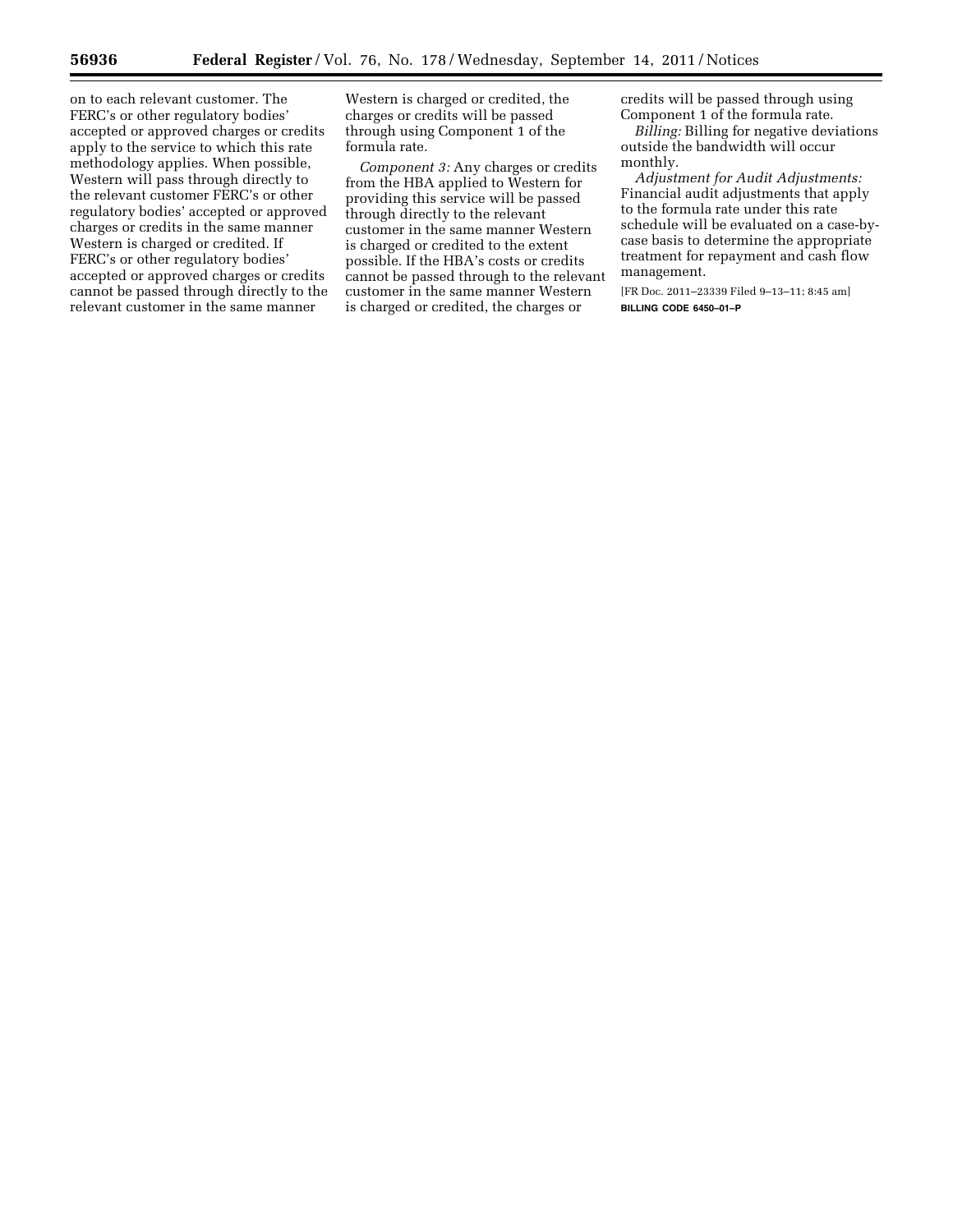on to each relevant customer. The FERC's or other regulatory bodies' accepted or approved charges or credits apply to the service to which this rate methodology applies. When possible, Western will pass through directly to the relevant customer FERC's or other regulatory bodies' accepted or approved charges or credits in the same manner Western is charged or credited. If FERC's or other regulatory bodies' accepted or approved charges or credits cannot be passed through directly to the relevant customer in the same manner Western is charged or credited, the charges or credits will be passed through using Component 1 of the formula rate.

*Component 3:* Any charges or credits from the HBA applied to Western for providing this service will be passed through directly to the relevant customer in the same manner Western is charged or credited to the extent possible. If the HBA's costs or credits cannot be passed through to the relevant customer in the same manner Western is charged or credited, the charges or credits will be passed through using Component 1 of the formula rate.

*Billing:* Billing for negative deviations outside the bandwidth will occur monthly.

*Adjustment for Audit Adjustments:* Financial audit adjustments that apply to the formula rate under this rate schedule will be evaluated on a case-by-case basis to determine the appropriate treatment for repayment and cash flow management.

[FR Doc. 2011–23339 Filed 9–13–11; 8:45 am]

**BILLING CODE 6450–01–P**